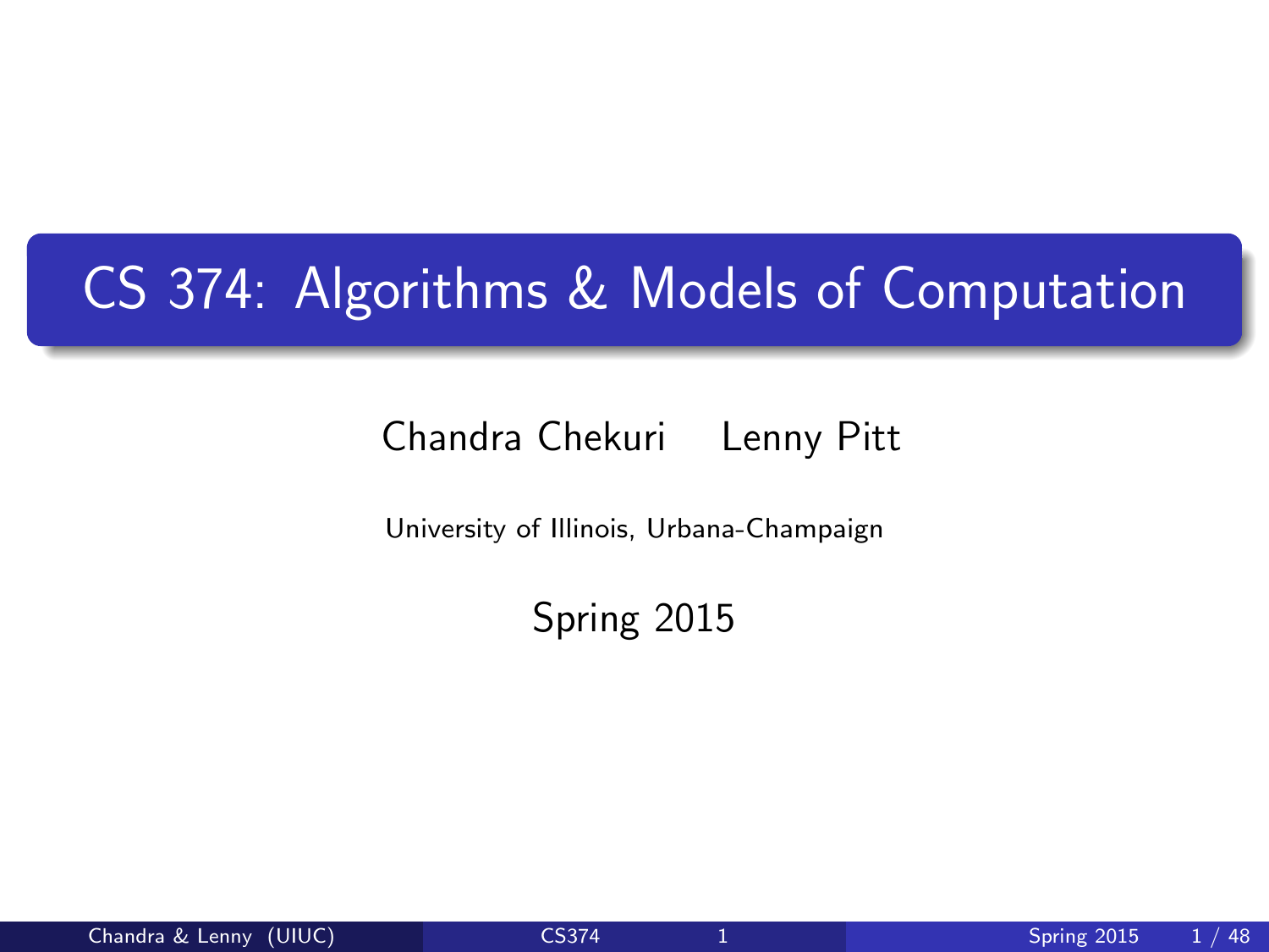# CS 374: Algorithms & Models of Computation

Chandra Chekuri Lenny Pitt

University of Illinois, Urbana-Champaign

Spring 2015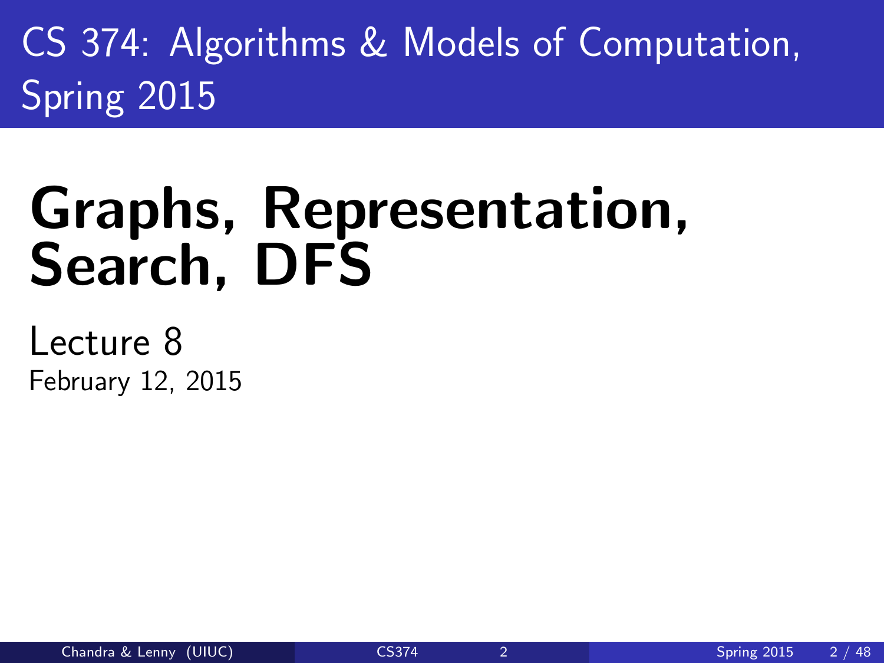# CS 374: Algorithms & Models of Computation, Spring 2015

## Graphs, Representation, Search, DFS

Lecture 8

February 12, 2015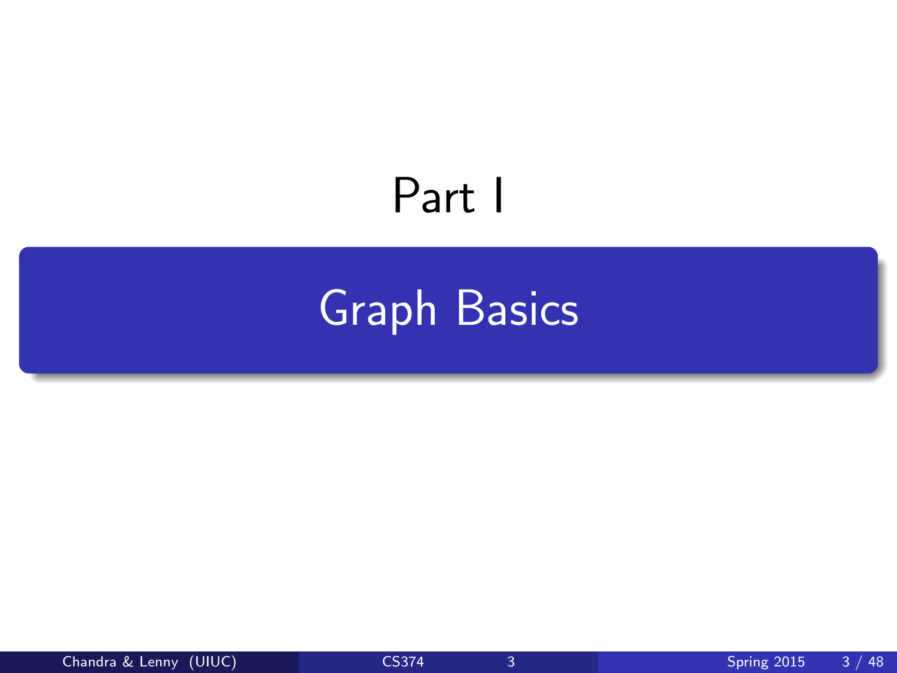# Part I

## Graph Basics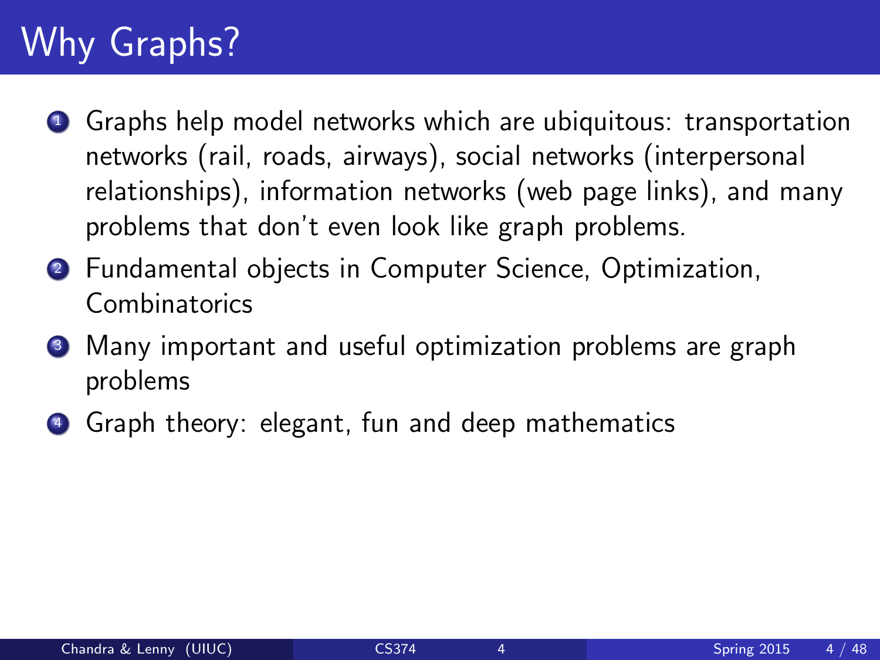# Why Graphs?

1. Graphs help model networks which are ubiquitous: transportation networks (rail, roads, airways), social networks (interpersonal relationships), information networks (web page links), and many problems that don't even look like graph problems.
2. Fundamental objects in Computer Science, Optimization, Combinatorics
3. Many important and useful optimization problems are graph problems
4. Graph theory: elegant, fun and deep mathematics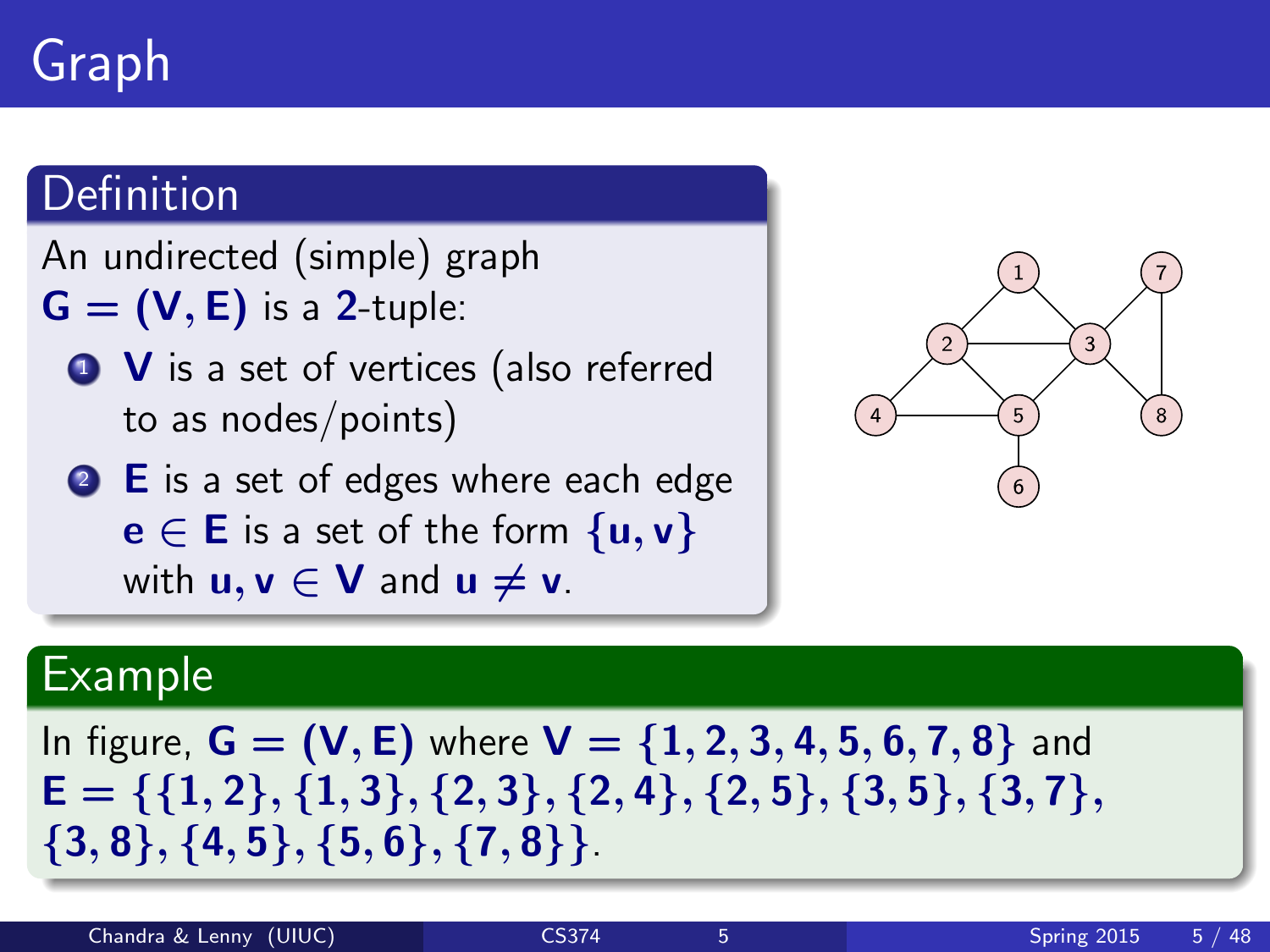# Graph

## Definition

An undirected (simple) graph $\mathbf{G} = (\mathbf{V}, \mathbf{E})$ is a $\mathbf{2}$-tuple:

1. $\mathbf{V}$ is a set of vertices (also referred to as nodes/points)
2. $\mathbf{E}$ is a set of edges where each edge $\mathbf{e} \in \mathbf{E}$ is a set of the form $\{\mathbf{u}, \mathbf{v}\}$ with $\mathbf{u}, \mathbf{v} \in \mathbf{V}$ and $\mathbf{u} \neq \mathbf{v}$.

## Example

In figure, $\mathbf{G} = (\mathbf{V}, \mathbf{E})$ where $\mathbf{V} = \{1, 2, 3, 4, 5, 6, 7, 8\}$ and $\mathbf{E} = \{\{1, 2\}, \{1, 3\}, \{2, 3\}, \{2, 4\}, \{2, 5\}, \{3, 5\}, \{3, 7\}, \{3, 8\}, \{4, 5\}, \{5, 6\}, \{7, 8\}\}$.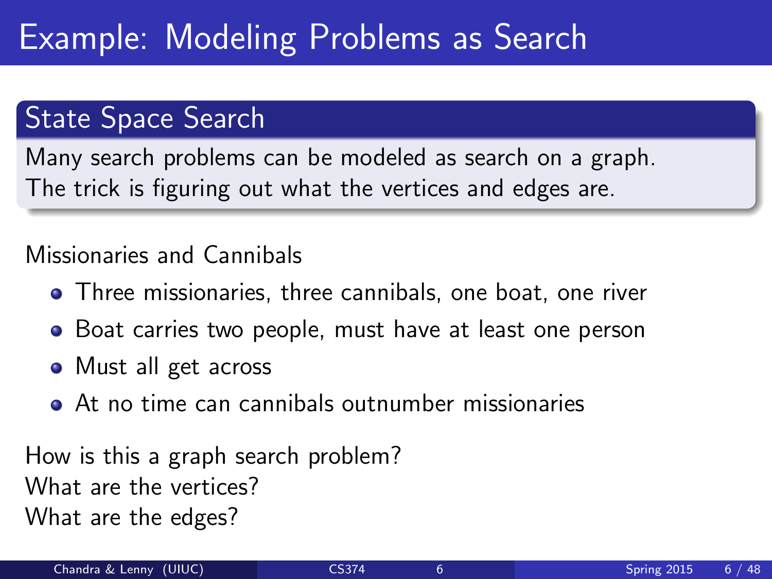# Example: Modeling Problems as Search

## State Space Search

Many search problems can be modeled as search on a graph.
The trick is figuring out what the vertices and edges are.

Missionaries and Cannibals

- Three missionaries, three cannibals, one boat, one river
- Boat carries two people, must have at least one person
- Must all get across
- At no time can cannibals outnumber missionaries

How is this a graph search problem?
What are the vertices?
What are the edges?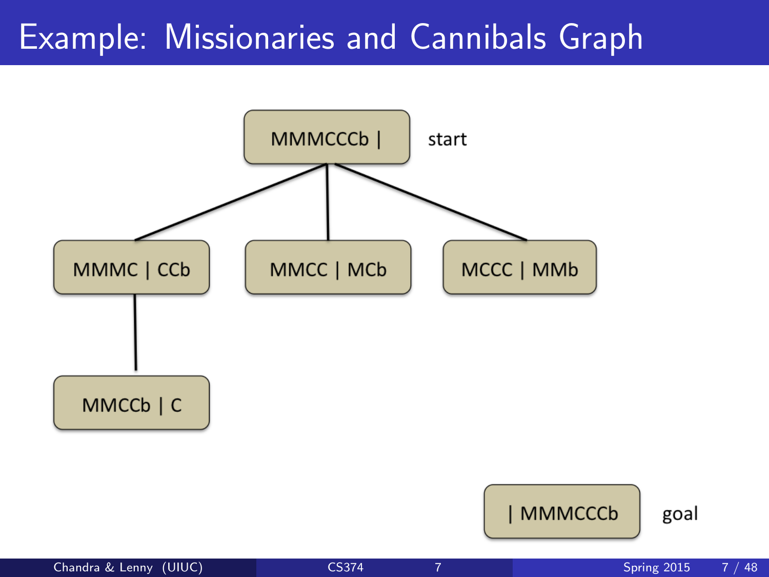# Example: Missionaries and Cannibals Graph

MMMCCCb | (start)

- MMMC | CCb
  - MMCCb | C
- MMCC | MCb
- MCCC | MMb

| MMMCCCb (goal)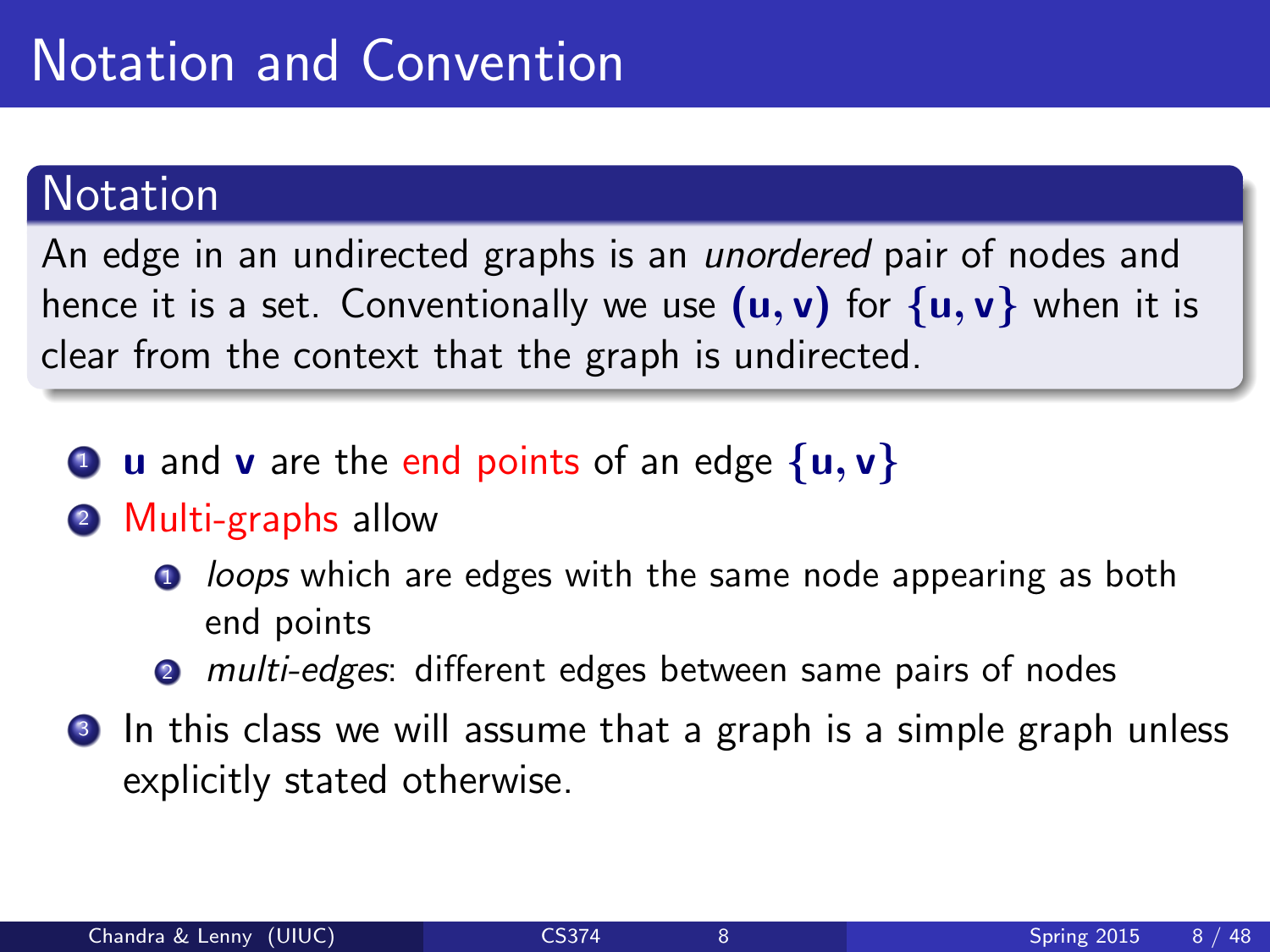# Notation and Convention

## Notation

An edge in an undirected graphs is an *unordered* pair of nodes and hence it is a set. Conventionally we use $(u, v)$ for $\{u, v\}$ when it is clear from the context that the graph is undirected.

1. $u$ and $v$ are the end points of an edge $\{u, v\}$
2. Multi-graphs allow
   1. *loops* which are edges with the same node appearing as both end points
   2. *multi-edges*: different edges between same pairs of nodes
3. In this class we will assume that a graph is a simple graph unless explicitly stated otherwise.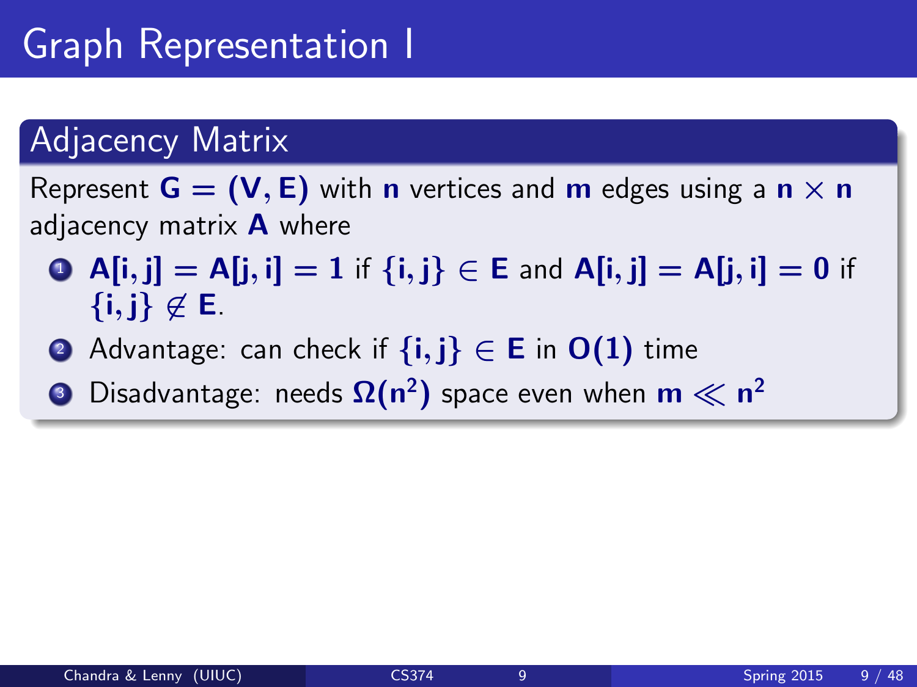# Graph Representation I

## Adjacency Matrix

Represent $G = (V, E)$ with $n$ vertices and $m$ edges using a $n \times n$ adjacency matrix $A$ where

1. $A[i, j] = A[j, i] = 1$ if $\{i, j\} \in E$ and $A[i, j] = A[j, i] = 0$ if $\{i, j\} \not\in E$.
2. Advantage: can check if $\{i, j\} \in E$ in $O(1)$ time
3. Disadvantage: needs $\Omega(n^2)$ space even when $m \ll n^2$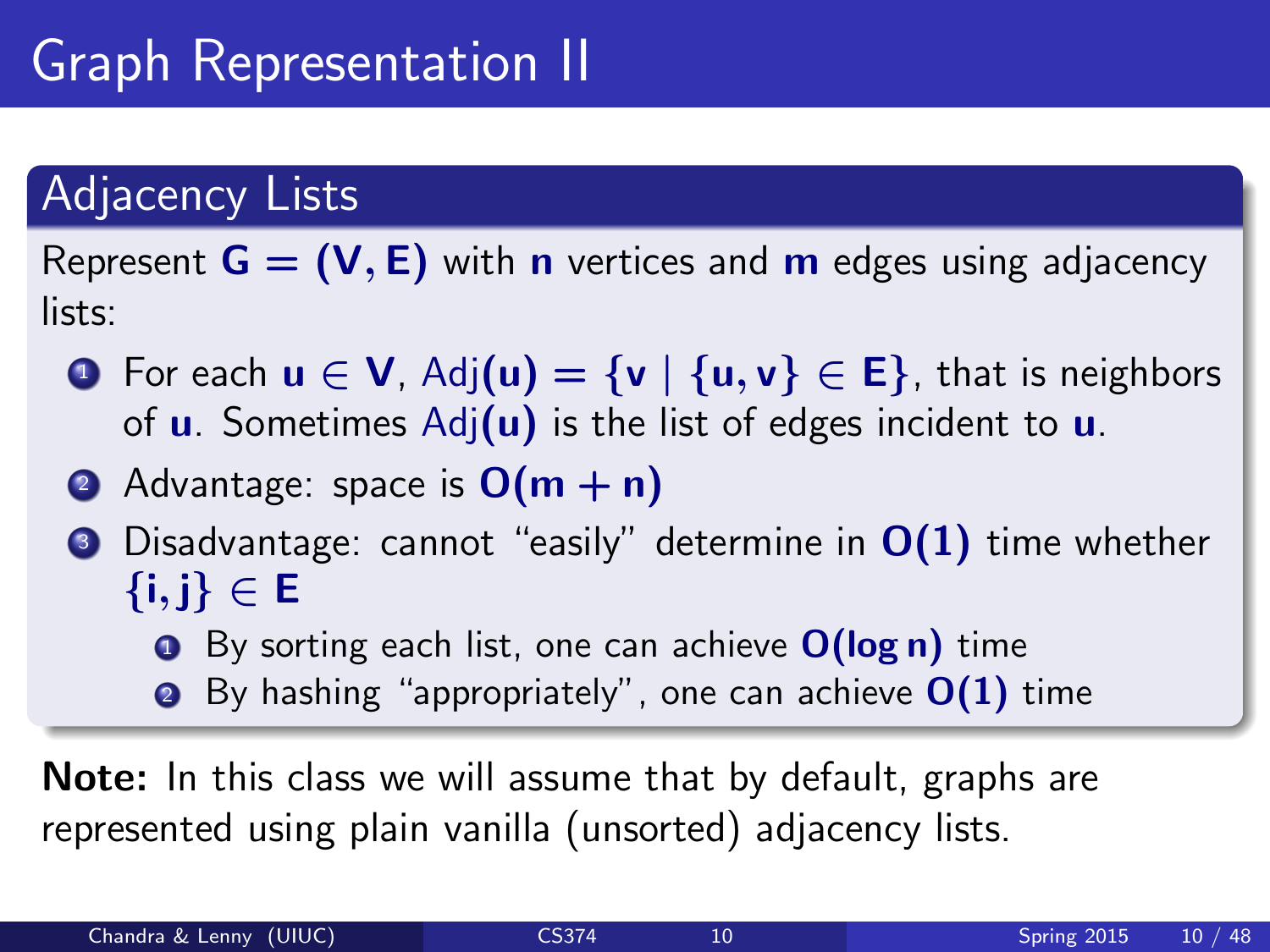# Graph Representation II

## Adjacency Lists

Represent $G = (V, E)$ with $n$ vertices and $m$ edges using adjacency lists:

1. For each $u \in V$, $\text{Adj}(u) = \{v \mid \{u, v\} \in E\}$, that is neighbors of $u$. Sometimes $\text{Adj}(u)$ is the list of edges incident to $u$.
2. Advantage: space is $O(m + n)$
3. Disadvantage: cannot "easily" determine in $O(1)$ time whether $\{i, j\} \in E$
   1. By sorting each list, one can achieve $O(\log n)$ time
   2. By hashing "appropriately", one can achieve $O(1)$ time

**Note:** In this class we will assume that by default, graphs are represented using plain vanilla (unsorted) adjacency lists.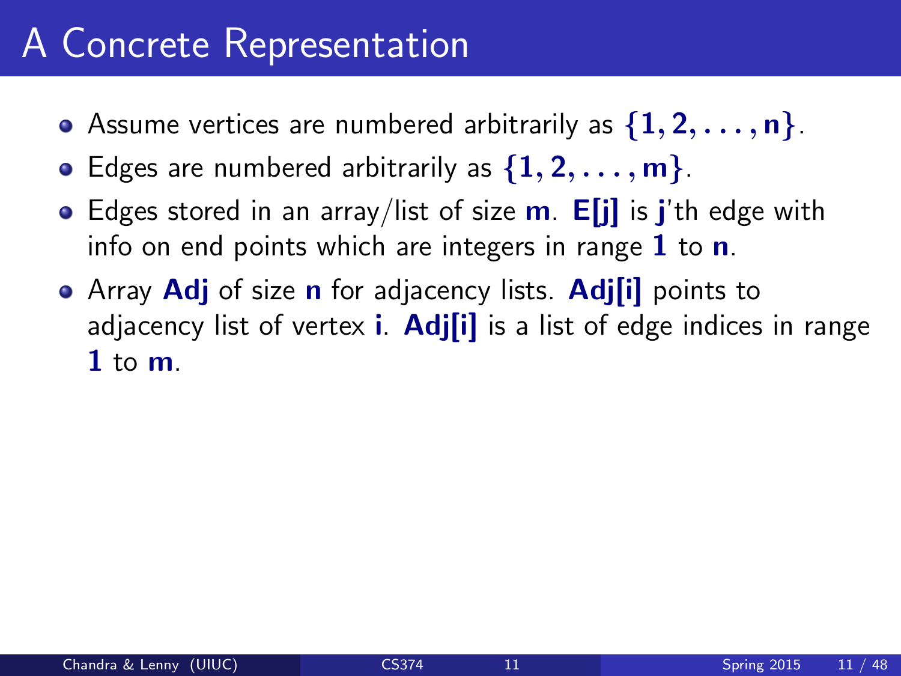# A Concrete Representation

- Assume vertices are numbered arbitrarily as $\{1, 2, \ldots, n\}$.
- Edges are numbered arbitrarily as $\{1, 2, \ldots, m\}$.
- Edges stored in an array/list of size **m**. **E[j]** is **j**'th edge with info on end points which are integers in range **1** to **n**.
- Array **Adj** of size **n** for adjacency lists. **Adj[i]** points to adjacency list of vertex **i**. **Adj[i]** is a list of edge indices in range **1** to **m**.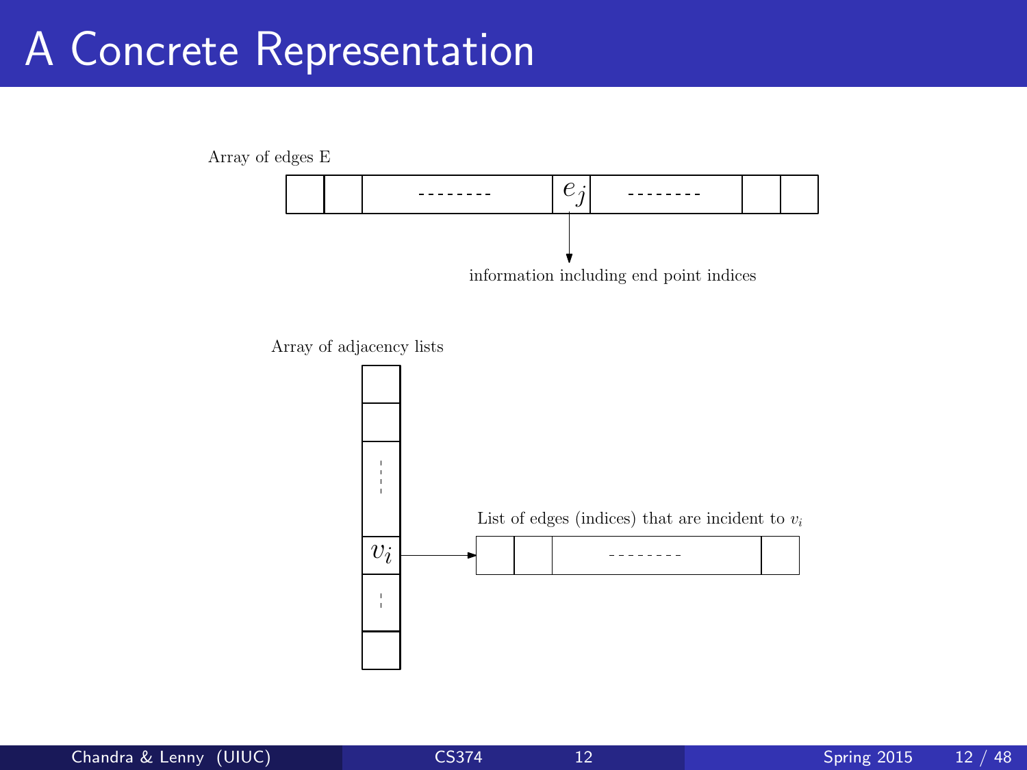# A Concrete Representation

Array of edges E

$e_j$

information including end point indices

Array of adjacency lists

$v_i$

List of edges (indices) that are incident to $v_i$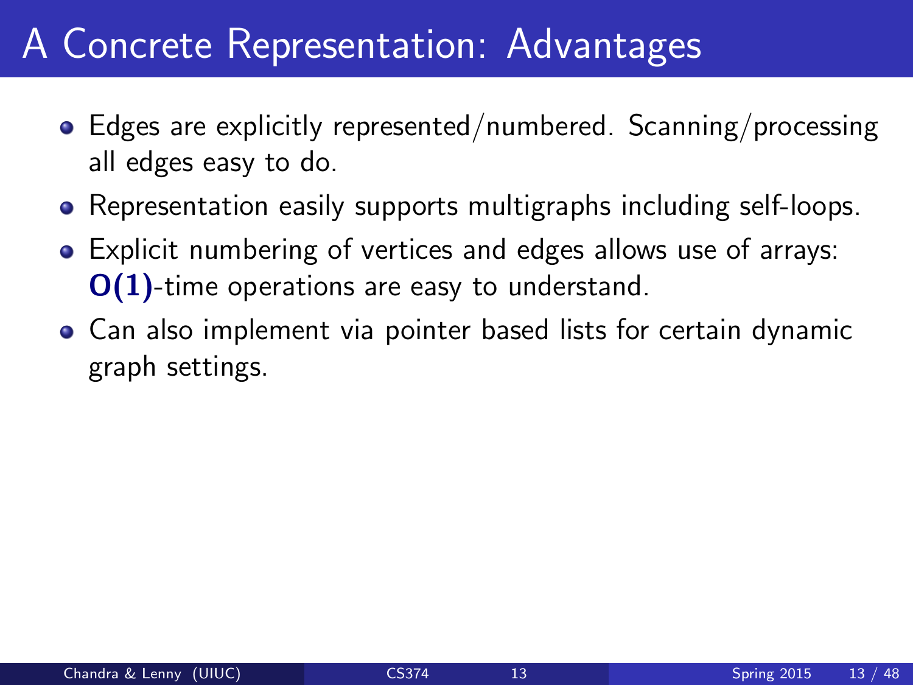# A Concrete Representation: Advantages

- Edges are explicitly represented/numbered. Scanning/processing all edges easy to do.
- Representation easily supports multigraphs including self-loops.
- Explicit numbering of vertices and edges allows use of arrays: $O(1)$-time operations are easy to understand.
- Can also implement via pointer based lists for certain dynamic graph settings.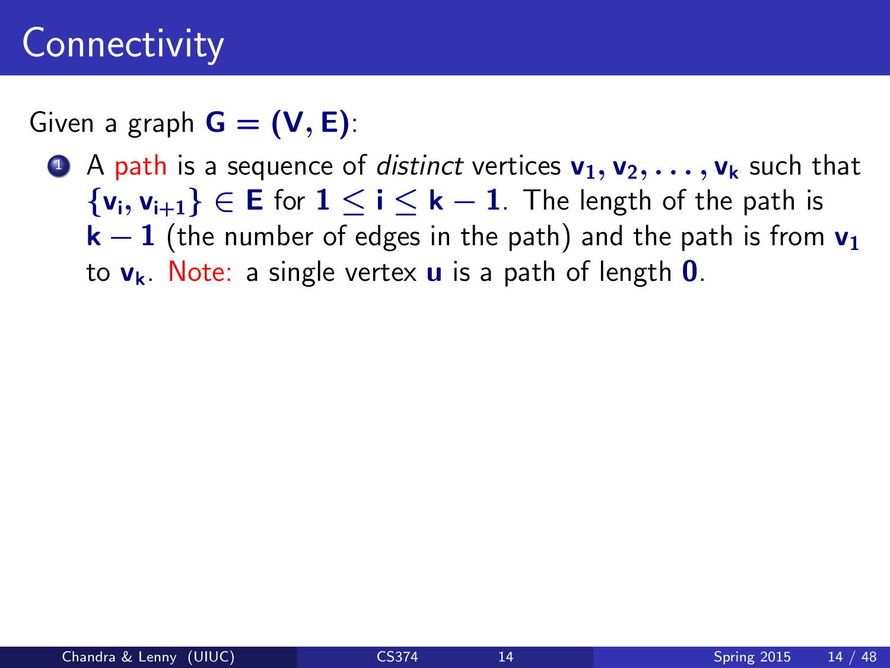# Connectivity

Given a graph $G = (V, E)$:

1. A path is a sequence of *distinct* vertices $v_1, v_2, \ldots, v_k$ such that $\{v_i, v_{i+1}\} \in E$ for $1 \leq i \leq k-1$. The length of the path is $k-1$ (the number of edges in the path) and the path is from $v_1$ to $v_k$. Note: a single vertex $u$ is a path of length $0$.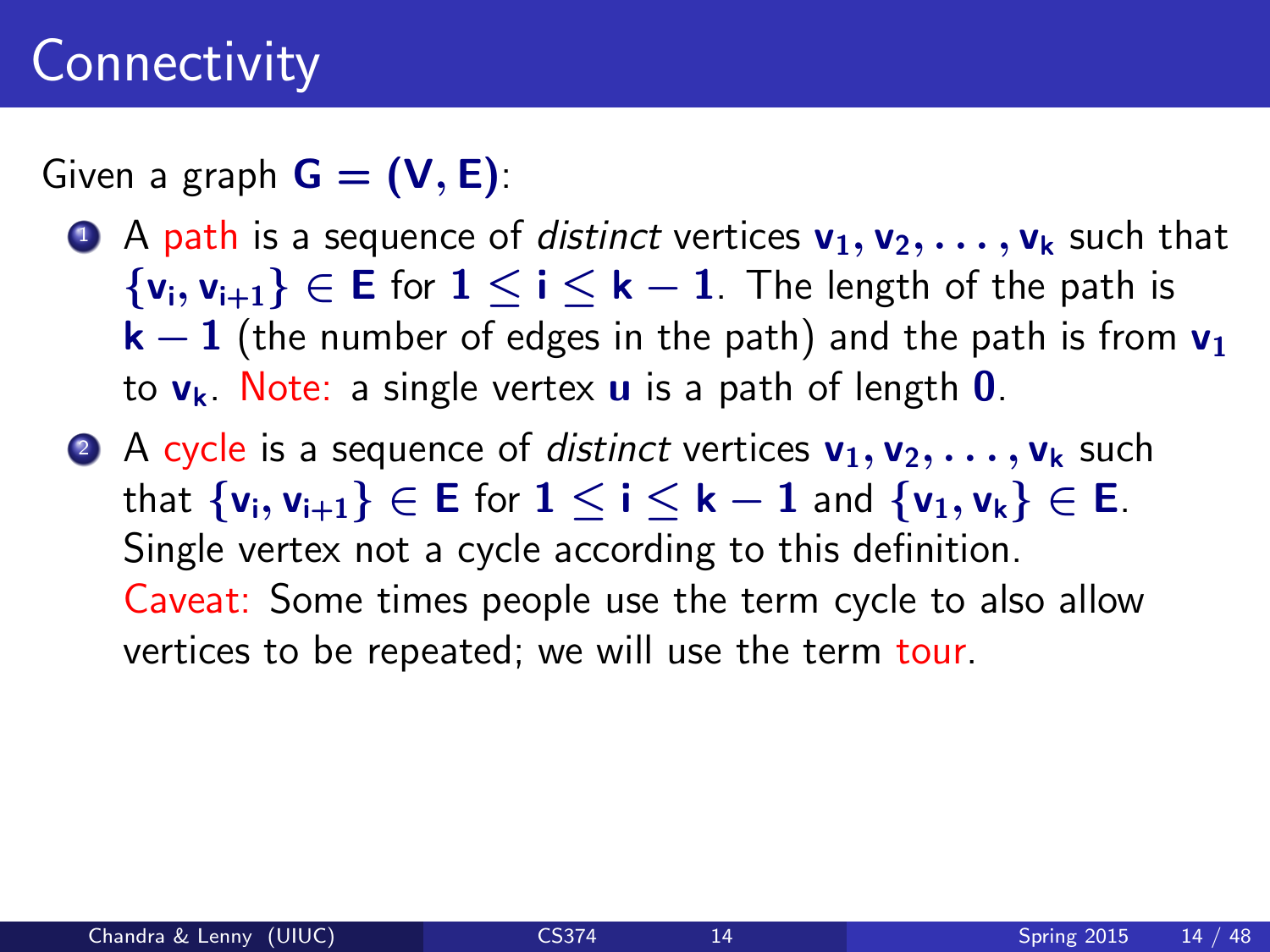# Connectivity

Given a graph $G = (V, E)$:

1. A path is a sequence of *distinct* vertices $v_1, v_2, \ldots, v_k$ such that $\{v_i, v_{i+1}\} \in E$ for $1 \leq i \leq k - 1$. The length of the path is $k - 1$ (the number of edges in the path) and the path is from $v_1$ to $v_k$. Note: a single vertex $u$ is a path of length $0$.
2. A cycle is a sequence of *distinct* vertices $v_1, v_2, \ldots, v_k$ such that $\{v_i, v_{i+1}\} \in E$ for $1 \leq i \leq k - 1$ and $\{v_1, v_k\} \in E$. Single vertex not a cycle according to this definition.
   Caveat: Some times people use the term cycle to also allow vertices to be repeated; we will use the term tour.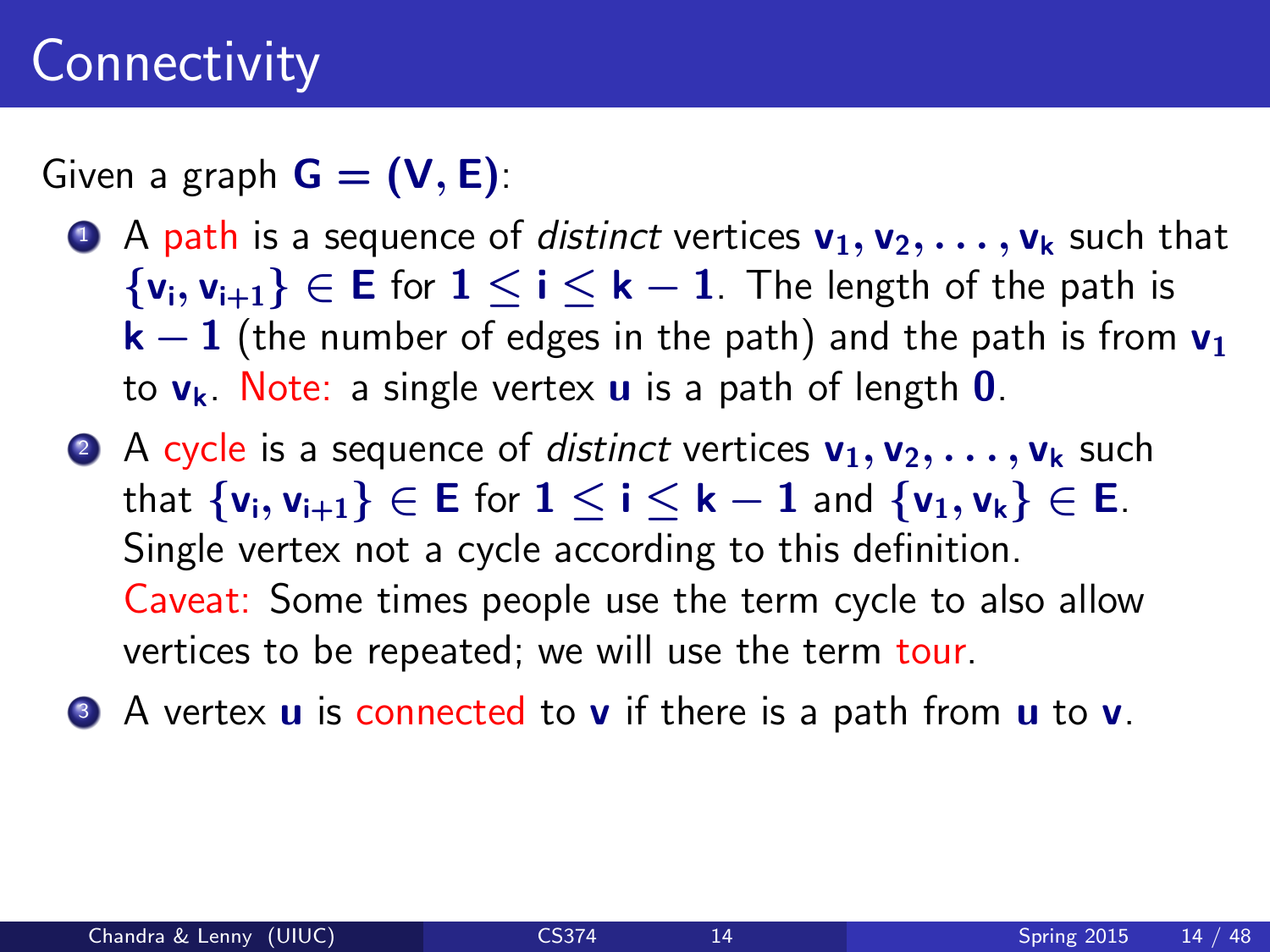# Connectivity

Given a graph $\mathbf{G} = (\mathbf{V}, \mathbf{E})$:

1. A path is a sequence of *distinct* vertices $\mathbf{v_1}, \mathbf{v_2}, \ldots, \mathbf{v_k}$ such that $\{\mathbf{v_i}, \mathbf{v_{i+1}}\} \in \mathbf{E}$ for $1 \leq \mathbf{i} \leq \mathbf{k} - 1$. The length of the path is $\mathbf{k} - 1$ (the number of edges in the path) and the path is from $\mathbf{v_1}$ to $\mathbf{v_k}$. Note: a single vertex $\mathbf{u}$ is a path of length $\mathbf{0}$.
2. A cycle is a sequence of *distinct* vertices $\mathbf{v_1}, \mathbf{v_2}, \ldots, \mathbf{v_k}$ such that $\{\mathbf{v_i}, \mathbf{v_{i+1}}\} \in \mathbf{E}$ for $1 \leq \mathbf{i} \leq \mathbf{k} - 1$ and $\{\mathbf{v_1}, \mathbf{v_k}\} \in \mathbf{E}$. Single vertex not a cycle according to this definition.
   Caveat: Some times people use the term cycle to also allow vertices to be repeated; we will use the term tour.
3. A vertex $\mathbf{u}$ is connected to $\mathbf{v}$ if there is a path from $\mathbf{u}$ to $\mathbf{v}$.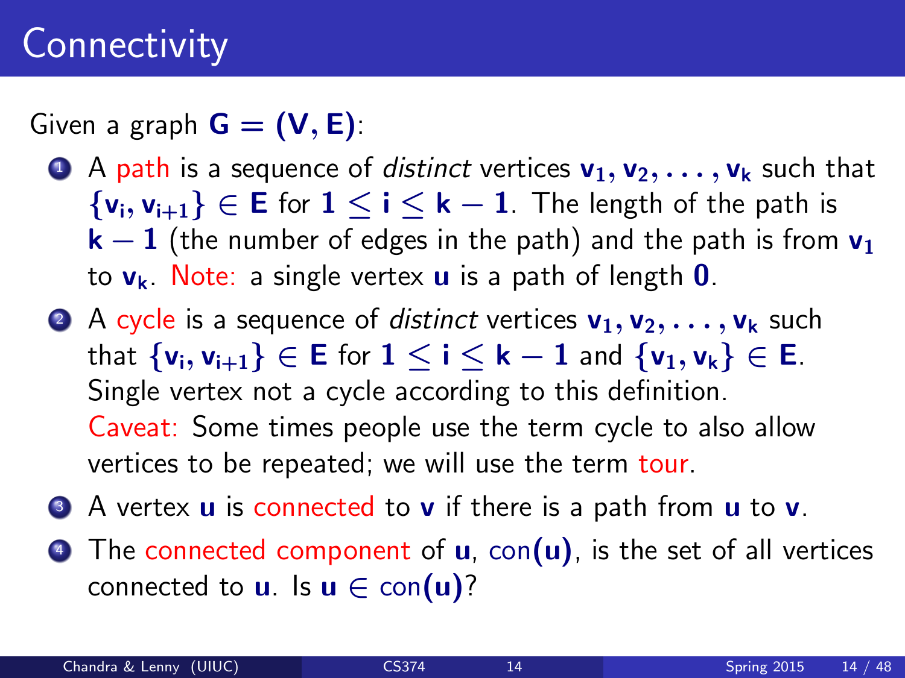# Connectivity

Given a graph $G = (V, E)$:

1. A path is a sequence of *distinct* vertices $v_1, v_2, \ldots, v_k$ such that $\{v_i, v_{i+1}\} \in E$ for $1 \le i \le k - 1$. The length of the path is $k - 1$ (the number of edges in the path) and the path is from $v_1$ to $v_k$. Note: a single vertex $u$ is a path of length $0$.
2. A cycle is a sequence of *distinct* vertices $v_1, v_2, \ldots, v_k$ such that $\{v_i, v_{i+1}\} \in E$ for $1 \le i \le k - 1$ and $\{v_1, v_k\} \in E$. Single vertex not a cycle according to this definition.
   Caveat: Some times people use the term cycle to also allow vertices to be repeated; we will use the term tour.
3. A vertex $u$ is connected to $v$ if there is a path from $u$ to $v$.
4. The connected component of $u$, $\text{con}(u)$, is the set of all vertices connected to $u$. Is $u \in \text{con}(u)$?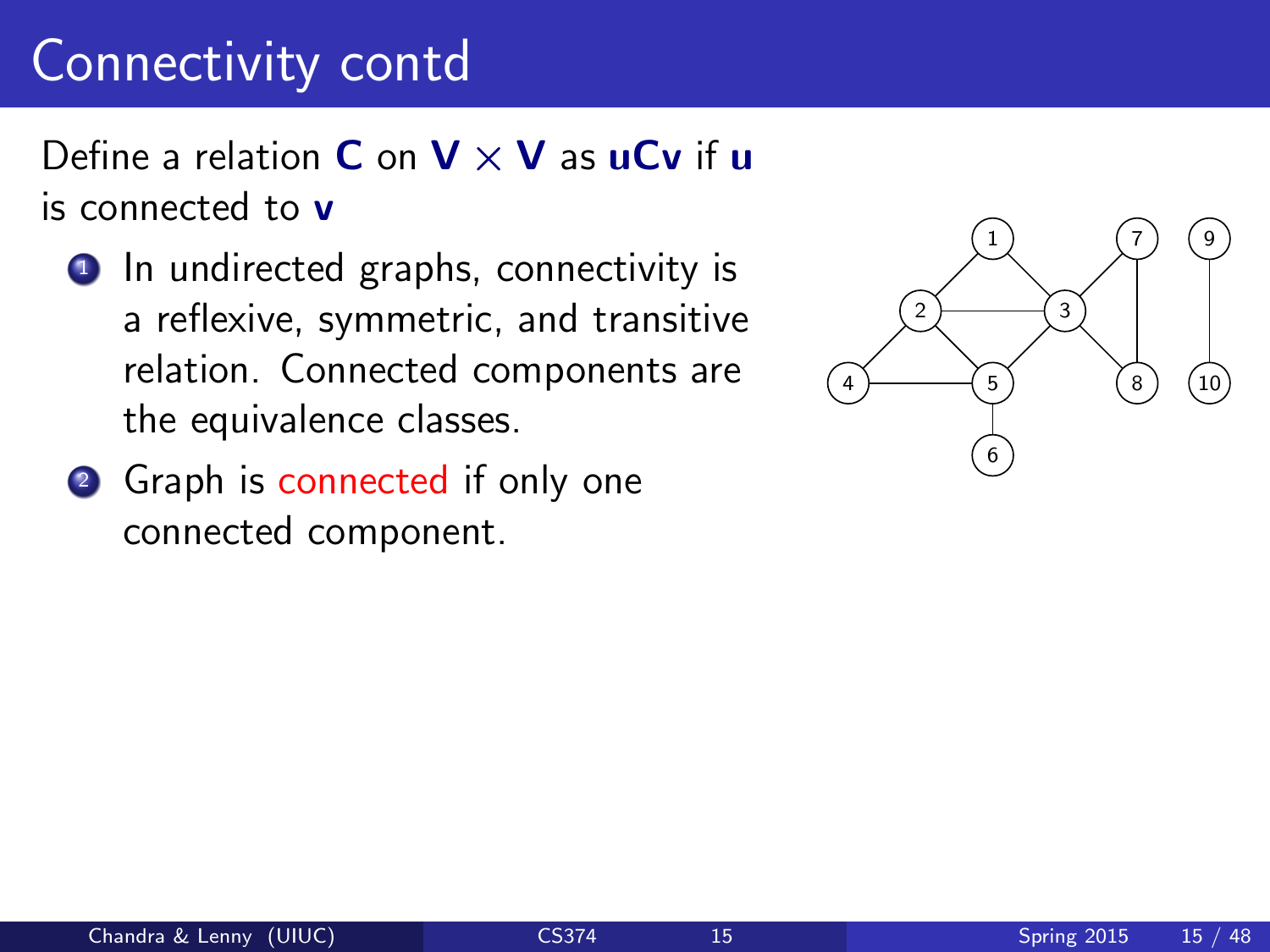# Connectivity contd

Define a relation **C** on $\mathbf{V} \times \mathbf{V}$ as **uCv** if **u** is connected to **v**

1. In undirected graphs, connectivity is a reflexive, symmetric, and transitive relation. Connected components are the equivalence classes.
2. Graph is connected if only one connected component.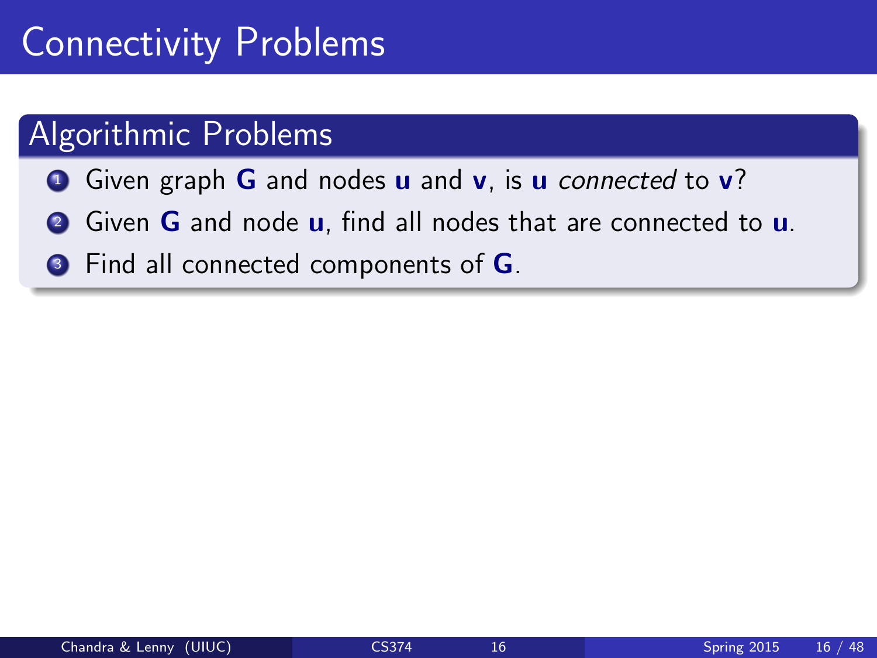# Connectivity Problems

## Algorithmic Problems

1. Given graph **G** and nodes **u** and **v**, is **u** *connected* to **v**?
2. Given **G** and node **u**, find all nodes that are connected to **u**.
3. Find all connected components of **G**.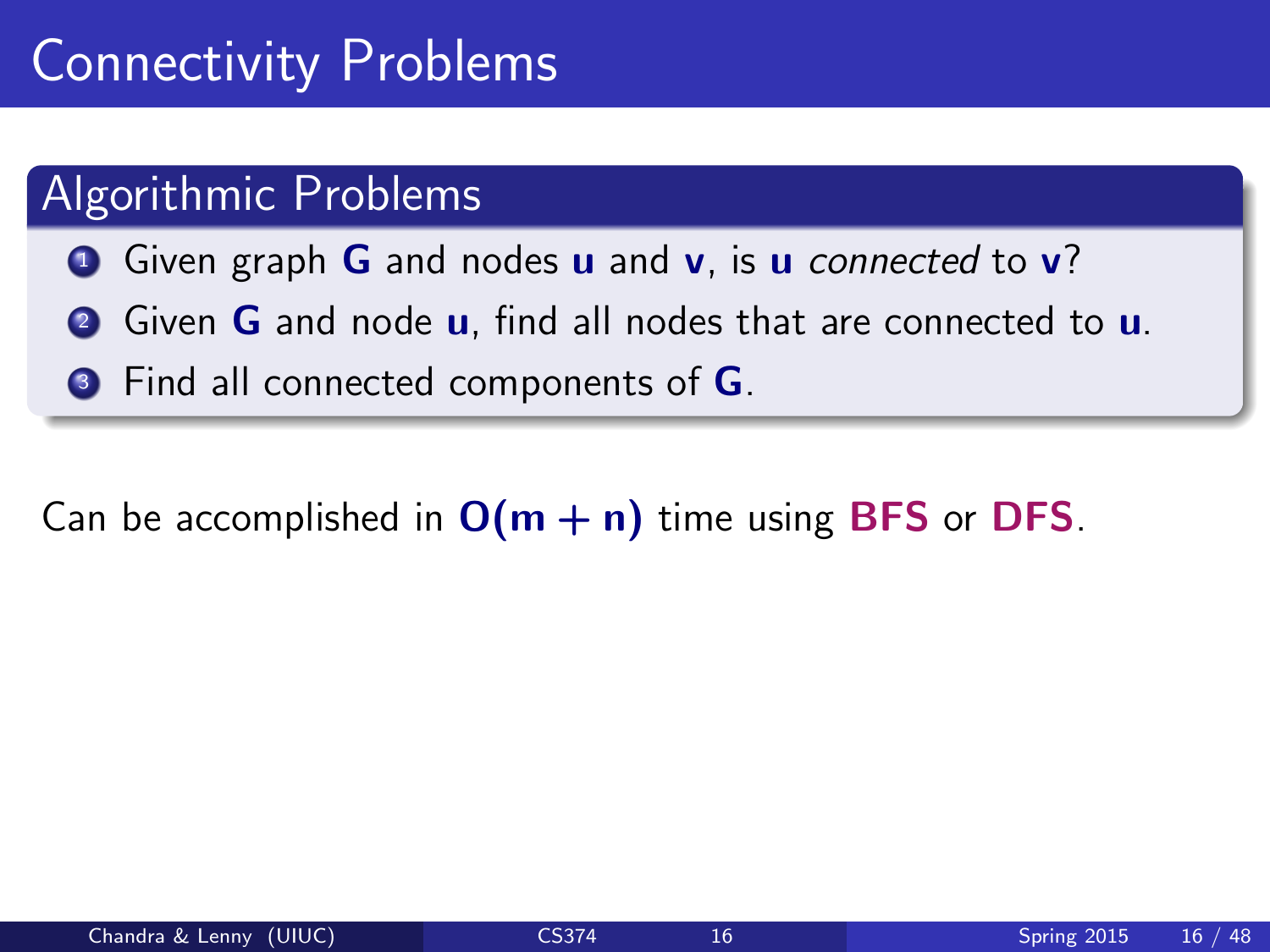# Connectivity Problems

## Algorithmic Problems

1. Given graph **G** and nodes **u** and **v**, is **u** *connected* to **v**?
2. Given **G** and node **u**, find all nodes that are connected to **u**.
3. Find all connected components of **G**.

Can be accomplished in $\mathbf{O(m+n)}$ time using **BFS** or **DFS**.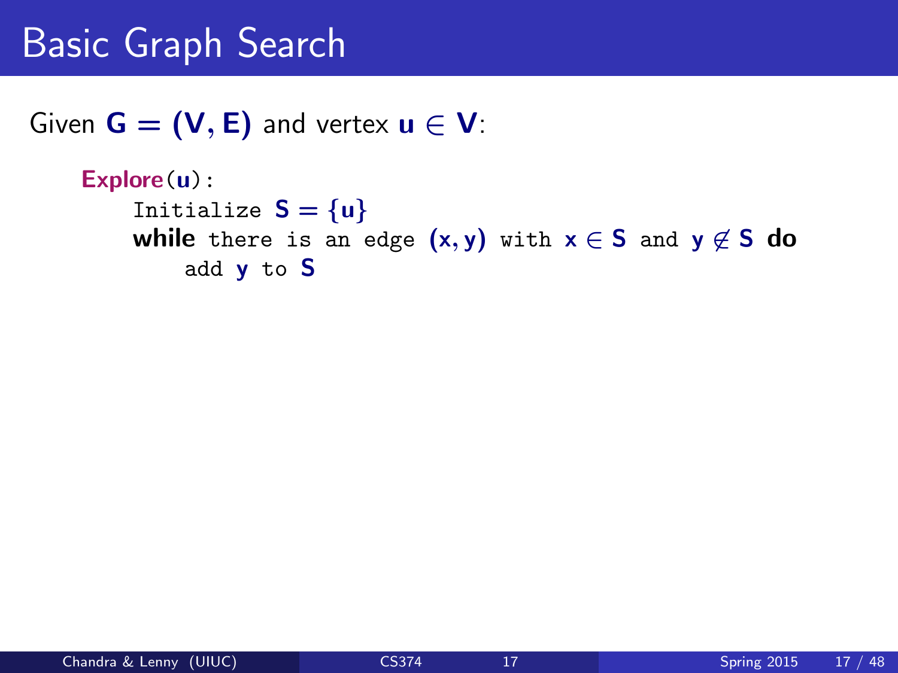# Basic Graph Search

Given $\mathbf{G} = (\mathbf{V}, \mathbf{E})$ and vertex $\mathbf{u} \in \mathbf{V}$:

```
Explore(u):
    Initialize S = {u}
    while there is an edge (x, y) with x ∈ S and y ∉ S do
        add y to S
```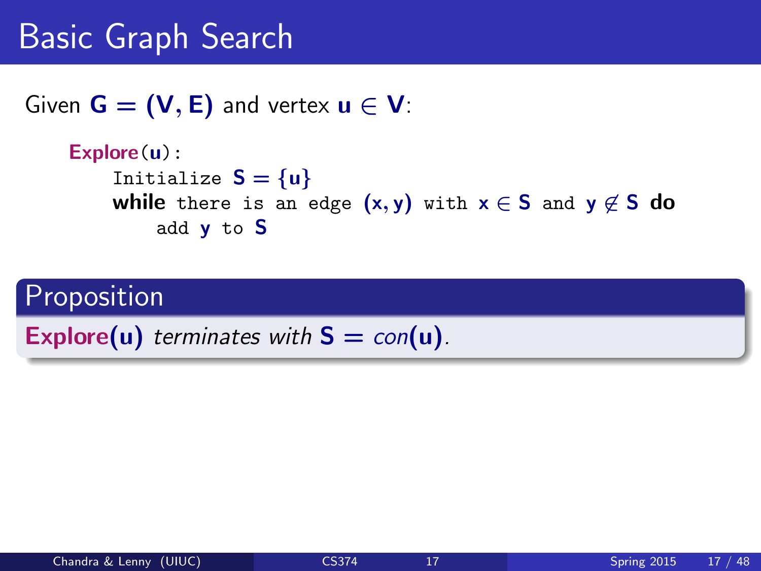# Basic Graph Search

Given $\mathbf{G} = (\mathbf{V}, \mathbf{E})$ and vertex $\mathbf{u} \in \mathbf{V}$:

**Explore**($\mathbf{u}$):
&nbsp;&nbsp;&nbsp;&nbsp;Initialize $\mathbf{S} = \{\mathbf{u}\}$
&nbsp;&nbsp;&nbsp;&nbsp;**while** there is an edge $(\mathbf{x}, \mathbf{y})$ with $\mathbf{x} \in \mathbf{S}$ and $\mathbf{y} \notin \mathbf{S}$ **do**
&nbsp;&nbsp;&nbsp;&nbsp;&nbsp;&nbsp;&nbsp;&nbsp;add $\mathbf{y}$ to $\mathbf{S}$

## Proposition

**Explore**($\mathbf{u}$) *terminates with* $\mathbf{S} = \mathit{con}(\mathbf{u})$.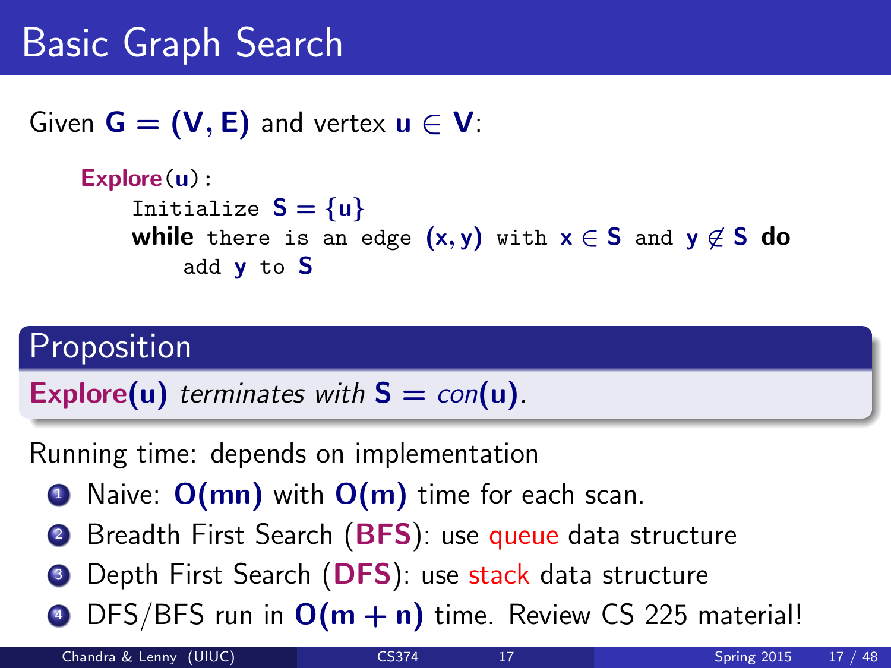# Basic Graph Search

Given $\mathbf{G = (V, E)}$ and vertex $\mathbf{u \in V}$:

```
Explore(u):
    Initialize S = {u}
    while there is an edge (x, y) with x ∈ S and y ∉ S do
        add y to S
```

## Proposition

**Explore**$(\mathbf{u})$ *terminates with* $\mathbf{S} = con(\mathbf{u})$.

Running time: depends on implementation

1. Naive: $\mathbf{O(mn)}$ with $\mathbf{O(m)}$ time for each scan.
2. Breadth First Search (**BFS**): use queue data structure
3. Depth First Search (**DFS**): use stack data structure
4. DFS/BFS run in $\mathbf{O(m+n)}$ time. Review CS 225 material!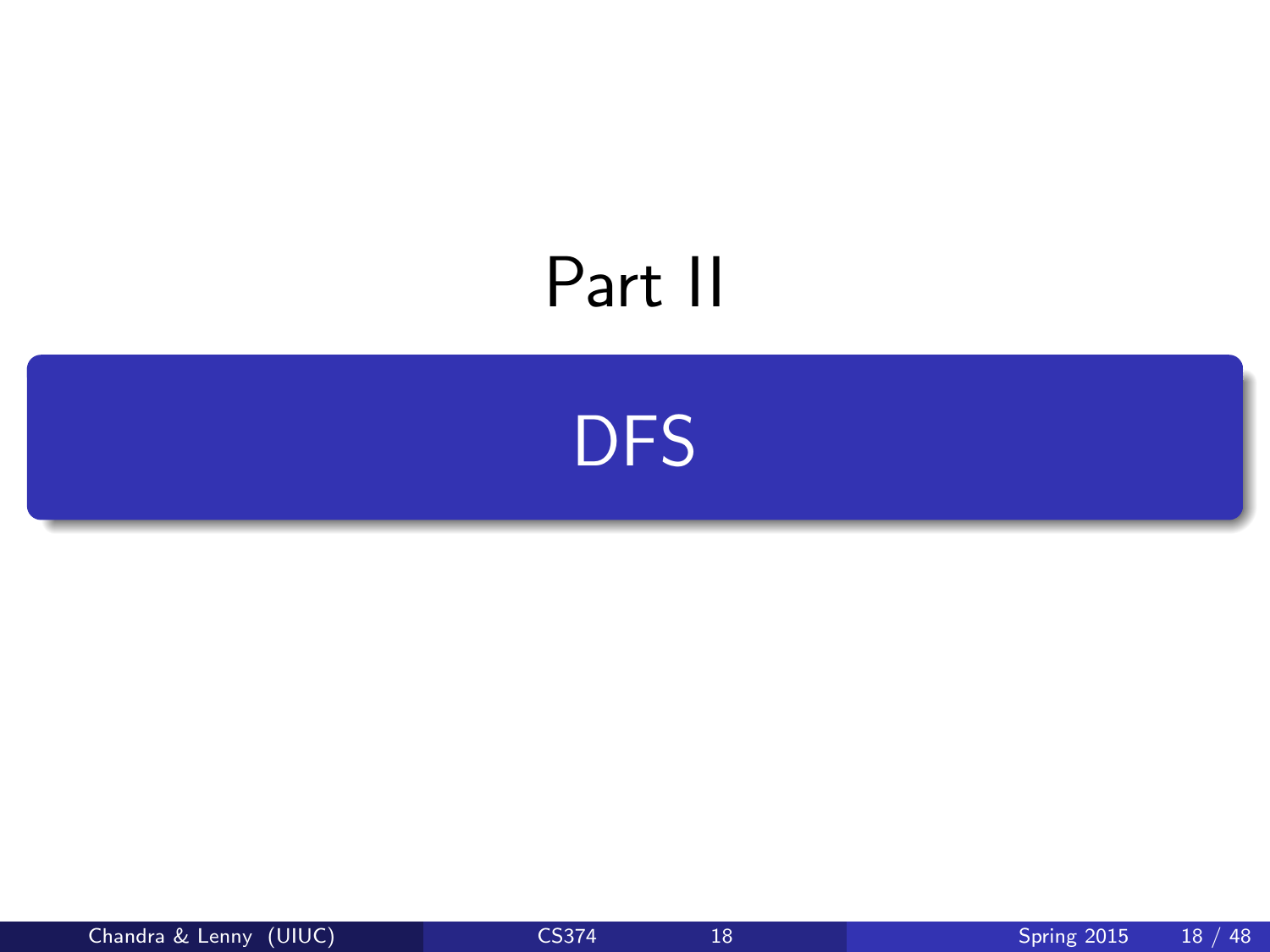# Part II

## DFS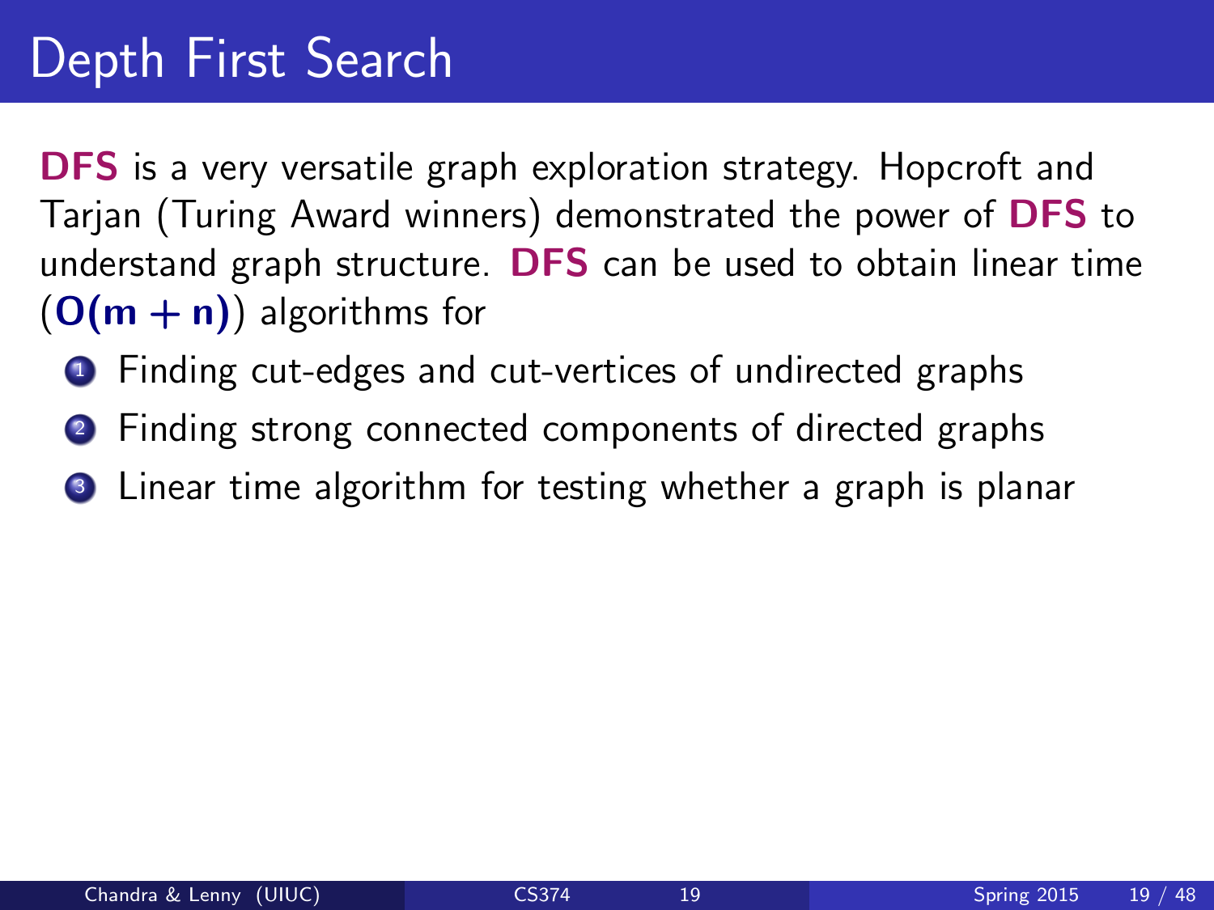# Depth First Search

**DFS** is a very versatile graph exploration strategy. Hopcroft and Tarjan (Turing Award winners) demonstrated the power of **DFS** to understand graph structure. **DFS** can be used to obtain linear time ($\mathbf{O(m + n)}$) algorithms for

1. Finding cut-edges and cut-vertices of undirected graphs
2. Finding strong connected components of directed graphs
3. Linear time algorithm for testing whether a graph is planar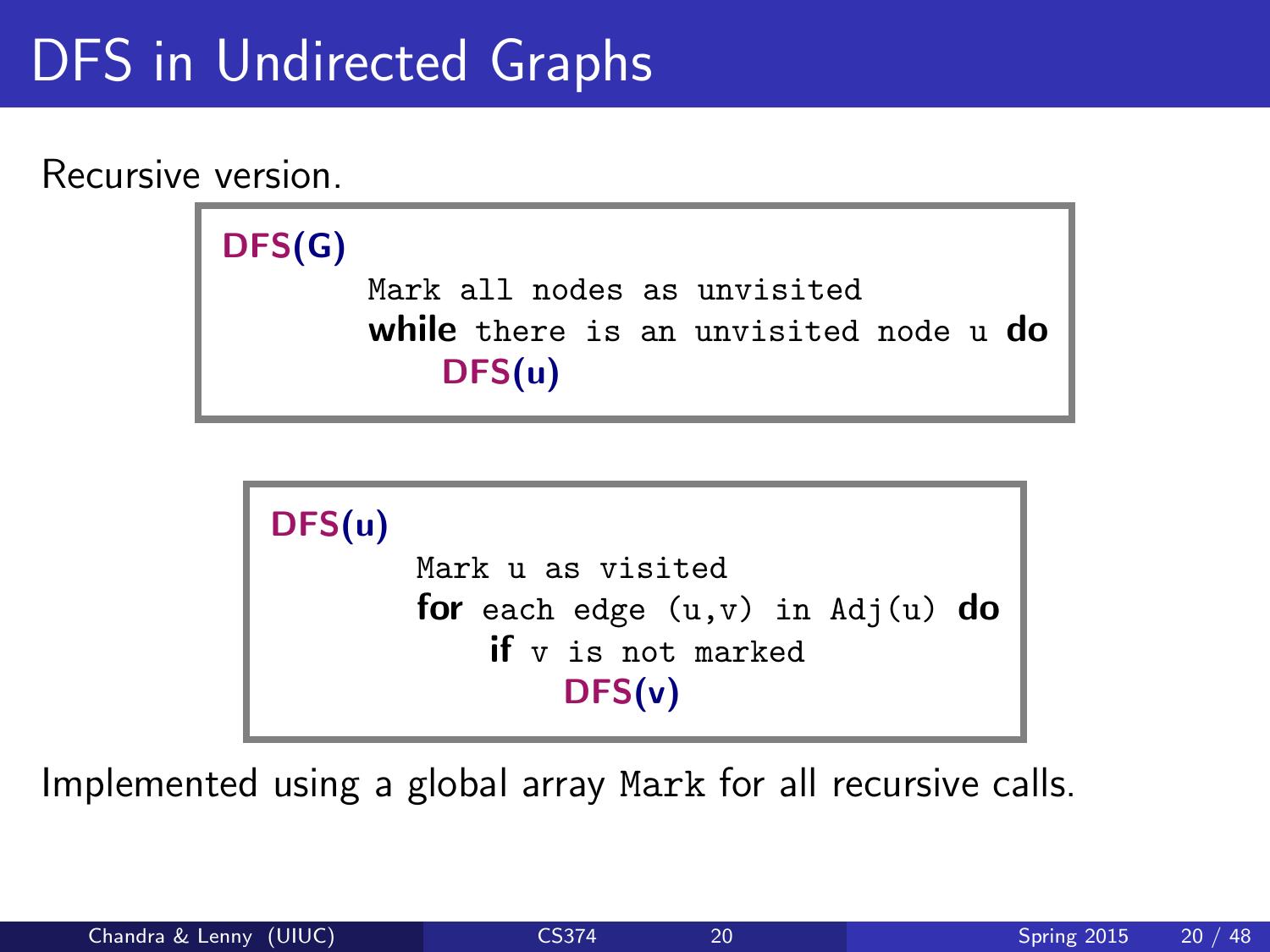# DFS in Undirected Graphs

Recursive version.

```
DFS(G)
    Mark all nodes as unvisited
    while there is an unvisited node u do
        DFS(u)
```

```
DFS(u)
    Mark u as visited
    for each edge (u,v) in Adj(u) do
        if v is not marked
            DFS(v)
```

Implemented using a global array Mark for all recursive calls.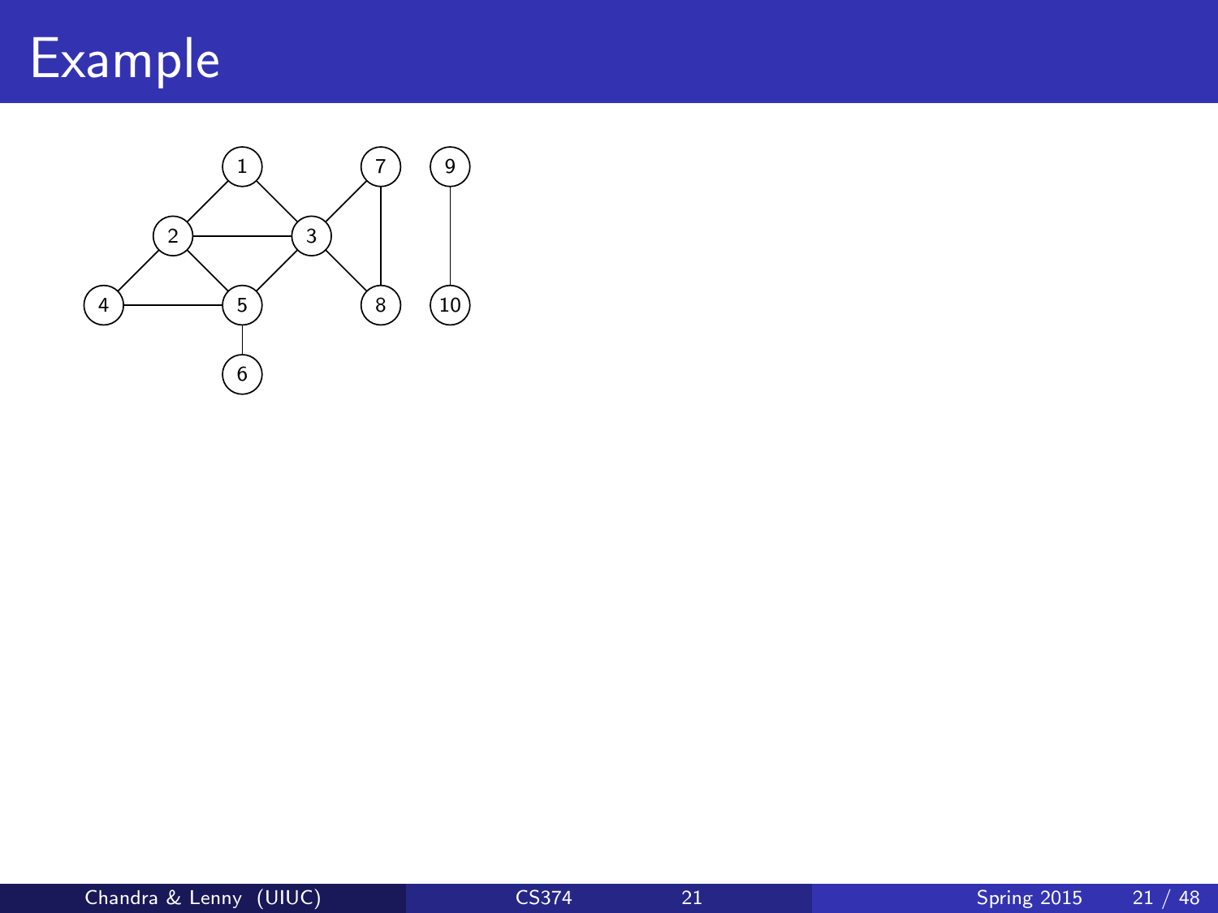# Example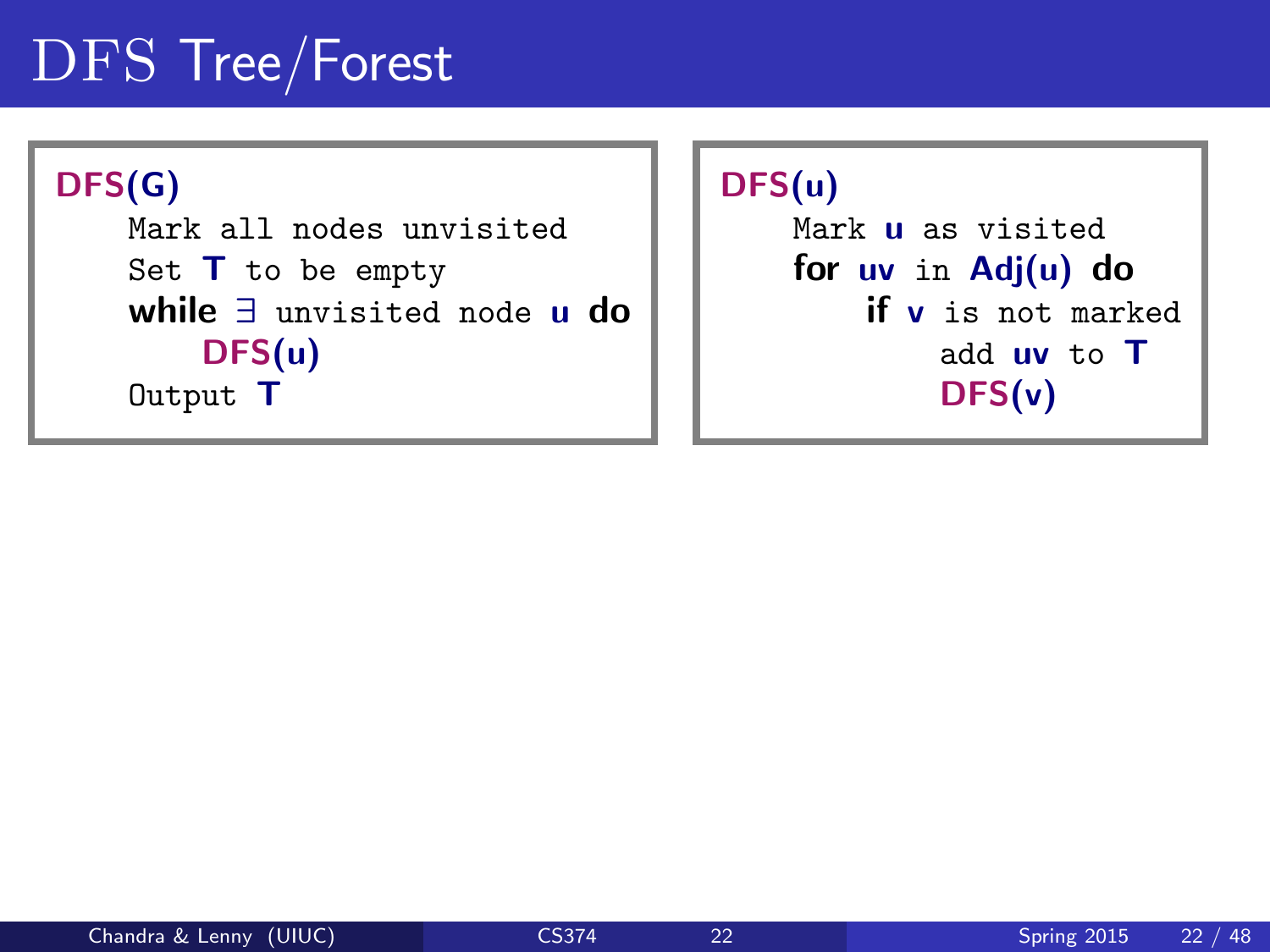# DFS Tree/Forest

```
DFS(G)
    Mark all nodes unvisited
    Set T to be empty
    while ∃ unvisited node u do
        DFS(u)
    Output T
```

```
DFS(u)
    Mark u as visited
    for uv in Adj(u) do
        if v is not marked
            add uv to T
            DFS(v)
```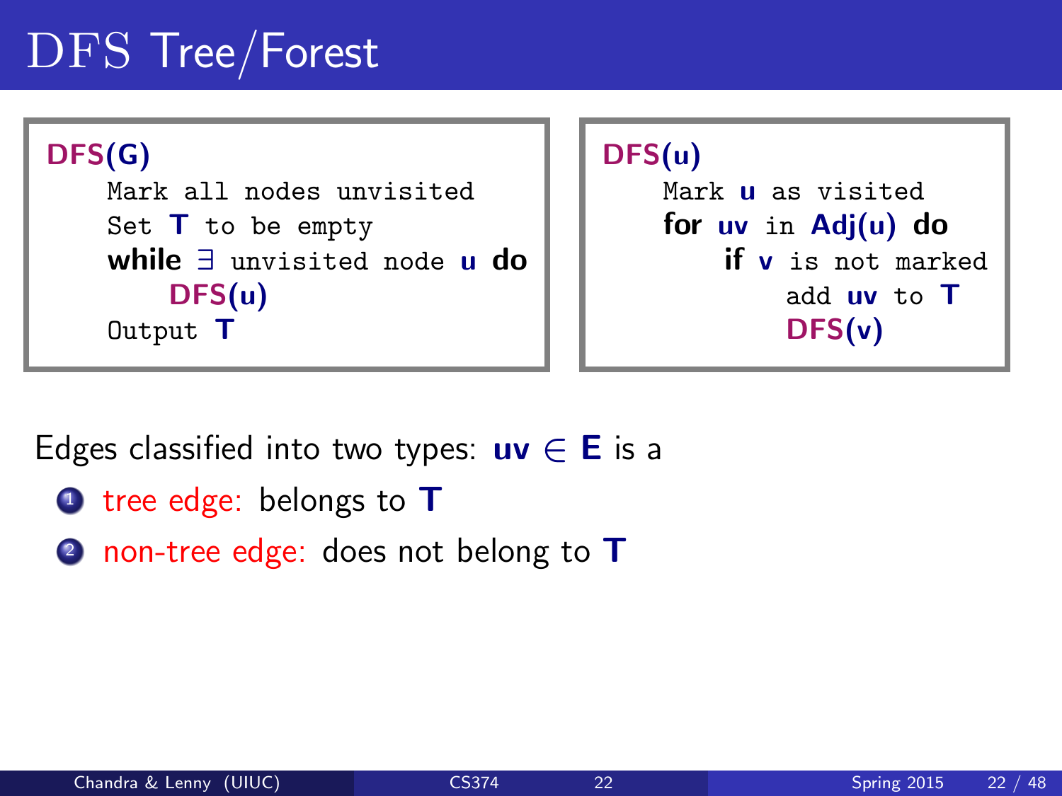# DFS Tree/Forest

```
DFS(G)
    Mark all nodes unvisited
    Set T to be empty
    while ∃ unvisited node u do
        DFS(u)
    Output T
```

```
DFS(u)
    Mark u as visited
    for uv in Adj(u) do
        if v is not marked
            add uv to T
            DFS(v)
```

Edges classified into two types: $uv \in E$ is a

1. tree edge: belongs to $T$
2. non-tree edge: does not belong to $T$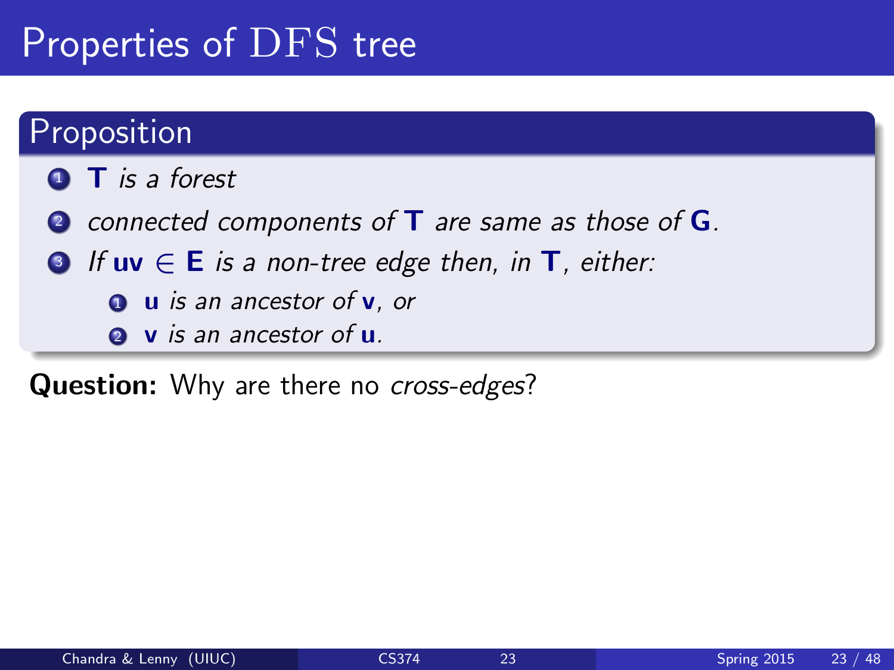# Properties of DFS tree

## Proposition

1. **T** *is a forest*
2. *connected components of* **T** *are same as those of* **G***.*
3. *If* $\mathbf{uv} \in \mathbf{E}$ *is a non-tree edge then, in* **T***, either:*
   1. **u** *is an ancestor of* **v***, or*
   2. **v** *is an ancestor of* **u***.*

**Question:** Why are there no *cross-edges*?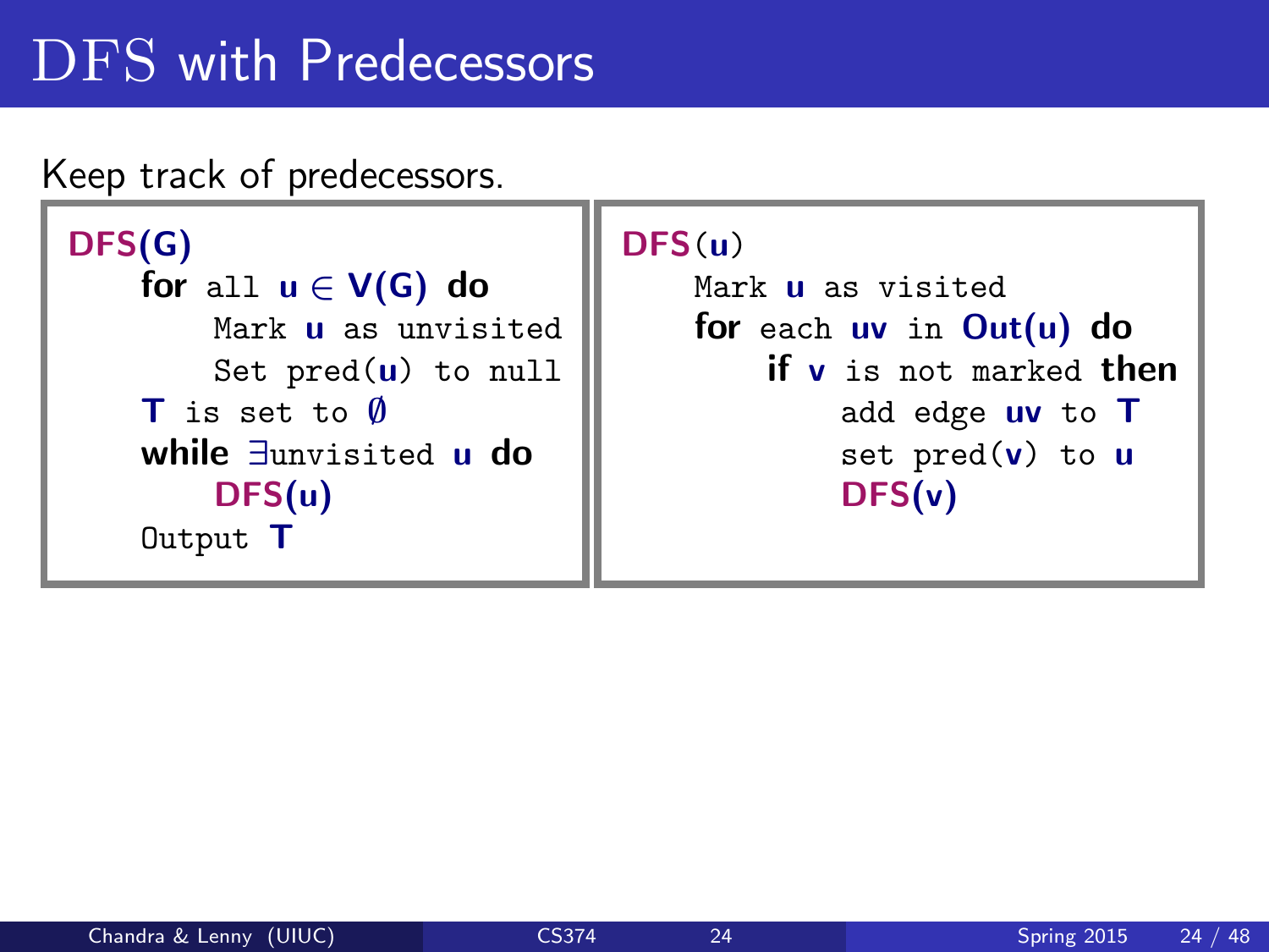# DFS with Predecessors

Keep track of predecessors.

```
DFS(G)
    for all u ∈ V(G) do
        Mark u as unvisited
        Set pred(u) to null
    T is set to ∅
    while ∃unvisited u do
        DFS(u)
    Output T
```

```
DFS(u)
    Mark u as visited
    for each uv in Out(u) do
        if v is not marked then
            add edge uv to T
            set pred(v) to u
            DFS(v)
```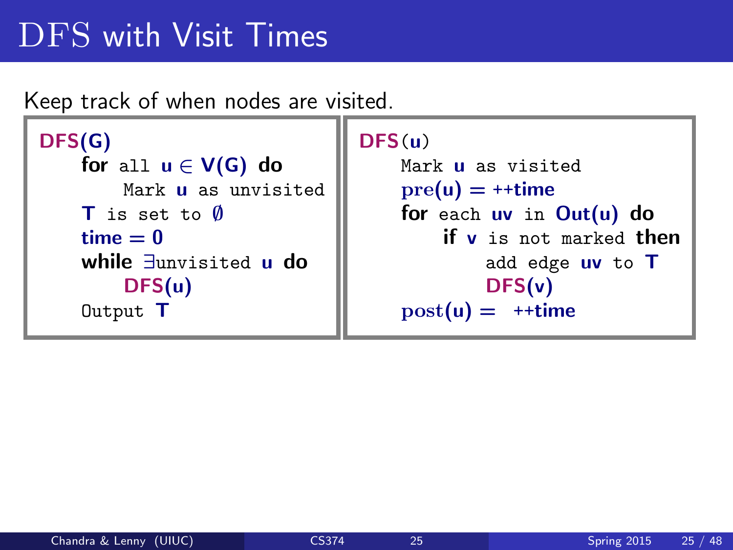# DFS with Visit Times

Keep track of when nodes are visited.

```
DFS(G)
    for all u ∈ V(G) do
        Mark u as unvisited
    T is set to ∅
    time = 0
    while ∃unvisited u do
        DFS(u)
    Output T
```

```
DFS(u)
    Mark u as visited
    pre(u) = ++time
    for each uv in Out(u) do
        if v is not marked then
            add edge uv to T
            DFS(v)
    post(u) = ++time
```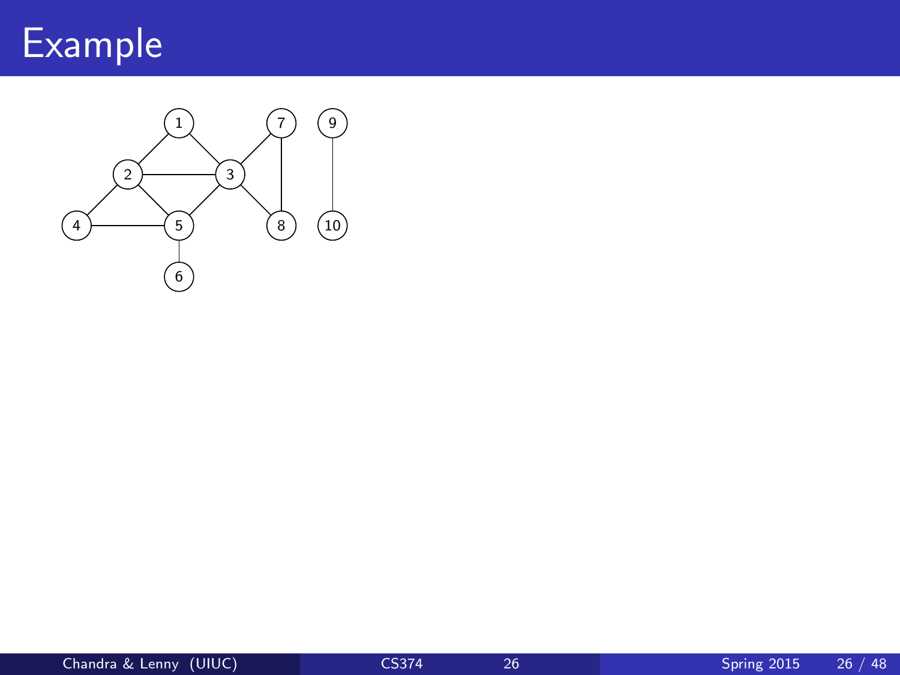# Example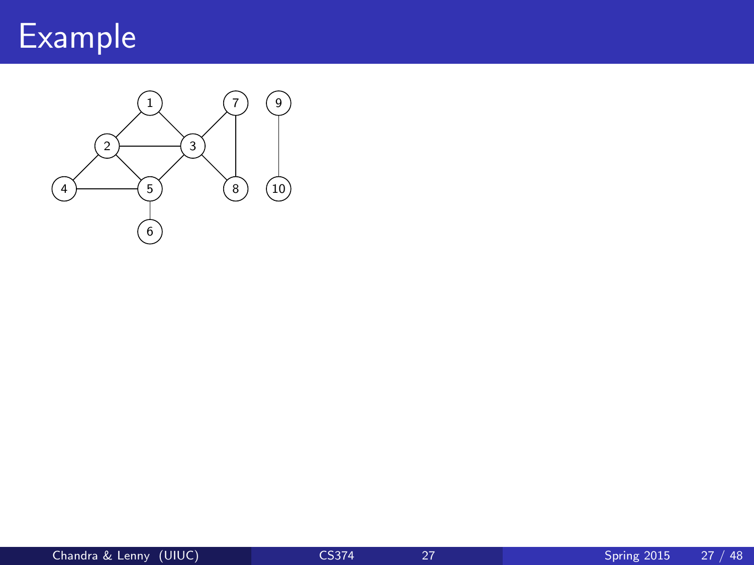# Example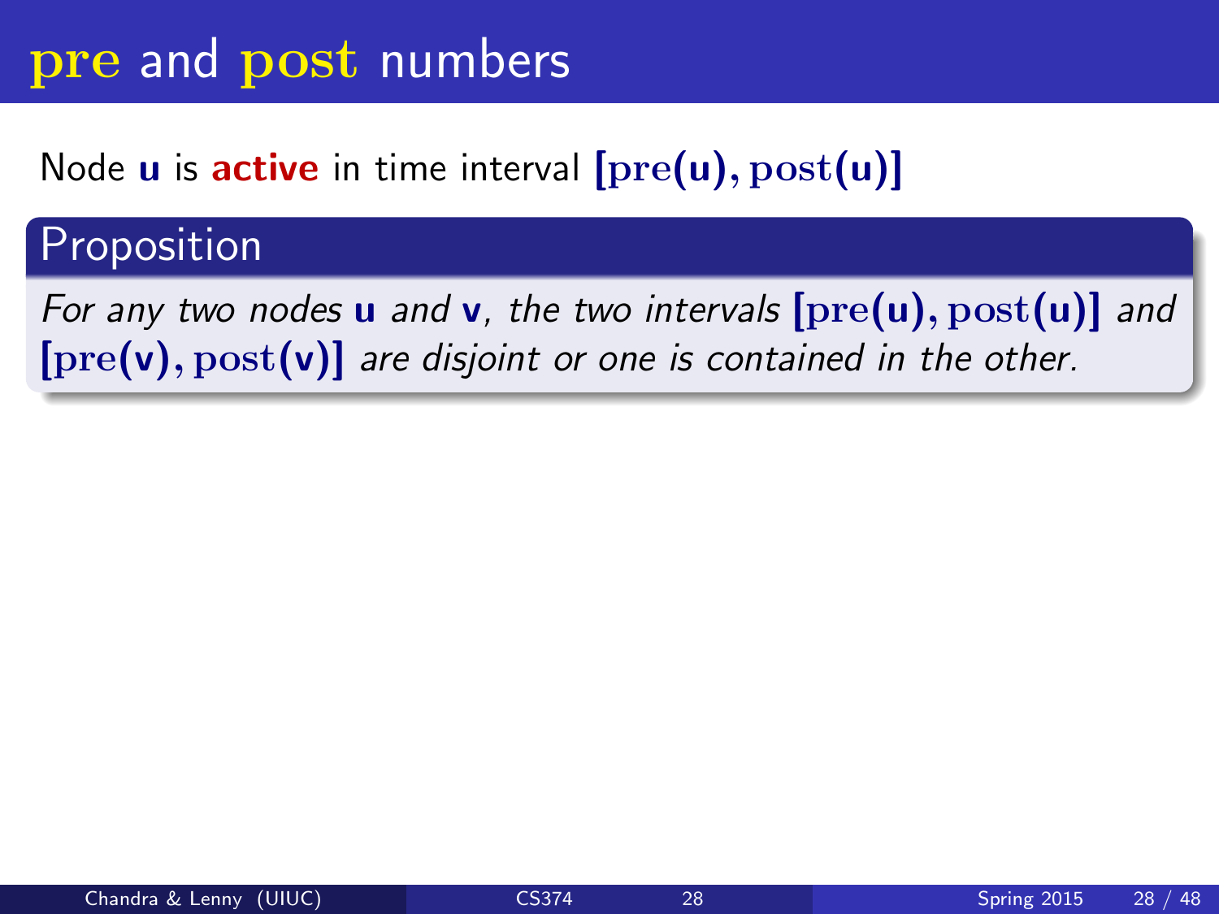# pre and post numbers

Node **u** is **active** in time interval $[\mathrm{pre}(\mathbf{u}), \mathrm{post}(\mathbf{u})]$

### Proposition

*For any two nodes* **u** *and* **v**, *the two intervals* $[\mathrm{pre}(\mathbf{u}), \mathrm{post}(\mathbf{u})]$ *and* $[\mathrm{pre}(\mathbf{v}), \mathrm{post}(\mathbf{v})]$ *are disjoint or one is contained in the other.*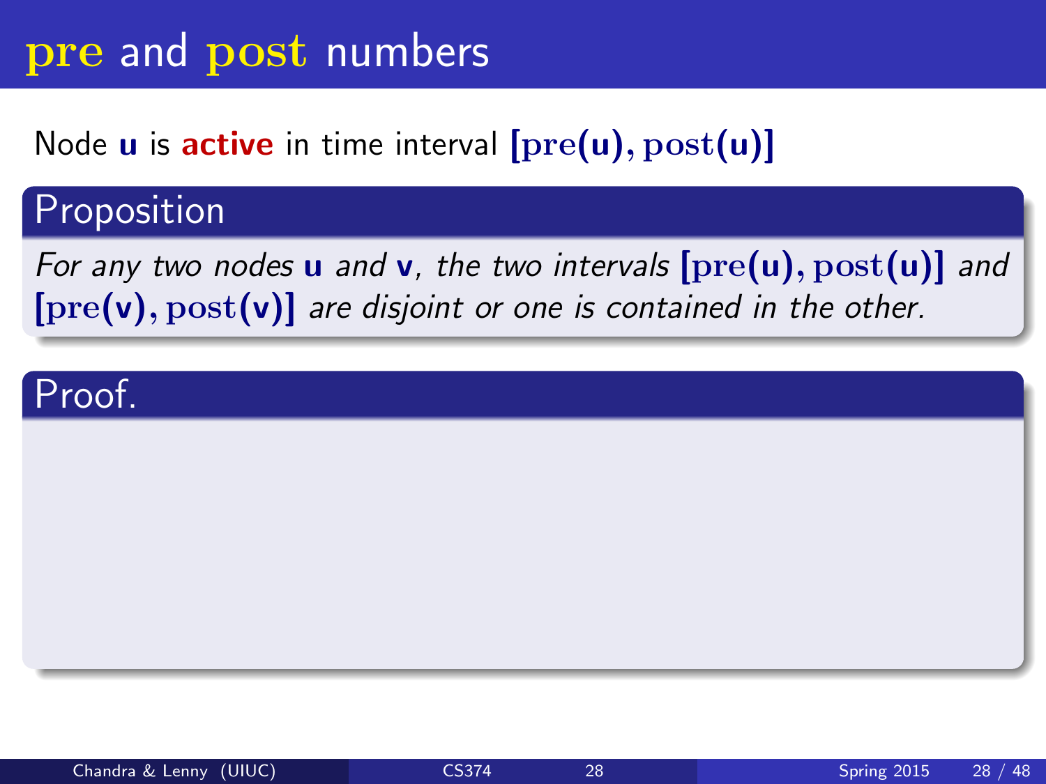# pre and post numbers

Node **u** is **active** in time interval $[\mathrm{pre}(\mathbf{u}), \mathrm{post}(\mathbf{u})]$

### Proposition

*For any two nodes* **u** *and* **v**, *the two intervals* $[\mathrm{pre}(\mathbf{u}), \mathrm{post}(\mathbf{u})]$ *and* $[\mathrm{pre}(\mathbf{v}), \mathrm{post}(\mathbf{v})]$ *are disjoint or one is contained in the other.*

### Proof.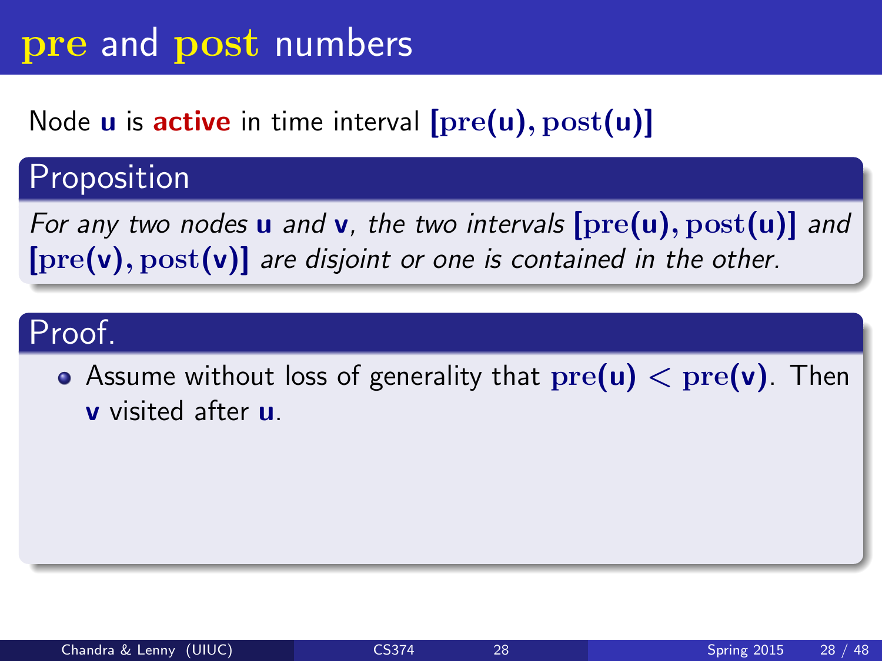# pre and post numbers

Node **u** is **active** in time interval $[\text{pre}(\mathbf{u}), \text{post}(\mathbf{u})]$

## Proposition

*For any two nodes* **u** *and* **v**, *the two intervals* $[\text{pre}(\mathbf{u}), \text{post}(\mathbf{u})]$ *and* $[\text{pre}(\mathbf{v}), \text{post}(\mathbf{v})]$ *are disjoint or one is contained in the other.*

## Proof.

- Assume without loss of generality that $\text{pre}(\mathbf{u}) < \text{pre}(\mathbf{v})$. Then **v** visited after **u**.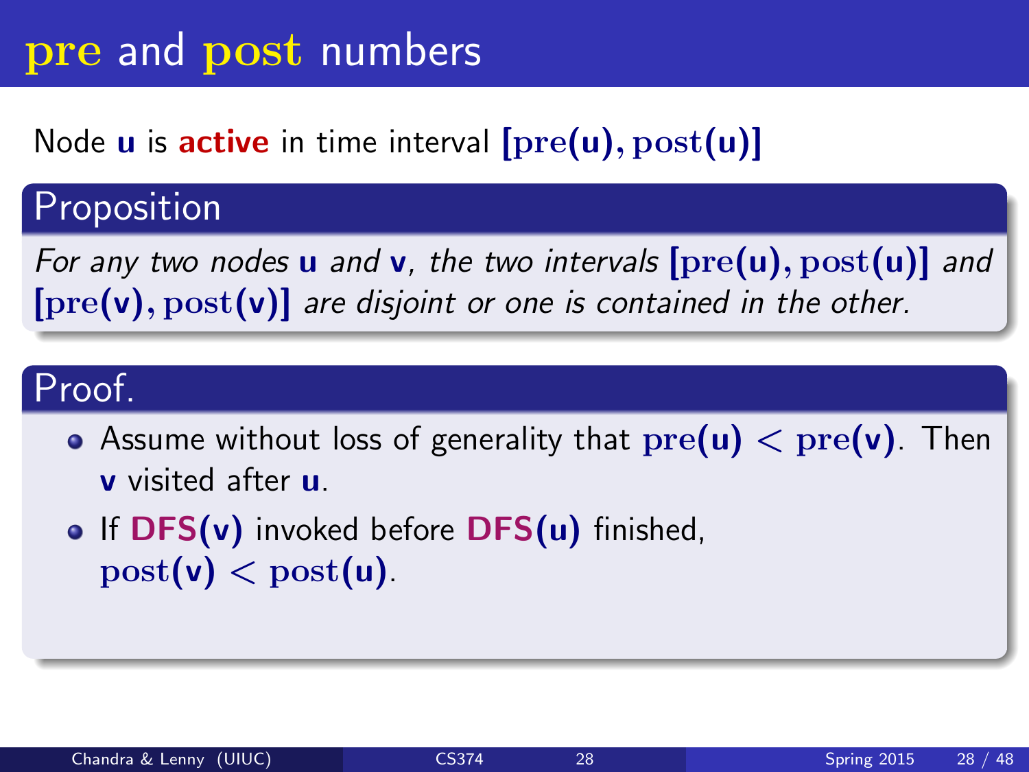# pre and post numbers

Node **u** is **active** in time interval $[\mathrm{pre}(u), \mathrm{post}(u)]$

## Proposition

*For any two nodes* **u** *and* **v**, *the two intervals* $[\mathrm{pre}(u), \mathrm{post}(u)]$ *and* $[\mathrm{pre}(v), \mathrm{post}(v)]$ *are disjoint or one is contained in the other.*

## Proof.

- Assume without loss of generality that $\mathrm{pre}(u) < \mathrm{pre}(v)$. Then **v** visited after **u**.
- If **DFS(v)** invoked before **DFS(u)** finished, $\mathrm{post}(v) < \mathrm{post}(u)$.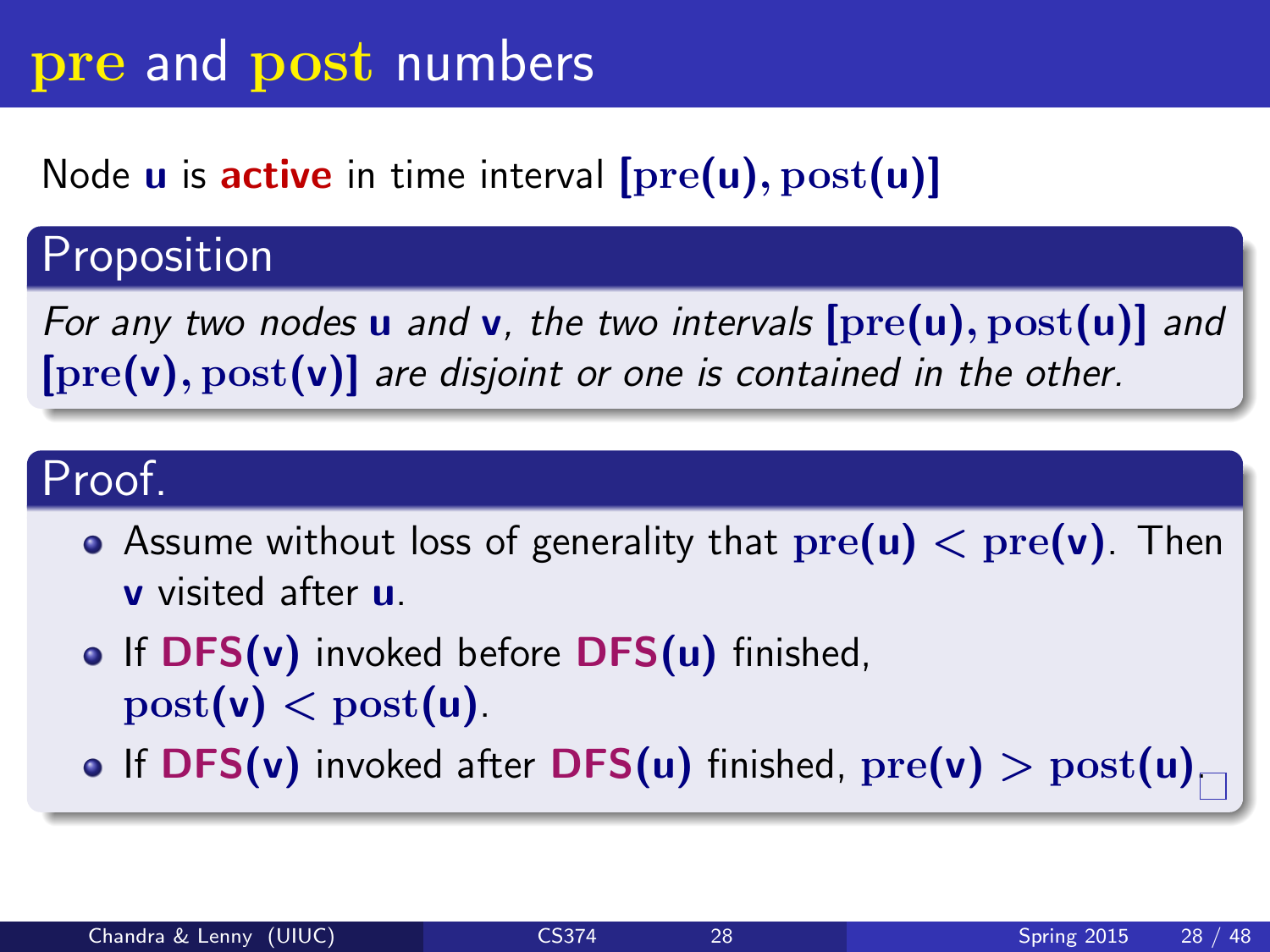# pre and post numbers

Node **u** is **active** in time interval $[\text{pre}(\mathbf{u}), \text{post}(\mathbf{u})]$

## Proposition

*For any two nodes* **u** *and* **v**, *the two intervals* $[\text{pre}(\mathbf{u}), \text{post}(\mathbf{u})]$ *and* $[\text{pre}(\mathbf{v}), \text{post}(\mathbf{v})]$ *are disjoint or one is contained in the other.*

## Proof.

- Assume without loss of generality that $\text{pre}(\mathbf{u}) < \text{pre}(\mathbf{v})$. Then **v** visited after **u**.
- If **DFS(v)** invoked before **DFS(u)** finished, $\text{post}(\mathbf{v}) < \text{post}(\mathbf{u})$.
- If **DFS(v)** invoked after **DFS(u)** finished, $\text{pre}(\mathbf{v}) > \text{post}(\mathbf{u})$. □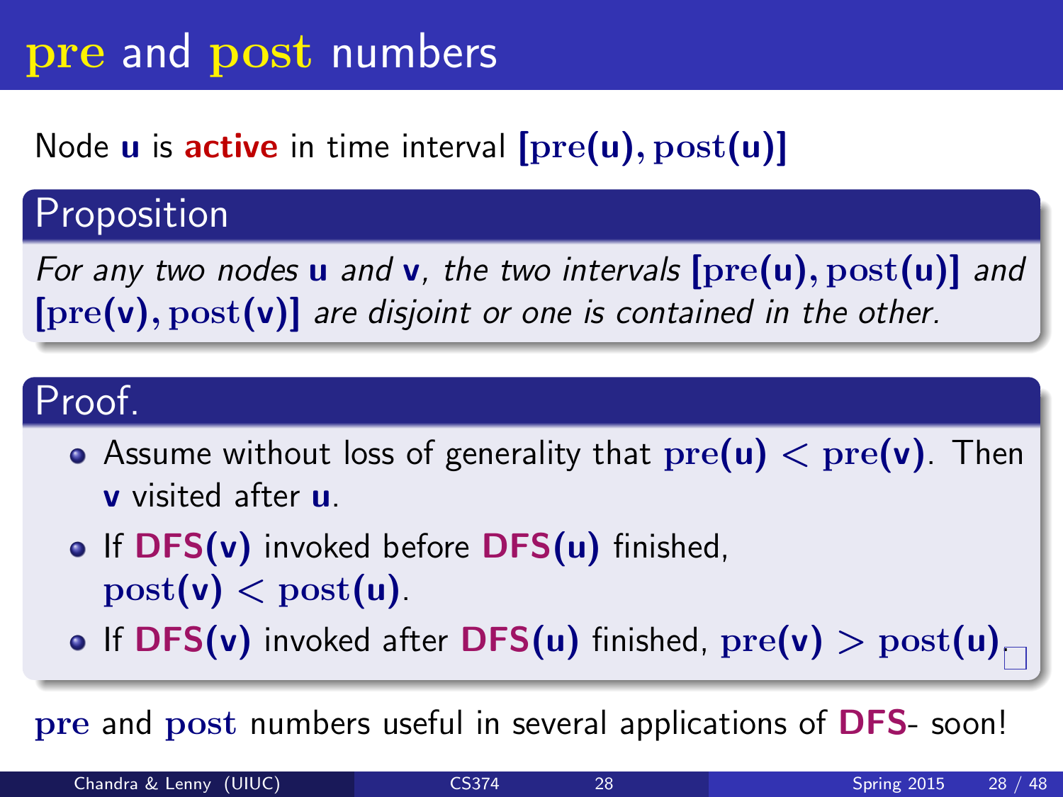# pre and post numbers

Node **u** is **active** in time interval $[\text{pre}(\mathbf{u}), \text{post}(\mathbf{u})]$

### Proposition

*For any two nodes* **u** *and* **v**, *the two intervals* $[\text{pre}(\mathbf{u}), \text{post}(\mathbf{u})]$ *and* $[\text{pre}(\mathbf{v}), \text{post}(\mathbf{v})]$ *are disjoint or one is contained in the other.*

### Proof.

- Assume without loss of generality that $\text{pre}(\mathbf{u}) < \text{pre}(\mathbf{v})$. Then **v** visited after **u**.
- If **DFS(v)** invoked before **DFS(u)** finished, $\text{post}(\mathbf{v}) < \text{post}(\mathbf{u})$.
- If **DFS(v)** invoked after **DFS(u)** finished, $\text{pre}(\mathbf{v}) > \text{post}(\mathbf{u})$. □

pre and post numbers useful in several applications of **DFS**- soon!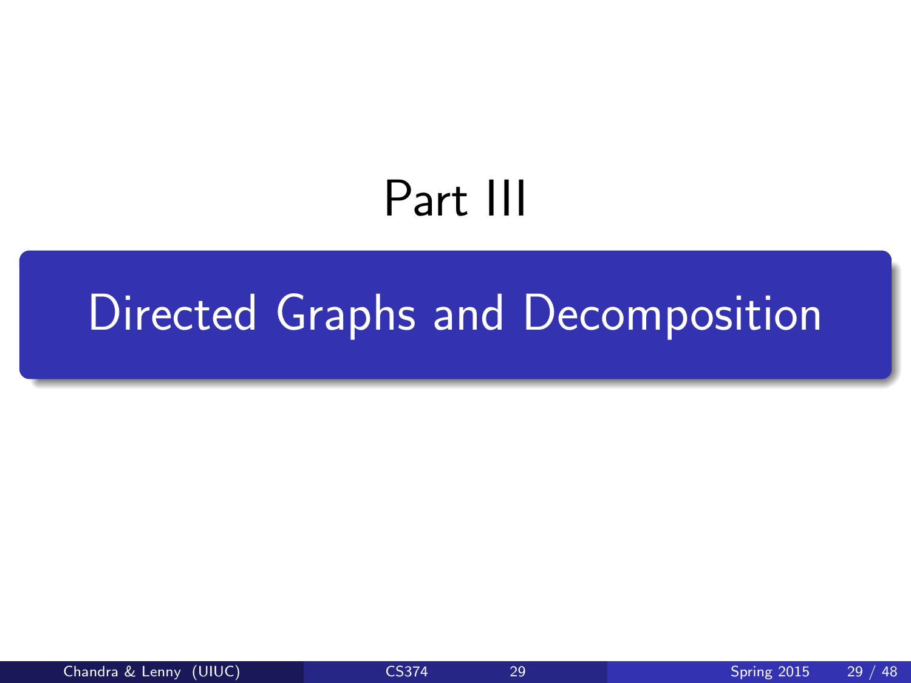# Part III

## Directed Graphs and Decomposition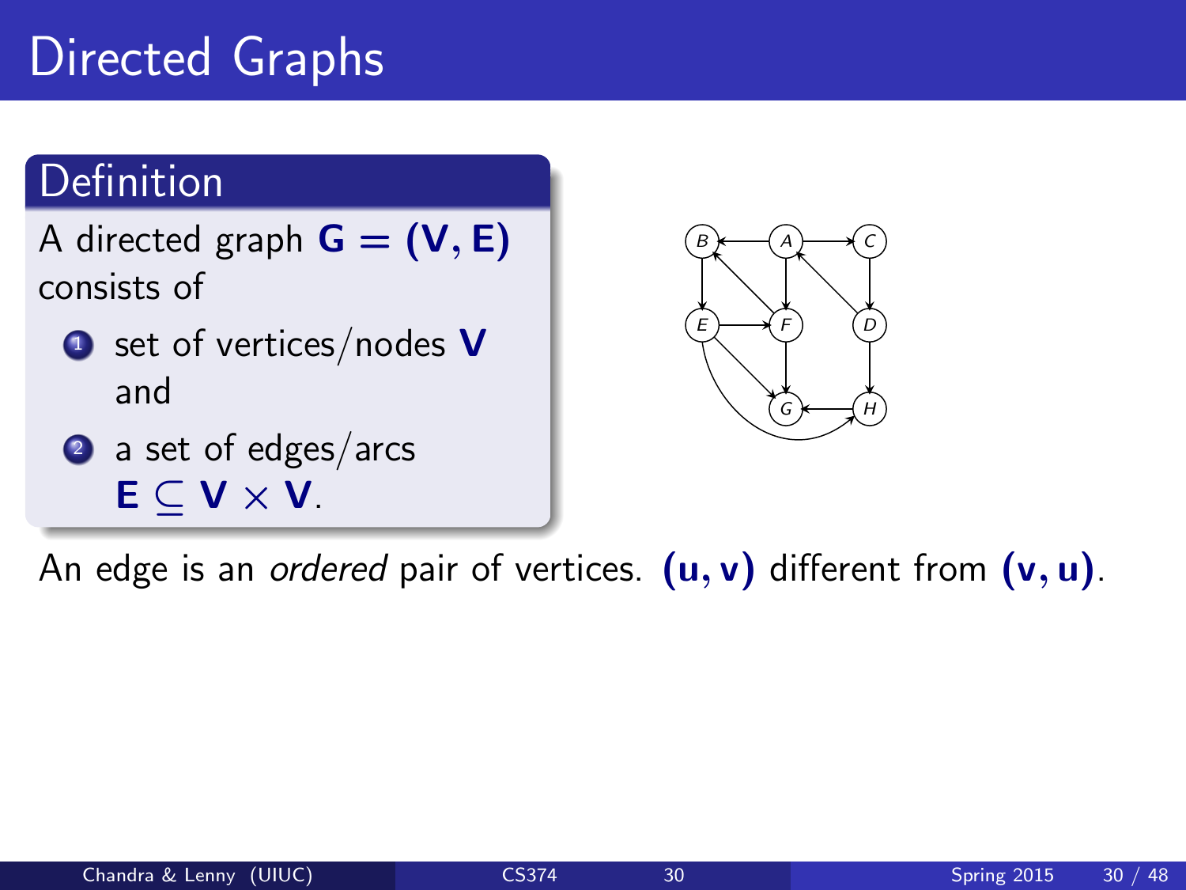# Directed Graphs

## Definition

A directed graph $\mathbf{G} = (\mathbf{V}, \mathbf{E})$ consists of

1. set of vertices/nodes $\mathbf{V}$ and
2. a set of edges/arcs $\mathbf{E} \subseteq \mathbf{V} \times \mathbf{V}$.

An edge is an *ordered* pair of vertices. $(\mathbf{u}, \mathbf{v})$ different from $(\mathbf{v}, \mathbf{u})$.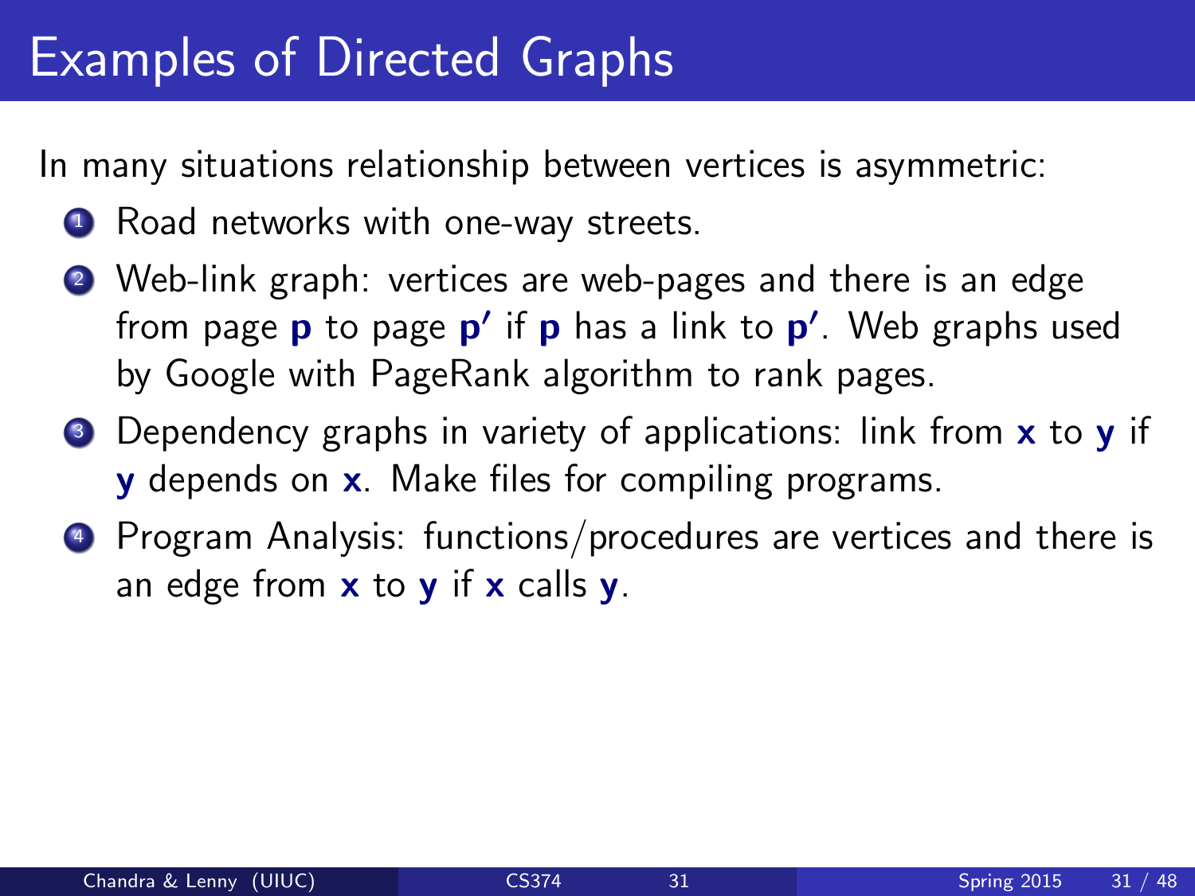# Examples of Directed Graphs

In many situations relationship between vertices is asymmetric:

1. Road networks with one-way streets.
2. Web-link graph: vertices are web-pages and there is an edge from page $\mathbf{p}$ to page $\mathbf{p'}$ if $\mathbf{p}$ has a link to $\mathbf{p'}$. Web graphs used by Google with PageRank algorithm to rank pages.
3. Dependency graphs in variety of applications: link from $\mathbf{x}$ to $\mathbf{y}$ if $\mathbf{y}$ depends on $\mathbf{x}$. Make files for compiling programs.
4. Program Analysis: functions/procedures are vertices and there is an edge from $\mathbf{x}$ to $\mathbf{y}$ if $\mathbf{x}$ calls $\mathbf{y}$.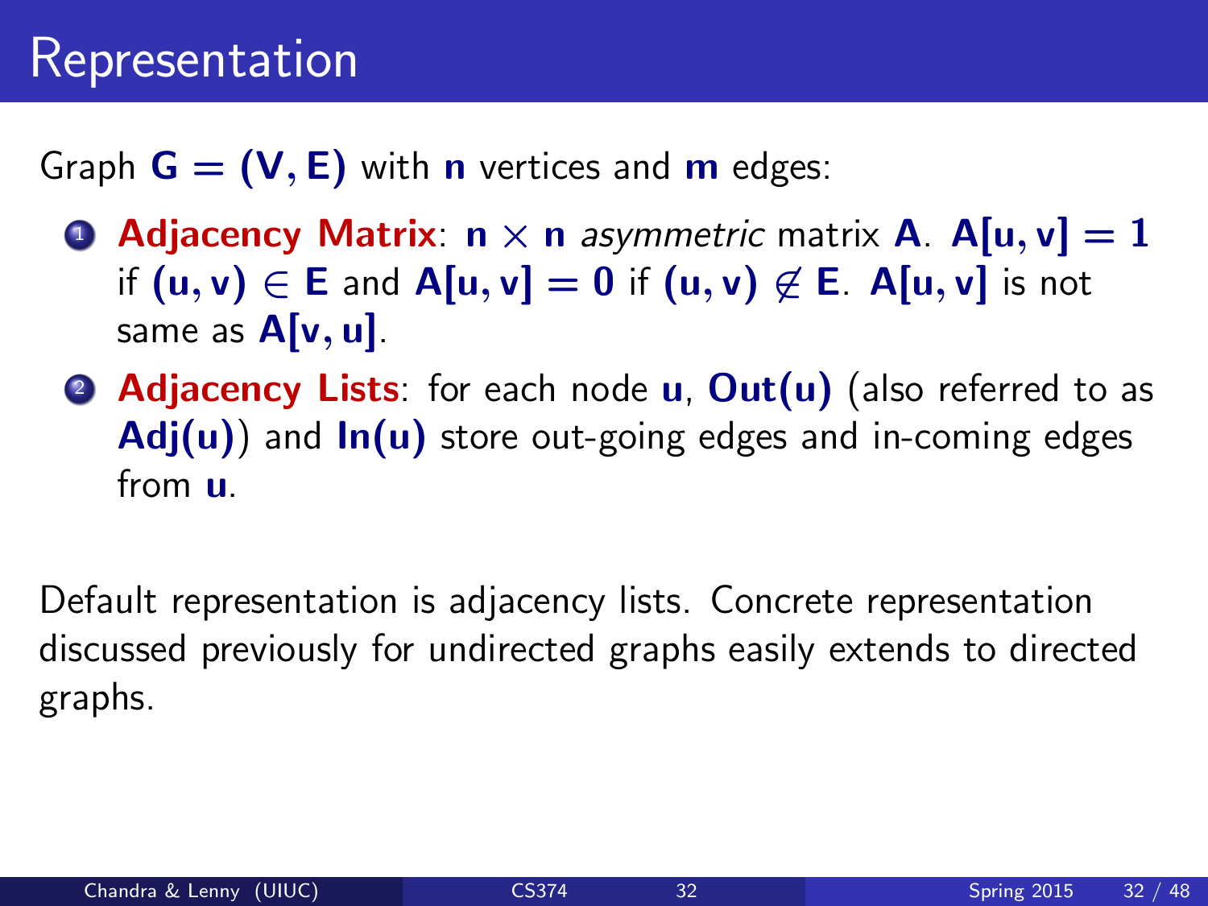# Representation

Graph $\mathbf{G = (V, E)}$ with $\mathbf{n}$ vertices and $\mathbf{m}$ edges:

1. **Adjacency Matrix**: $\mathbf{n \times n}$ *asymmetric* matrix $\mathbf{A}$. $\mathbf{A[u, v] = 1}$ if $\mathbf{(u, v) \in E}$ and $\mathbf{A[u, v] = 0}$ if $\mathbf{(u, v) \notin E}$. $\mathbf{A[u, v]}$ is not same as $\mathbf{A[v, u]}$.
2. **Adjacency Lists**: for each node $\mathbf{u}$, $\mathbf{Out(u)}$ (also referred to as $\mathbf{Adj(u)}$) and $\mathbf{In(u)}$ store out-going edges and in-coming edges from $\mathbf{u}$.

Default representation is adjacency lists. Concrete representation discussed previously for undirected graphs easily extends to directed graphs.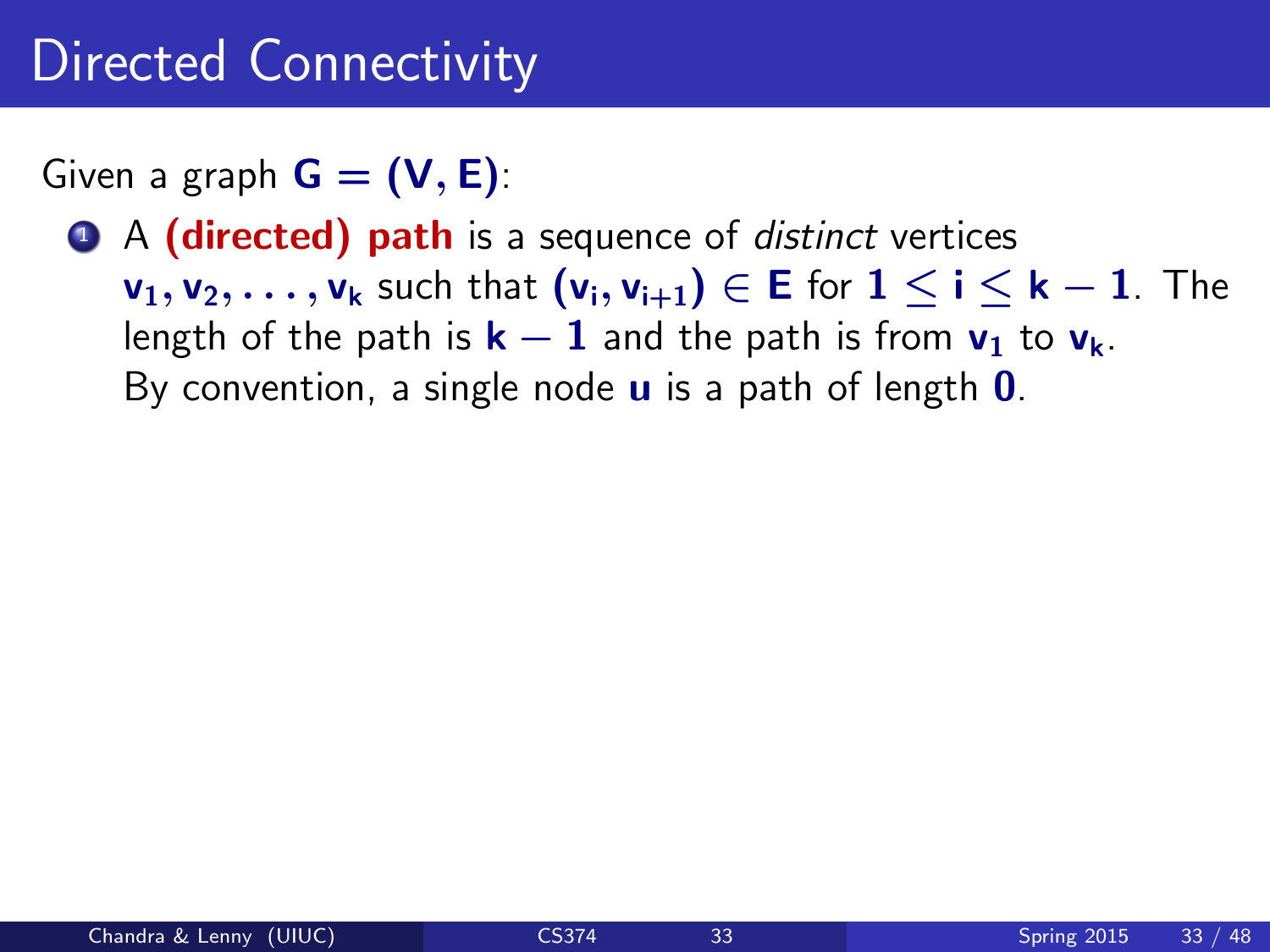# Directed Connectivity

Given a graph $G = (V, E)$:

1. A **(directed) path** is a sequence of *distinct* vertices $v_1, v_2, \ldots, v_k$ such that $(v_i, v_{i+1}) \in E$ for $1 \leq i \leq k - 1$. The length of the path is $k - 1$ and the path is from $v_1$ to $v_k$. By convention, a single node $u$ is a path of length $0$.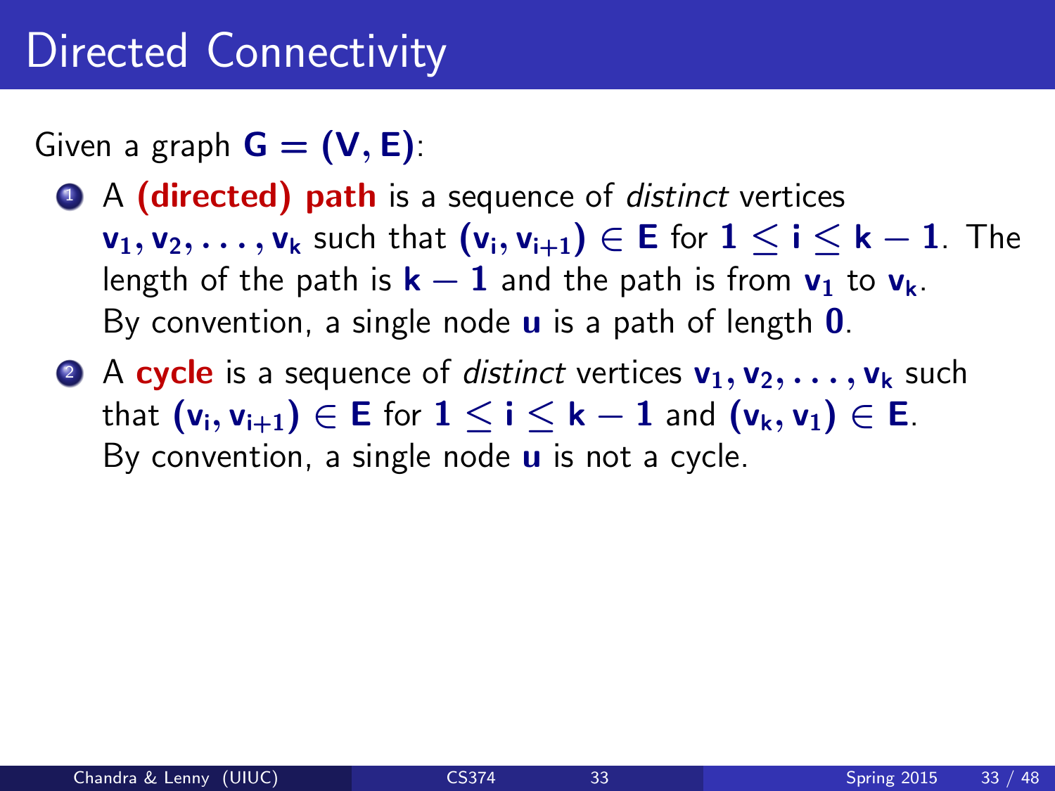# Directed Connectivity

Given a graph $G = (V, E)$:

1. A **(directed) path** is a sequence of *distinct* vertices $v_1, v_2, \ldots, v_k$ such that $(v_i, v_{i+1}) \in E$ for $1 \leq i \leq k - 1$. The length of the path is $k - 1$ and the path is from $v_1$ to $v_k$. By convention, a single node $u$ is a path of length $0$.
2. A **cycle** is a sequence of *distinct* vertices $v_1, v_2, \ldots, v_k$ such that $(v_i, v_{i+1}) \in E$ for $1 \leq i \leq k - 1$ and $(v_k, v_1) \in E$. By convention, a single node $u$ is not a cycle.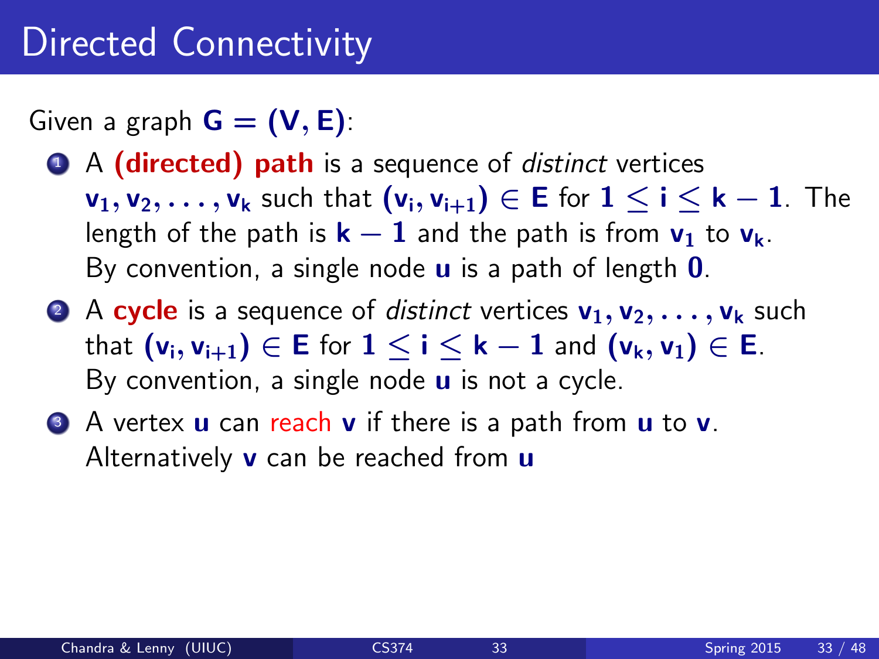# Directed Connectivity

Given a graph $G = (V, E)$:

1. A **(directed) path** is a sequence of *distinct* vertices $v_1, v_2, \ldots, v_k$ such that $(v_i, v_{i+1}) \in E$ for $1 \leq i \leq k - 1$. The length of the path is $k - 1$ and the path is from $v_1$ to $v_k$. By convention, a single node $u$ is a path of length $0$.
2. A **cycle** is a sequence of *distinct* vertices $v_1, v_2, \ldots, v_k$ such that $(v_i, v_{i+1}) \in E$ for $1 \leq i \leq k - 1$ and $(v_k, v_1) \in E$. By convention, a single node $u$ is not a cycle.
3. A vertex $u$ can reach $v$ if there is a path from $u$ to $v$. Alternatively $v$ can be reached from $u$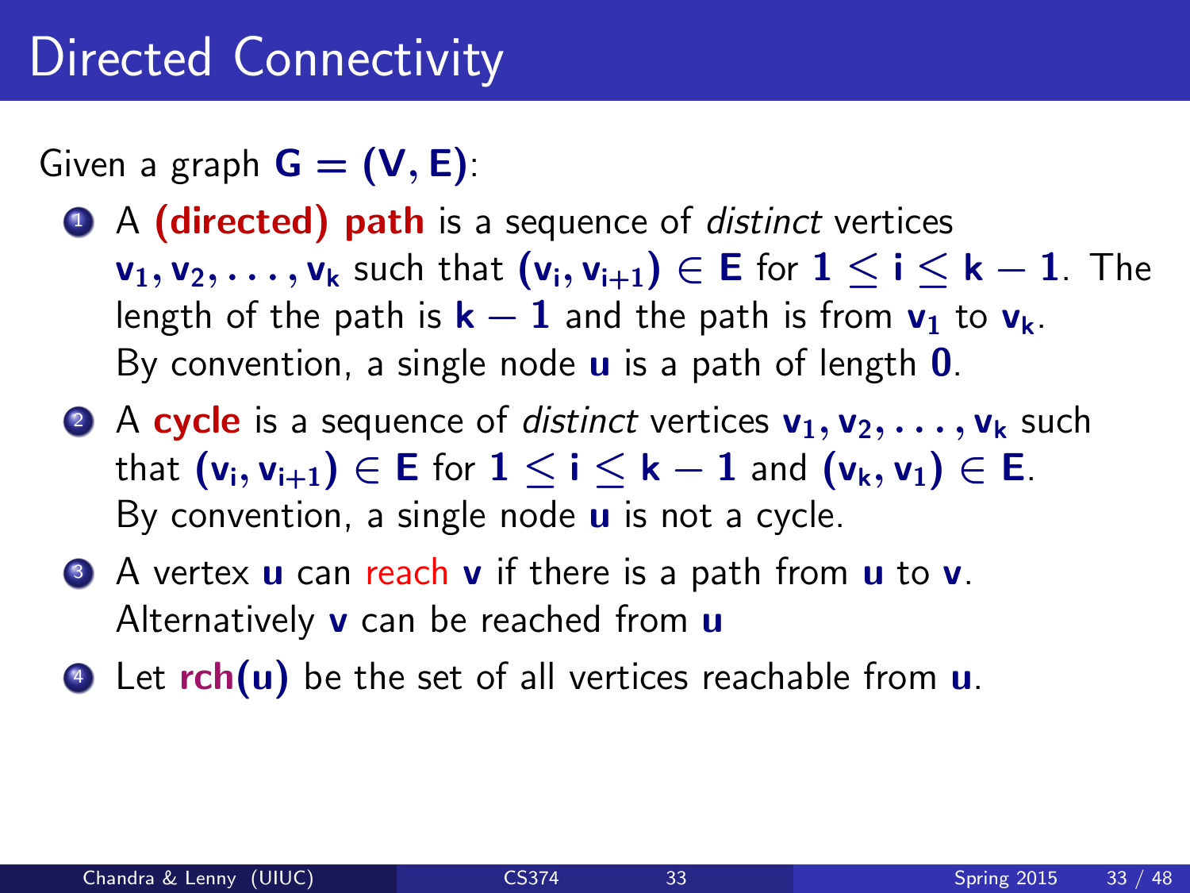# Directed Connectivity

Given a graph $G = (V, E)$:

1. A **(directed) path** is a sequence of *distinct* vertices $v_1, v_2, \ldots, v_k$ such that $(v_i, v_{i+1}) \in E$ for $1 \leq i \leq k - 1$. The length of the path is $k - 1$ and the path is from $v_1$ to $v_k$. By convention, a single node $u$ is a path of length $0$.
2. A **cycle** is a sequence of *distinct* vertices $v_1, v_2, \ldots, v_k$ such that $(v_i, v_{i+1}) \in E$ for $1 \leq i \leq k - 1$ and $(v_k, v_1) \in E$. By convention, a single node $u$ is not a cycle.
3. A vertex $u$ can reach $v$ if there is a path from $u$ to $v$. Alternatively $v$ can be reached from $u$
4. Let $\mathbf{rch}(u)$ be the set of all vertices reachable from $u$.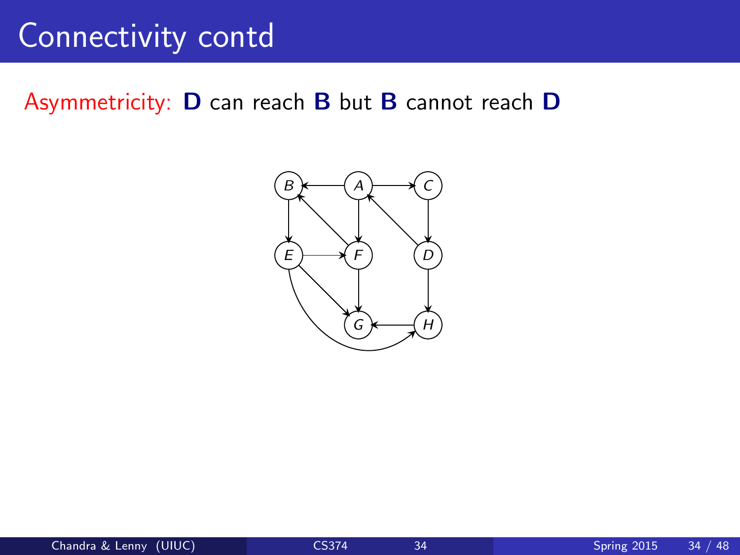# Connectivity contd

Asymmetricity: **D** can reach **B** but **B** cannot reach **D**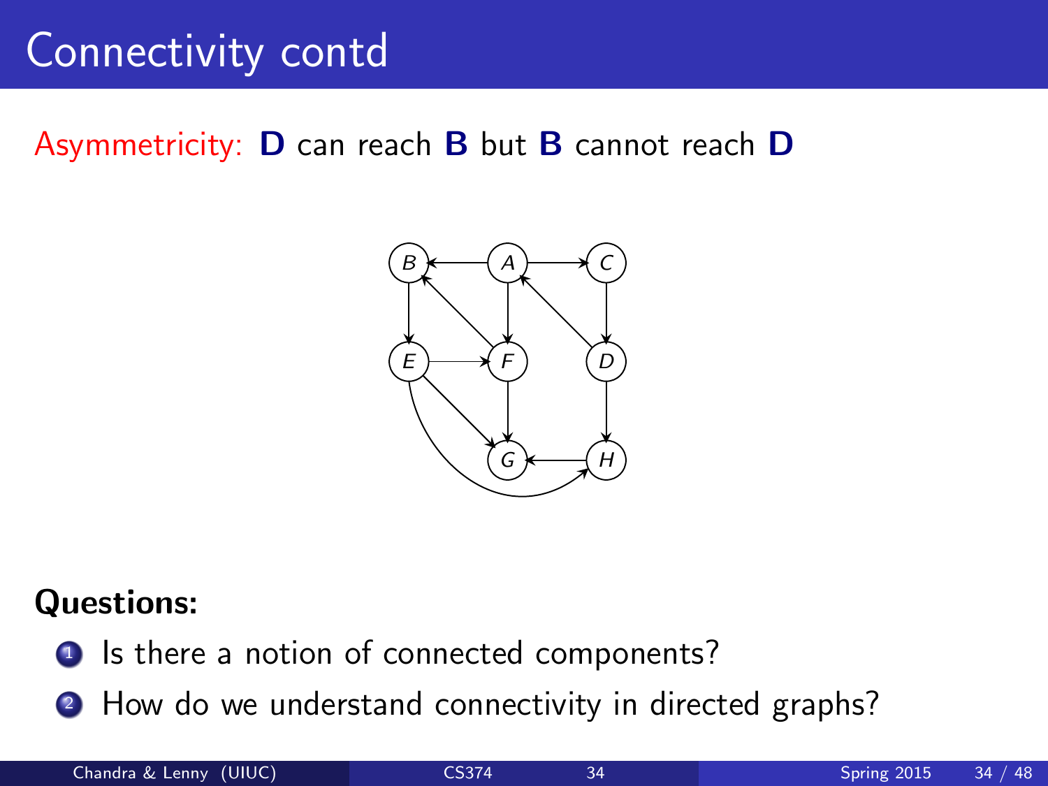# Connectivity contd

Asymmetricity: **D** can reach **B** but **B** cannot reach **D**

**Questions:**

1. Is there a notion of connected components?
2. How do we understand connectivity in directed graphs?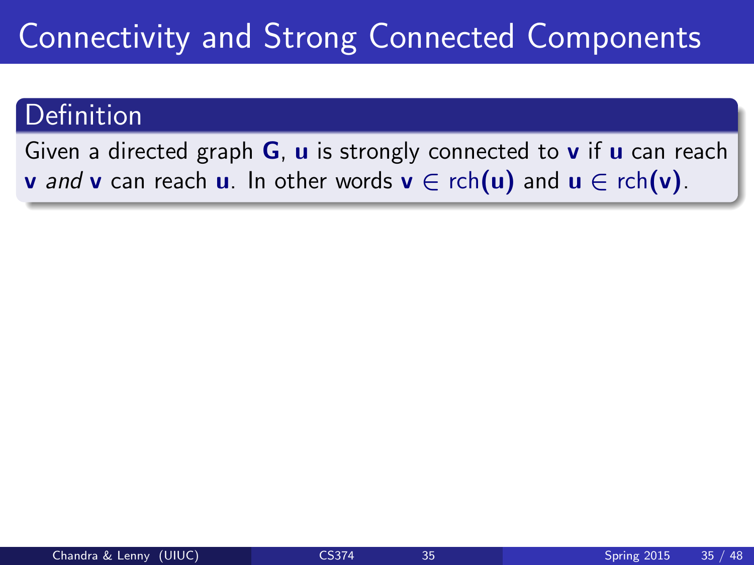# Connectivity and Strong Connected Components

## Definition

Given a directed graph $\mathbf{G}$, $\mathbf{u}$ is strongly connected to $\mathbf{v}$ if $\mathbf{u}$ can reach $\mathbf{v}$ *and* $\mathbf{v}$ can reach $\mathbf{u}$. In other words $\mathbf{v} \in \text{rch}(\mathbf{u})$ and $\mathbf{u} \in \text{rch}(\mathbf{v})$.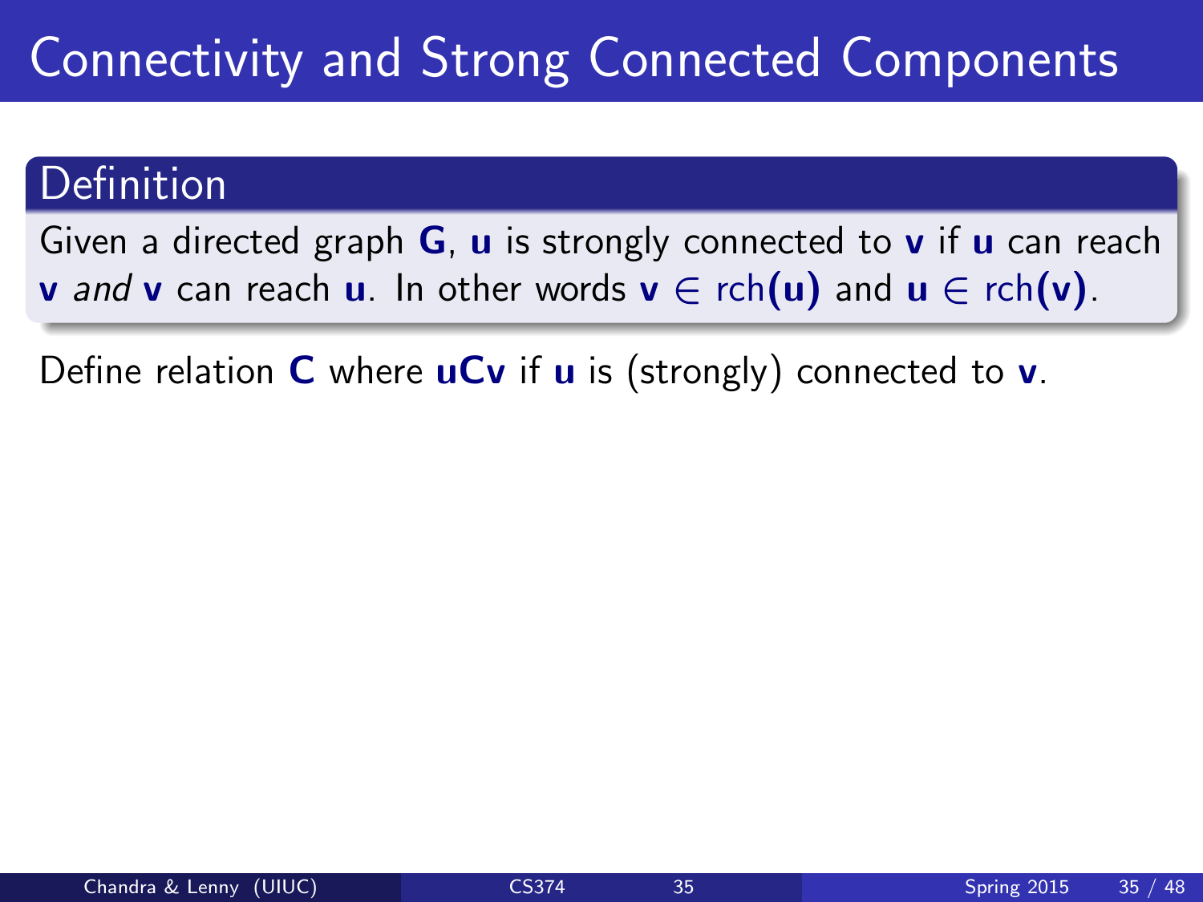# Connectivity and Strong Connected Components

**Definition**

Given a directed graph $\mathbf{G}$, $\mathbf{u}$ is strongly connected to $\mathbf{v}$ if $\mathbf{u}$ can reach $\mathbf{v}$ *and* $\mathbf{v}$ can reach $\mathbf{u}$. In other words $\mathbf{v} \in \mathrm{rch}(\mathbf{u})$ and $\mathbf{u} \in \mathrm{rch}(\mathbf{v})$.

Define relation $\mathbf{C}$ where $\mathbf{uCv}$ if $\mathbf{u}$ is (strongly) connected to $\mathbf{v}$.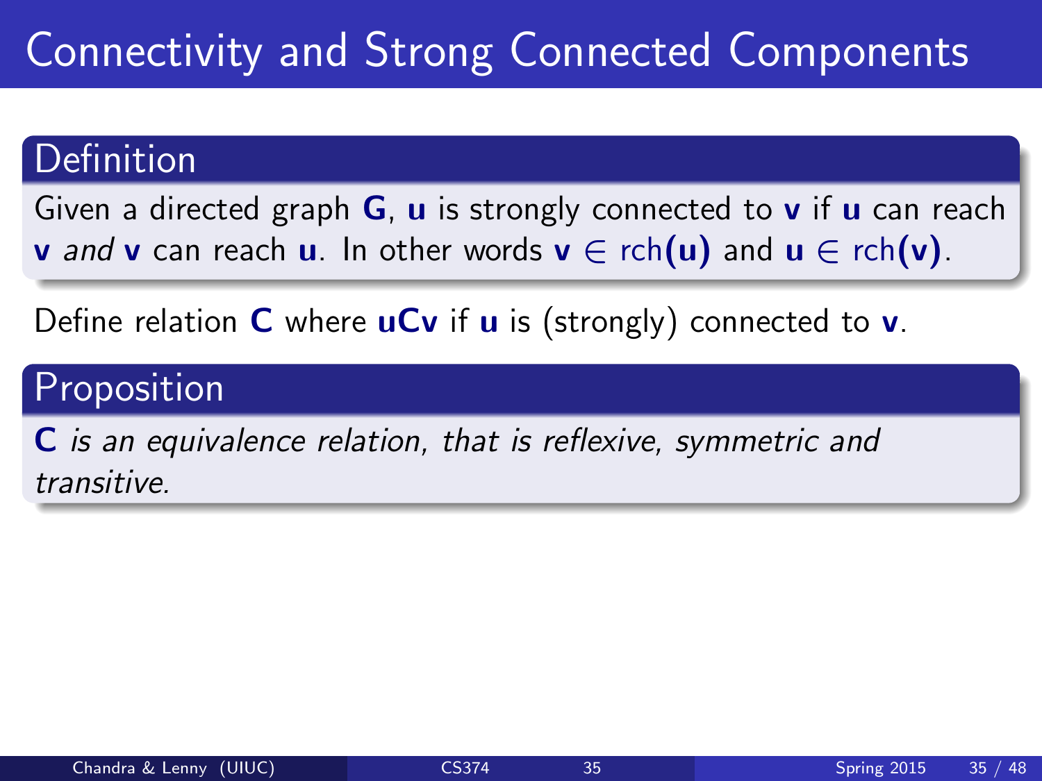# Connectivity and Strong Connected Components

## Definition

Given a directed graph $\mathbf{G}$, $\mathbf{u}$ is strongly connected to $\mathbf{v}$ if $\mathbf{u}$ can reach $\mathbf{v}$ *and* $\mathbf{v}$ can reach $\mathbf{u}$. In other words $\mathbf{v} \in \mathrm{rch}(\mathbf{u})$ and $\mathbf{u} \in \mathrm{rch}(\mathbf{v})$.

Define relation $\mathbf{C}$ where $\mathbf{uCv}$ if $\mathbf{u}$ is (strongly) connected to $\mathbf{v}$.

## Proposition

$\mathbf{C}$ *is an equivalence relation, that is reflexive, symmetric and transitive.*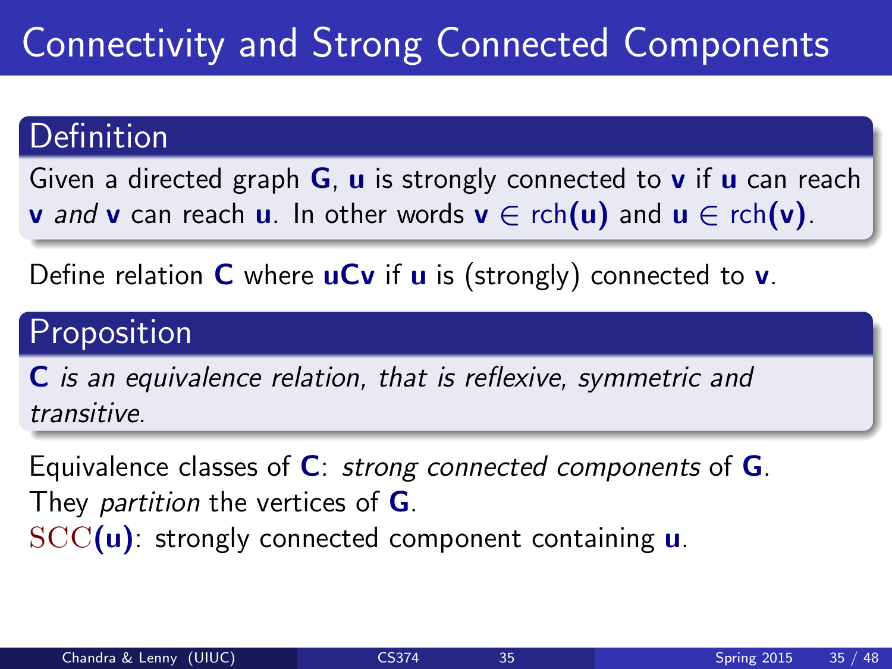# Connectivity and Strong Connected Components

### Definition

Given a directed graph $\mathbf{G}$, $\mathbf{u}$ is strongly connected to $\mathbf{v}$ if $\mathbf{u}$ can reach $\mathbf{v}$ *and* $\mathbf{v}$ can reach $\mathbf{u}$. In other words $\mathbf{v} \in \text{rch}(\mathbf{u})$ and $\mathbf{u} \in \text{rch}(\mathbf{v})$.

Define relation $\mathbf{C}$ where $\mathbf{uCv}$ if $\mathbf{u}$ is (strongly) connected to $\mathbf{v}$.

### Proposition

$\mathbf{C}$ *is an equivalence relation, that is reflexive, symmetric and transitive.*

Equivalence classes of $\mathbf{C}$: *strong connected components* of $\mathbf{G}$.
They *partition* the vertices of $\mathbf{G}$.
$\text{SCC}(\mathbf{u})$: strongly connected component containing $\mathbf{u}$.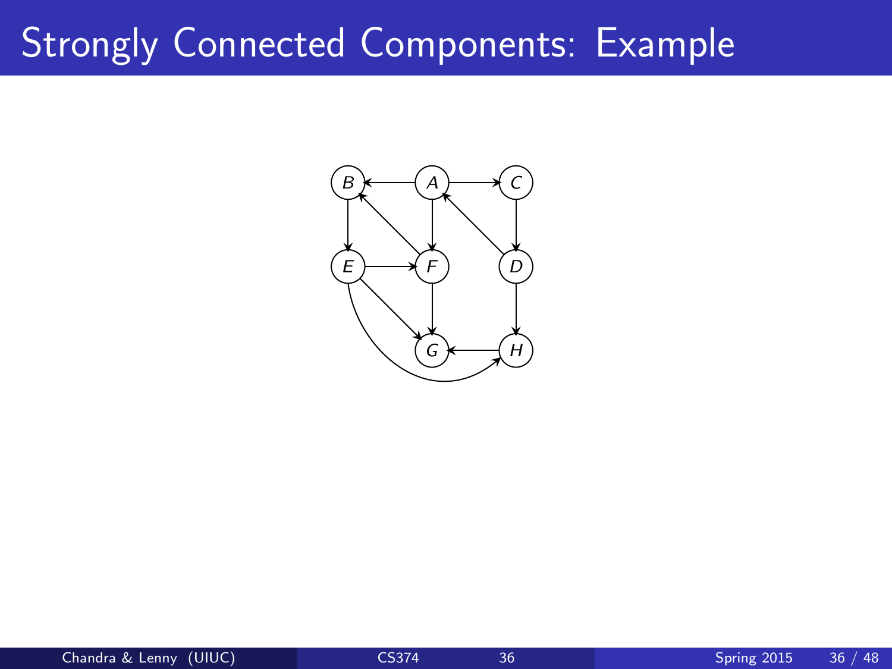# Strongly Connected Components: Example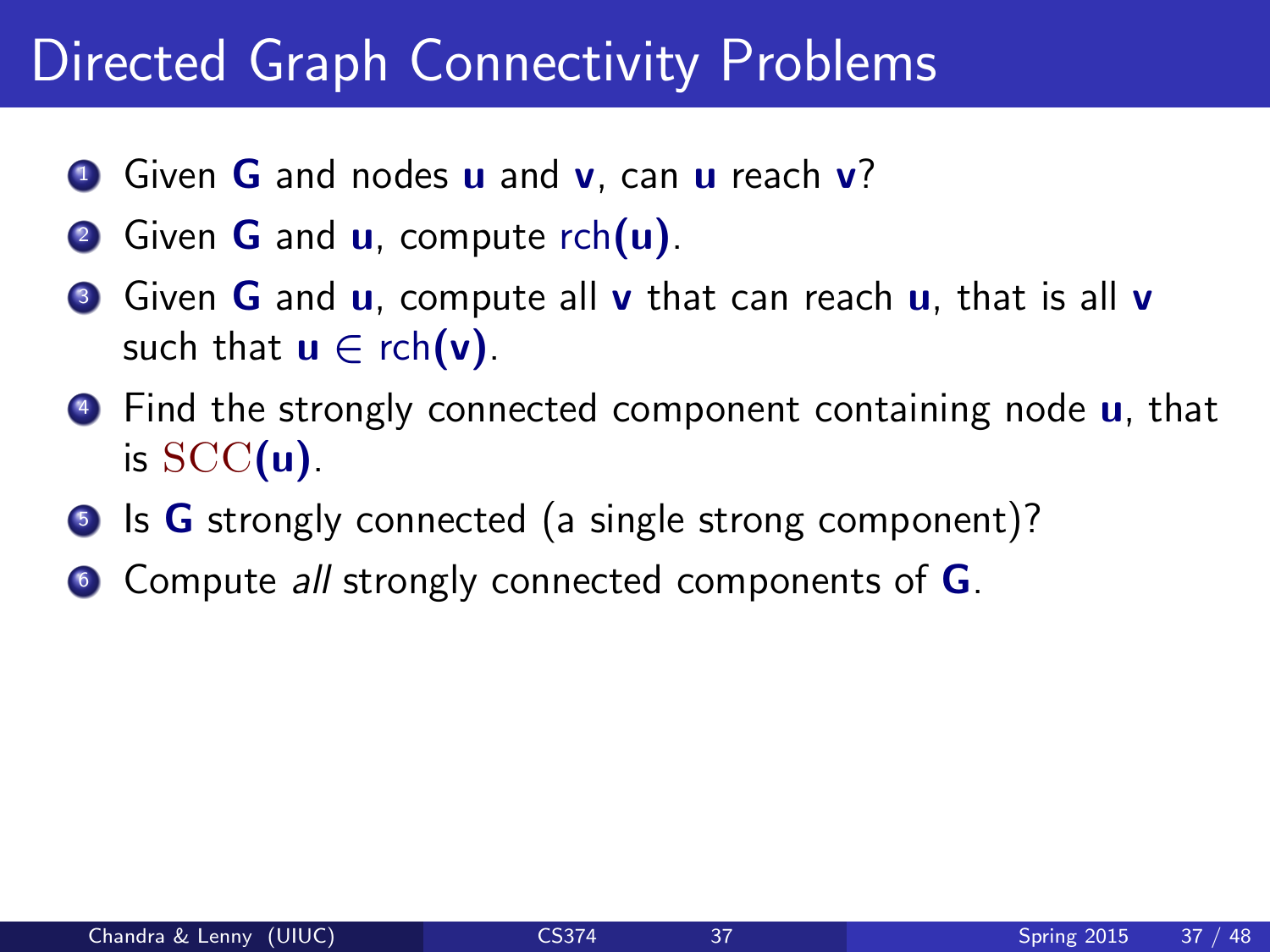# Directed Graph Connectivity Problems

1. Given $\mathbf{G}$ and nodes $\mathbf{u}$ and $\mathbf{v}$, can $\mathbf{u}$ reach $\mathbf{v}$?
2. Given $\mathbf{G}$ and $\mathbf{u}$, compute $\text{rch}(\mathbf{u})$.
3. Given $\mathbf{G}$ and $\mathbf{u}$, compute all $\mathbf{v}$ that can reach $\mathbf{u}$, that is all $\mathbf{v}$ such that $\mathbf{u} \in \text{rch}(\mathbf{v})$.
4. Find the strongly connected component containing node $\mathbf{u}$, that is $\mathrm{SCC}(\mathbf{u})$.
5. Is $\mathbf{G}$ strongly connected (a single strong component)?
6. Compute *all* strongly connected components of $\mathbf{G}$.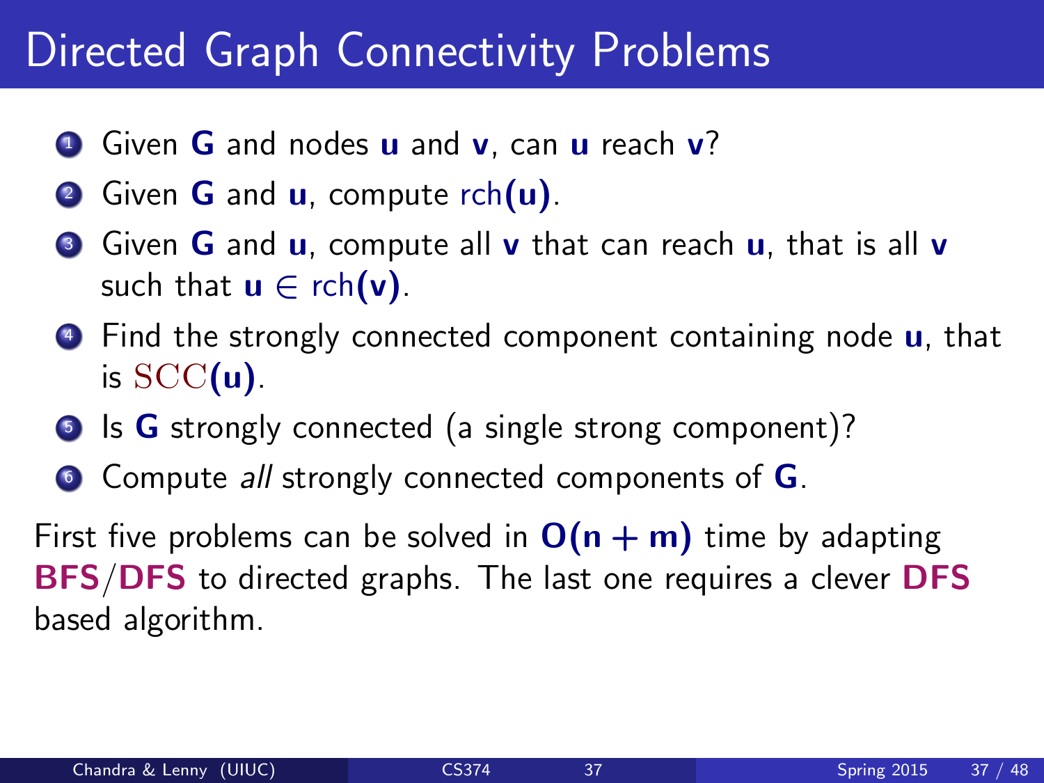# Directed Graph Connectivity Problems

1. Given **G** and nodes **u** and **v**, can **u** reach **v**?
2. Given **G** and **u**, compute rch(**u**).
3. Given **G** and **u**, compute all **v** that can reach **u**, that is all **v** such that $\mathbf{u} \in \text{rch}(\mathbf{v})$.
4. Find the strongly connected component containing node **u**, that is $\mathrm{SCC}(\mathbf{u})$.
5. Is **G** strongly connected (a single strong component)?
6. Compute *all* strongly connected components of **G**.

First five problems can be solved in $\mathbf{O(n + m)}$ time by adapting **BFS**/**DFS** to directed graphs. The last one requires a clever **DFS** based algorithm.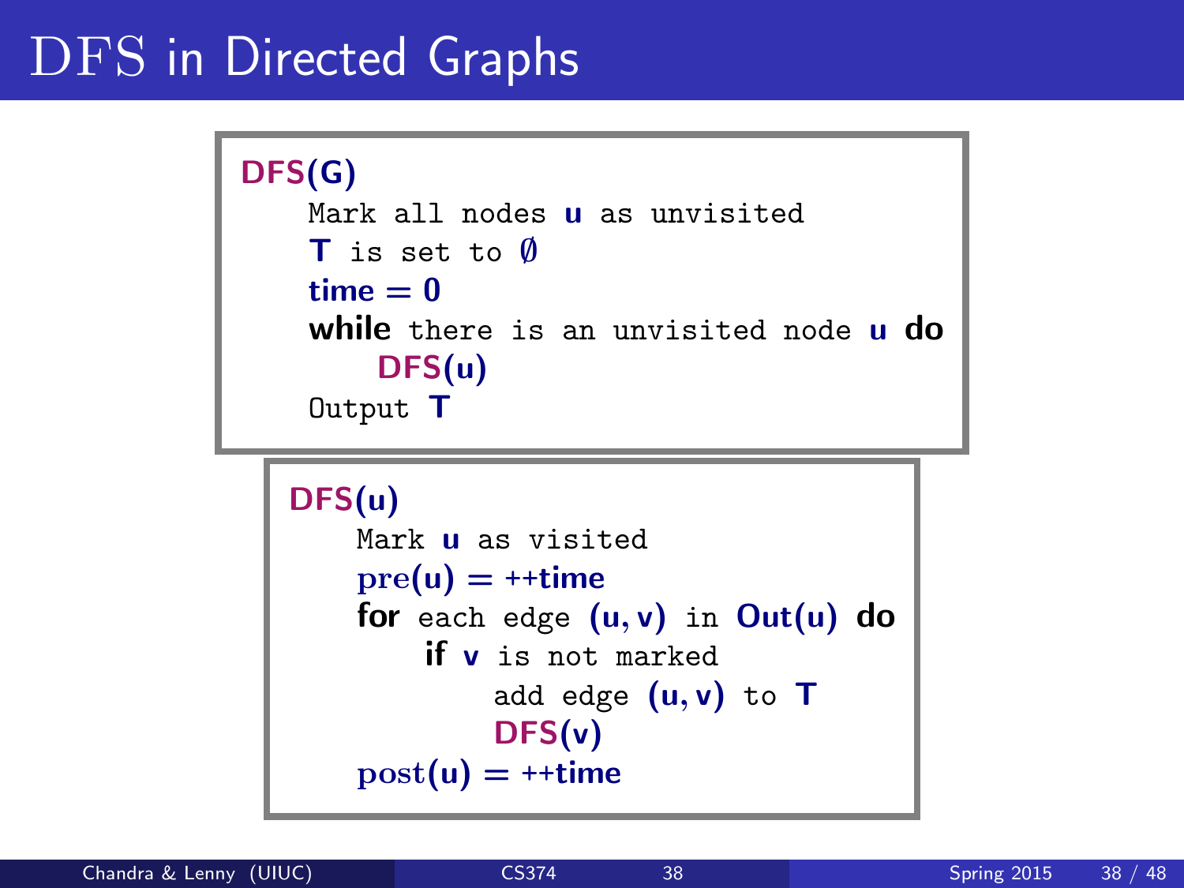# DFS in Directed Graphs

```
DFS(G)
    Mark all nodes u as unvisited
    T is set to ∅
    time = 0
    while there is an unvisited node u do
        DFS(u)
    Output T
```

```
DFS(u)
    Mark u as visited
    pre(u) = ++time
    for each edge (u, v) in Out(u) do
        if v is not marked
            add edge (u, v) to T
            DFS(v)
    post(u) = ++time
```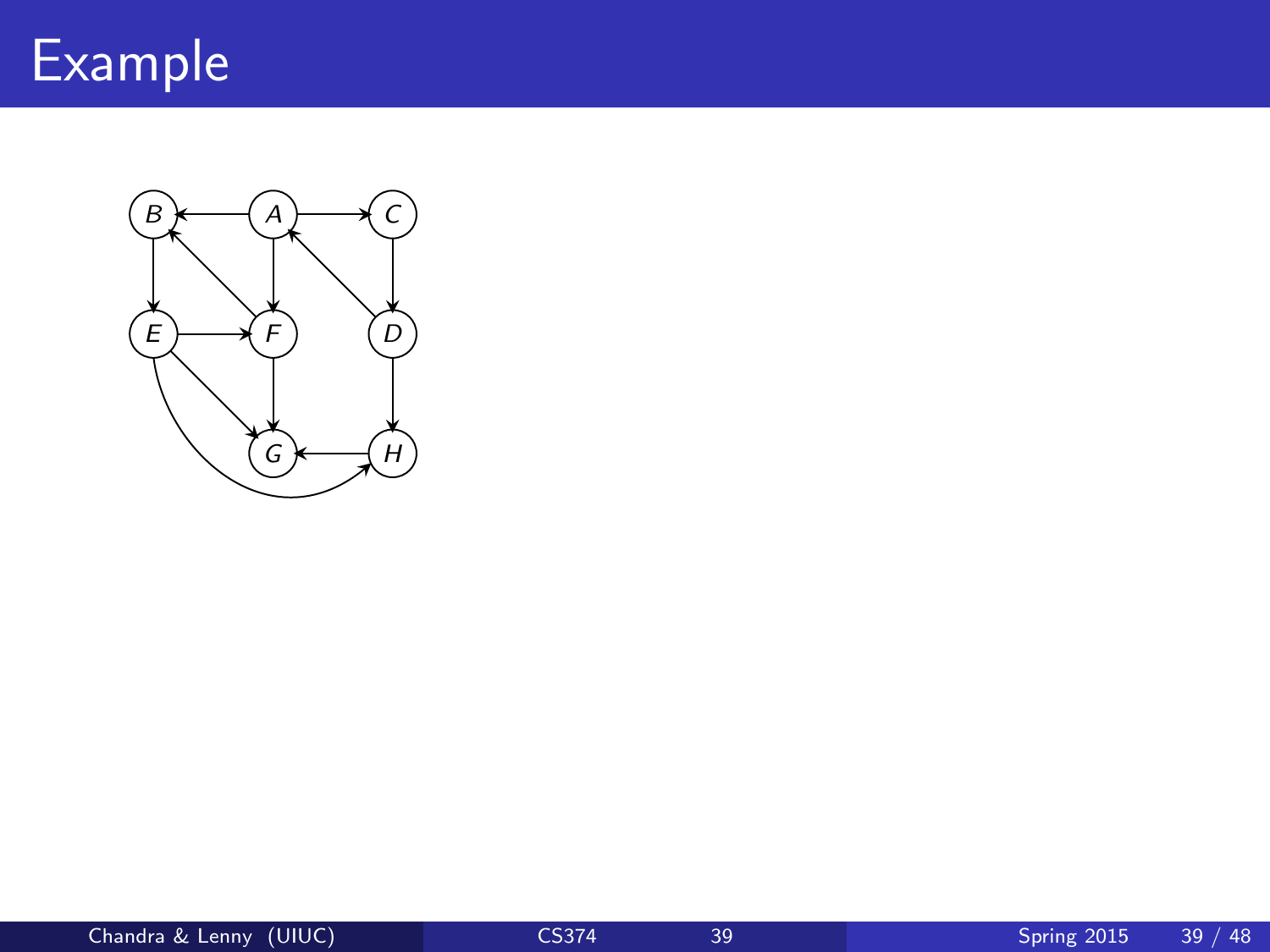# Example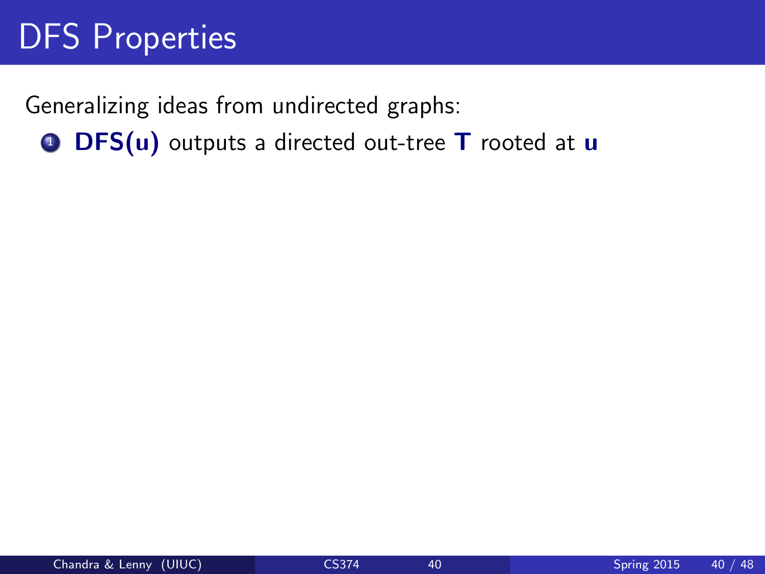# DFS Properties

Generalizing ideas from undirected graphs:

1. **DFS(u)** outputs a directed out-tree **T** rooted at **u**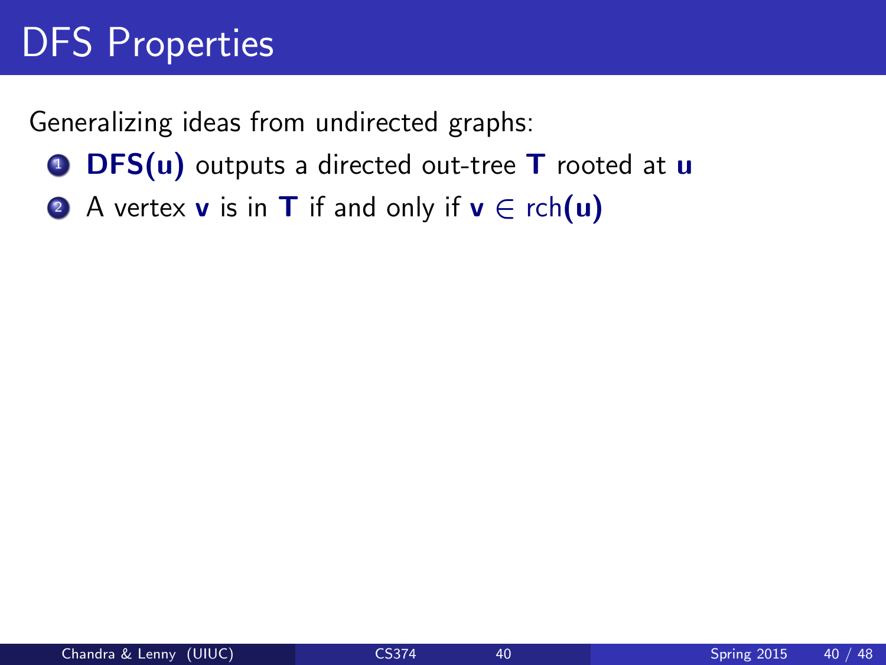# DFS Properties

Generalizing ideas from undirected graphs:

1. **DFS(u)** outputs a directed out-tree **T** rooted at **u**
2. A vertex **v** is in **T** if and only if $\mathbf{v} \in \text{rch}(\mathbf{u})$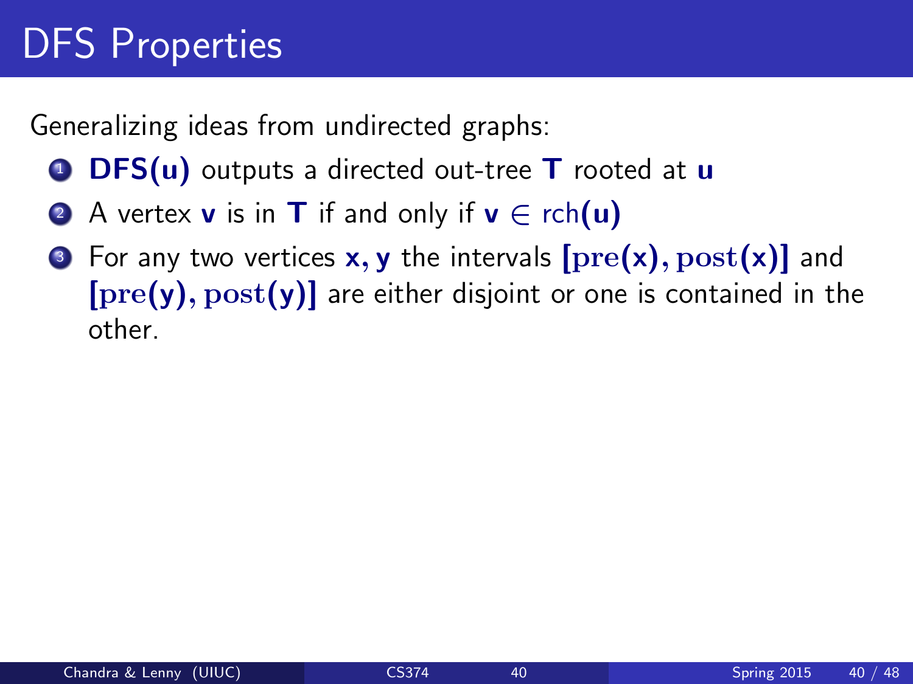# DFS Properties

Generalizing ideas from undirected graphs:

1. **DFS(u)** outputs a directed out-tree **T** rooted at **u**
2. A vertex **v** is in **T** if and only if $\mathbf{v} \in \mathrm{rch}(\mathbf{u})$
3. For any two vertices $\mathbf{x}, \mathbf{y}$ the intervals $[\mathrm{pre}(\mathbf{x}), \mathrm{post}(\mathbf{x})]$ and $[\mathrm{pre}(\mathbf{y}), \mathrm{post}(\mathbf{y})]$ are either disjoint or one is contained in the other.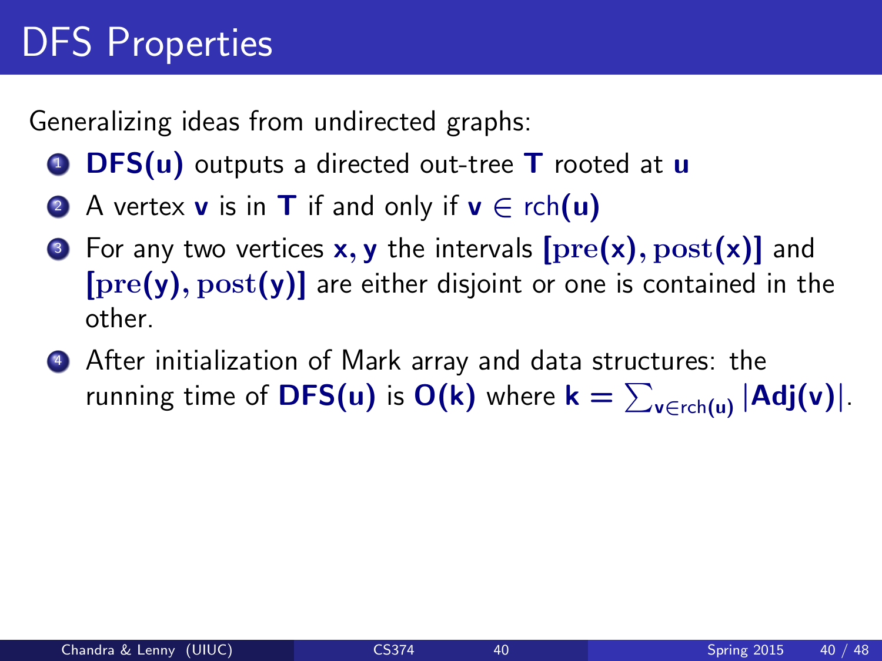# DFS Properties

Generalizing ideas from undirected graphs:

1. $\mathbf{DFS(u)}$ outputs a directed out-tree $\mathbf{T}$ rooted at $\mathbf{u}$
2. A vertex $\mathbf{v}$ is in $\mathbf{T}$ if and only if $\mathbf{v} \in \text{rch}(\mathbf{u})$
3. For any two vertices $\mathbf{x}, \mathbf{y}$ the intervals $[\text{pre}(\mathbf{x}), \text{post}(\mathbf{x})]$ and $[\text{pre}(\mathbf{y}), \text{post}(\mathbf{y})]$ are either disjoint or one is contained in the other.
4. After initialization of Mark array and data structures: the running time of $\mathbf{DFS(u)}$ is $\mathbf{O(k)}$ where $\mathbf{k} = \sum_{\mathbf{v} \in \text{rch}(\mathbf{u})} |\mathbf{Adj(v)}|$.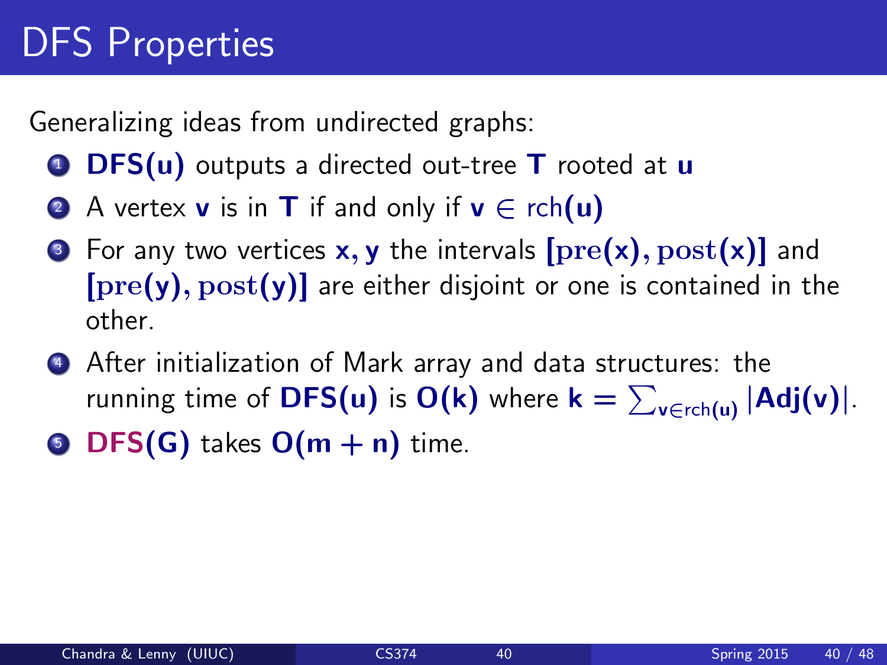# DFS Properties

Generalizing ideas from undirected graphs:

1. **DFS(u)** outputs a directed out-tree **T** rooted at **u**
2. A vertex **v** is in **T** if and only if $\mathbf{v} \in \text{rch}(\mathbf{u})$
3. For any two vertices $\mathbf{x}, \mathbf{y}$ the intervals $[\text{pre}(\mathbf{x}), \text{post}(\mathbf{x})]$ and $[\text{pre}(\mathbf{y}), \text{post}(\mathbf{y})]$ are either disjoint or one is contained in the other.
4. After initialization of Mark array and data structures: the running time of **DFS(u)** is $\mathbf{O(k)}$ where $\mathbf{k} = \sum_{\mathbf{v} \in \text{rch}(\mathbf{u})} |\mathbf{Adj(v)}|$.
5. **DFS(G)** takes $\mathbf{O(m + n)}$ time.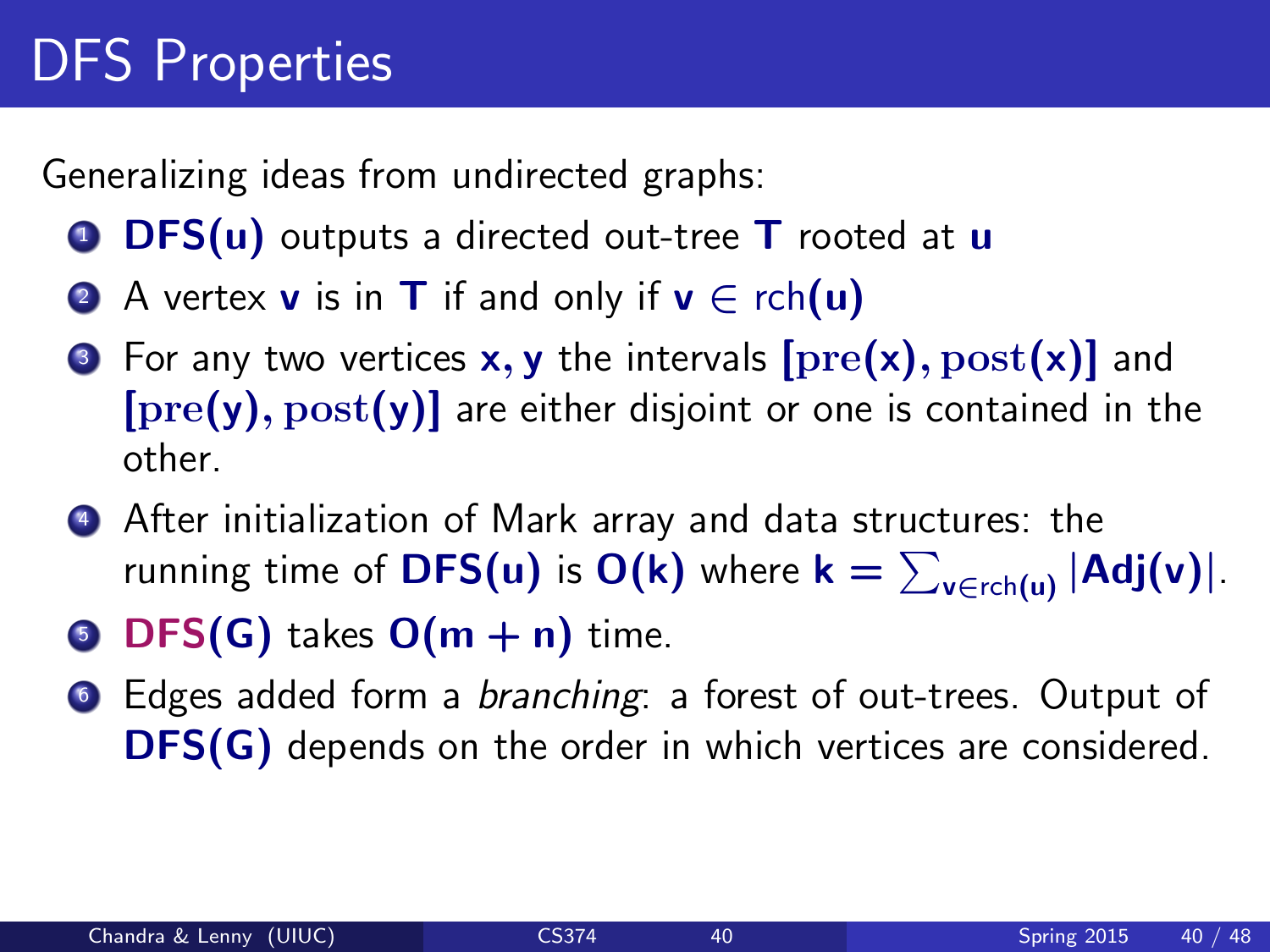# DFS Properties

Generalizing ideas from undirected graphs:

1. **DFS(u)** outputs a directed out-tree **T** rooted at **u**
2. A vertex **v** is in **T** if and only if $\mathbf{v} \in \text{rch}(\mathbf{u})$
3. For any two vertices $\mathbf{x}, \mathbf{y}$ the intervals $[\text{pre}(\mathbf{x}), \text{post}(\mathbf{x})]$ and $[\text{pre}(\mathbf{y}), \text{post}(\mathbf{y})]$ are either disjoint or one is contained in the other.
4. After initialization of Mark array and data structures: the running time of **DFS(u)** is $O(k)$ where $k = \sum_{v \in \text{rch}(u)} |\text{Adj}(v)|$.
5. **DFS(G)** takes $O(m + n)$ time.
6. Edges added form a *branching*: a forest of out-trees. Output of **DFS(G)** depends on the order in which vertices are considered.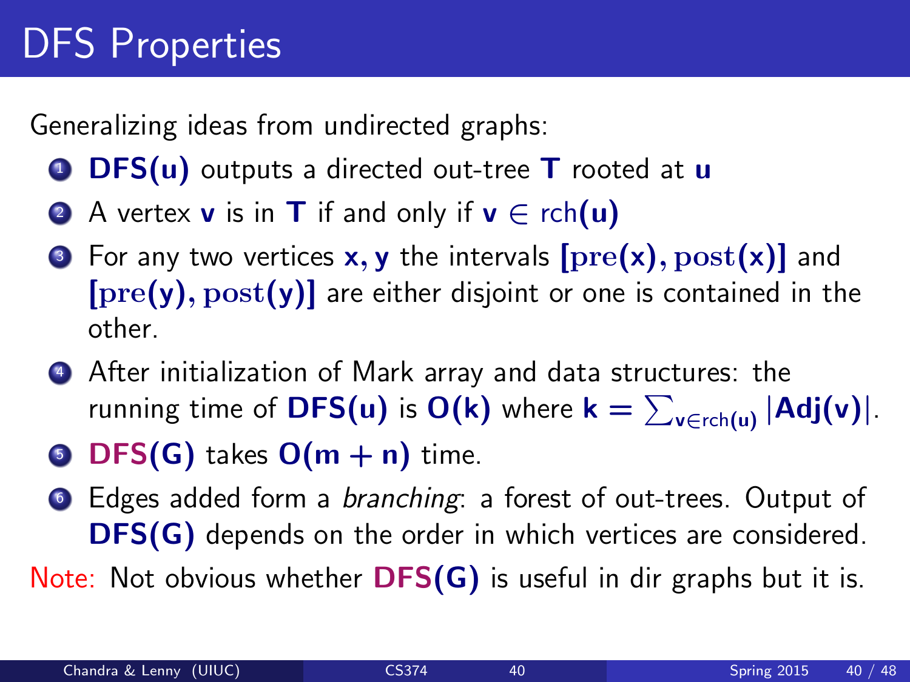# DFS Properties

Generalizing ideas from undirected graphs:

1. **DFS(u)** outputs a directed out-tree **T** rooted at **u**
2. A vertex **v** is in **T** if and only if $v \in \text{rch}(u)$
3. For any two vertices **x, y** the intervals $[\text{pre}(x), \text{post}(x)]$ and $[\text{pre}(y), \text{post}(y)]$ are either disjoint or one is contained in the other.
4. After initialization of Mark array and data structures: the running time of **DFS(u)** is $O(k)$ where $k = \sum_{v \in \text{rch}(u)} |\text{Adj}(v)|$.
5. **DFS(G)** takes $O(m + n)$ time.
6. Edges added form a *branching*: a forest of out-trees. Output of **DFS(G)** depends on the order in which vertices are considered.

Note: Not obvious whether **DFS(G)** is useful in dir graphs but it is.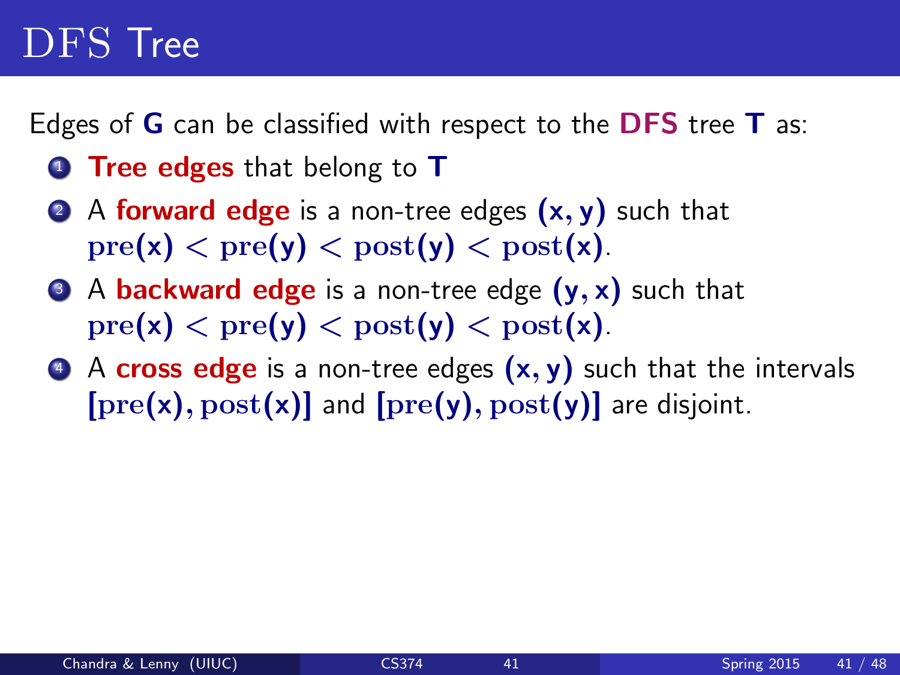# DFS Tree

Edges of **G** can be classified with respect to the **DFS** tree **T** as:

1. **Tree edges** that belong to **T**
2. A **forward edge** is a non-tree edges $(x, y)$ such that $\text{pre}(x) < \text{pre}(y) < \text{post}(y) < \text{post}(x)$.
3. A **backward edge** is a non-tree edge $(y, x)$ such that $\text{pre}(x) < \text{pre}(y) < \text{post}(y) < \text{post}(x)$.
4. A **cross edge** is a non-tree edges $(x, y)$ such that the intervals $[\text{pre}(x), \text{post}(x)]$ and $[\text{pre}(y), \text{post}(y)]$ are disjoint.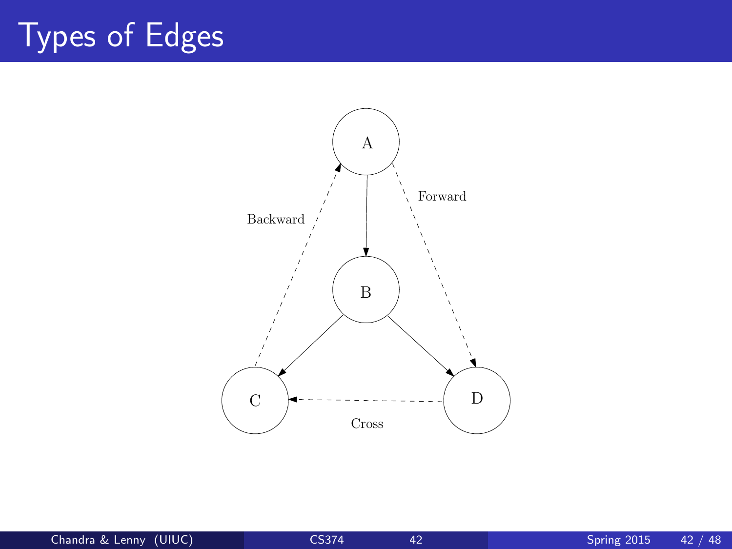# Types of Edges

A

Forward

Backward

B

C

D

Cross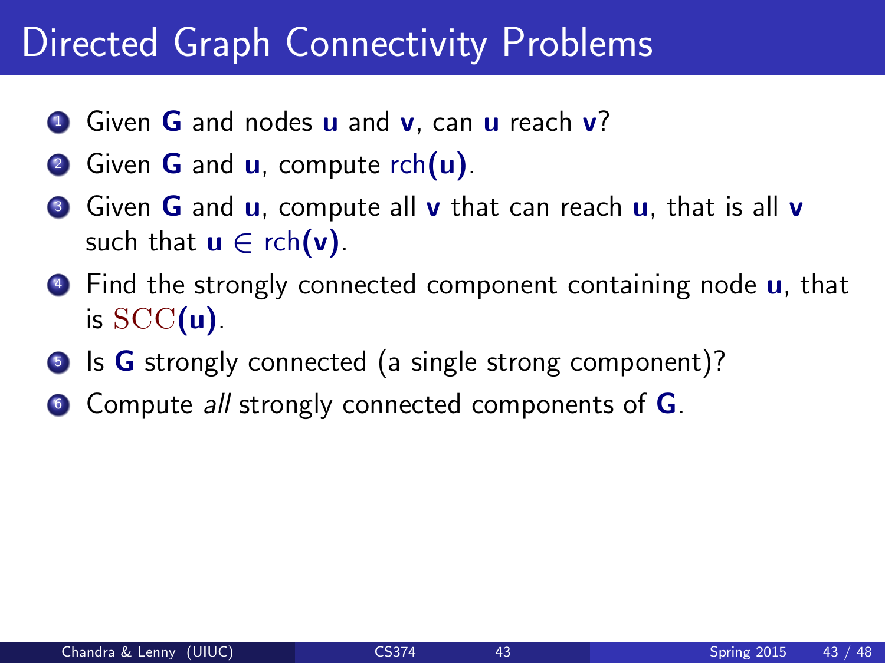# Directed Graph Connectivity Problems

1. Given $\mathbf{G}$ and nodes $\mathbf{u}$ and $\mathbf{v}$, can $\mathbf{u}$ reach $\mathbf{v}$?
2. Given $\mathbf{G}$ and $\mathbf{u}$, compute $\text{rch}(\mathbf{u})$.
3. Given $\mathbf{G}$ and $\mathbf{u}$, compute all $\mathbf{v}$ that can reach $\mathbf{u}$, that is all $\mathbf{v}$ such that $\mathbf{u} \in \text{rch}(\mathbf{v})$.
4. Find the strongly connected component containing node $\mathbf{u}$, that is $\mathrm{SCC}(\mathbf{u})$.
5. Is $\mathbf{G}$ strongly connected (a single strong component)?
6. Compute *all* strongly connected components of $\mathbf{G}$.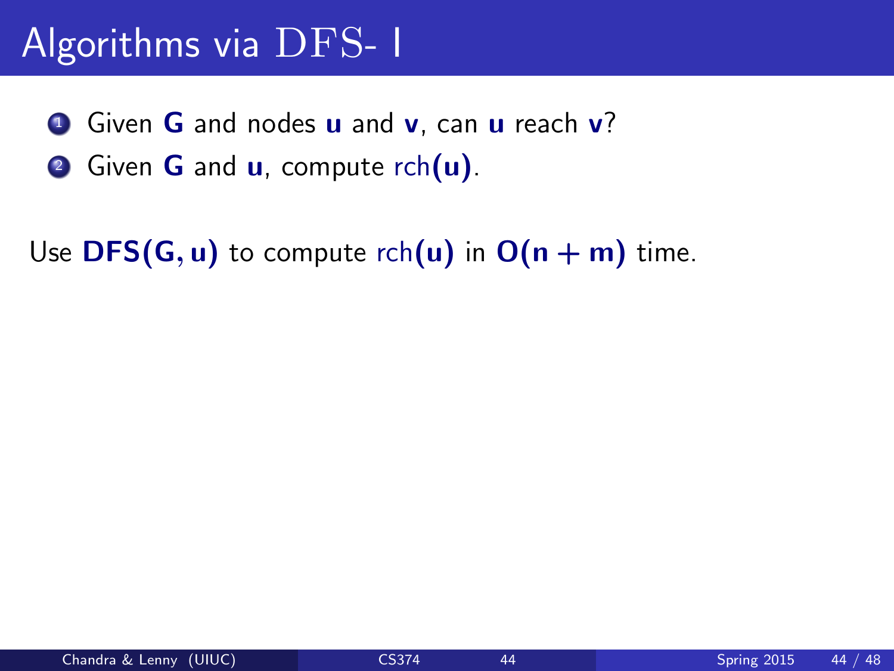# Algorithms via DFS- I

1. Given $\mathbf{G}$ and nodes $\mathbf{u}$ and $\mathbf{v}$, can $\mathbf{u}$ reach $\mathbf{v}$?
2. Given $\mathbf{G}$ and $\mathbf{u}$, compute rch$(\mathbf{u})$.

Use $\mathbf{DFS(G, u)}$ to compute rch$(\mathbf{u})$ in $\mathbf{O(n + m)}$ time.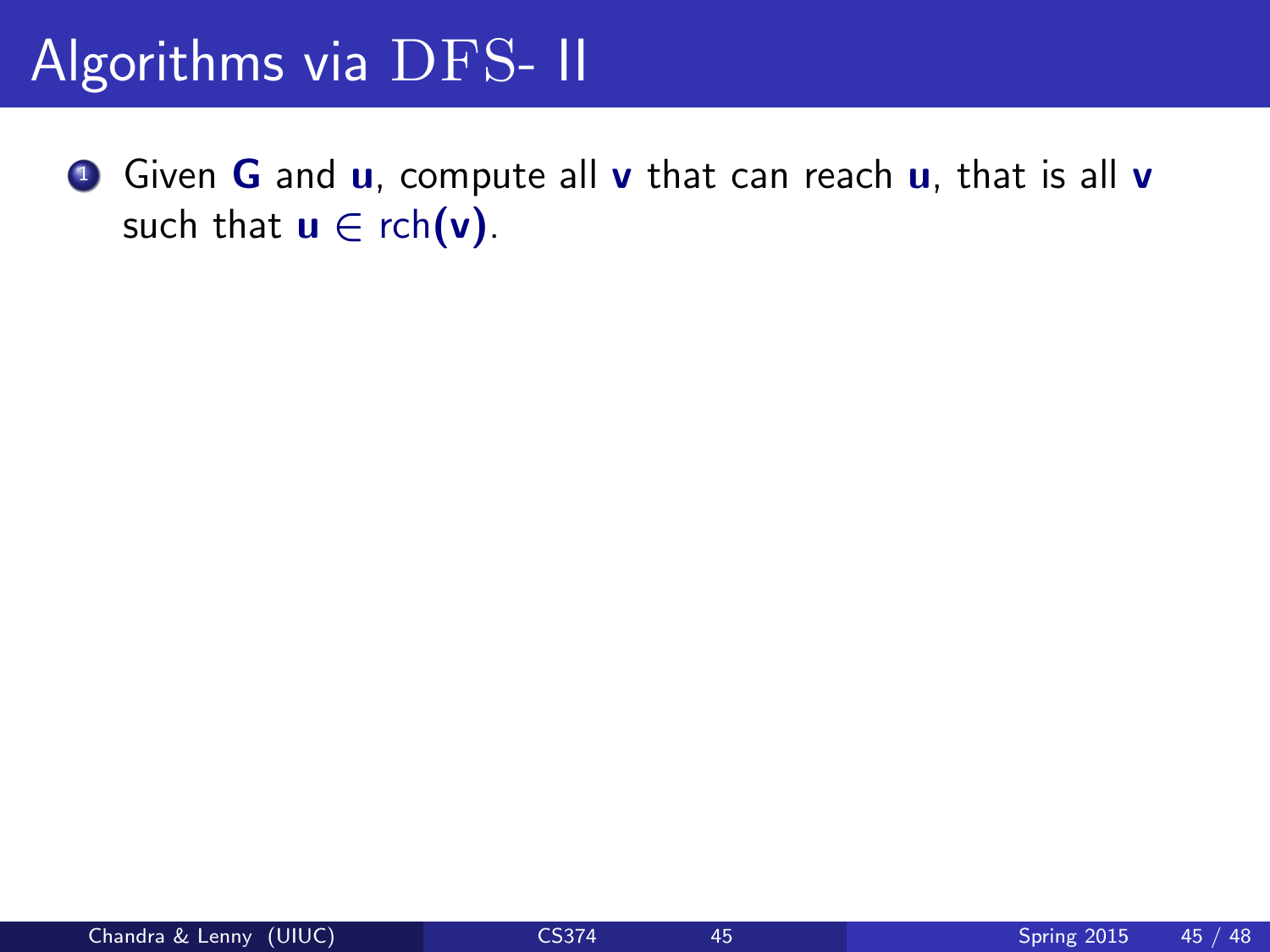# Algorithms via DFS- II

1. Given $\mathbf{G}$ and $\mathbf{u}$, compute all $\mathbf{v}$ that can reach $\mathbf{u}$, that is all $\mathbf{v}$ such that $\mathbf{u} \in \text{rch}(\mathbf{v})$.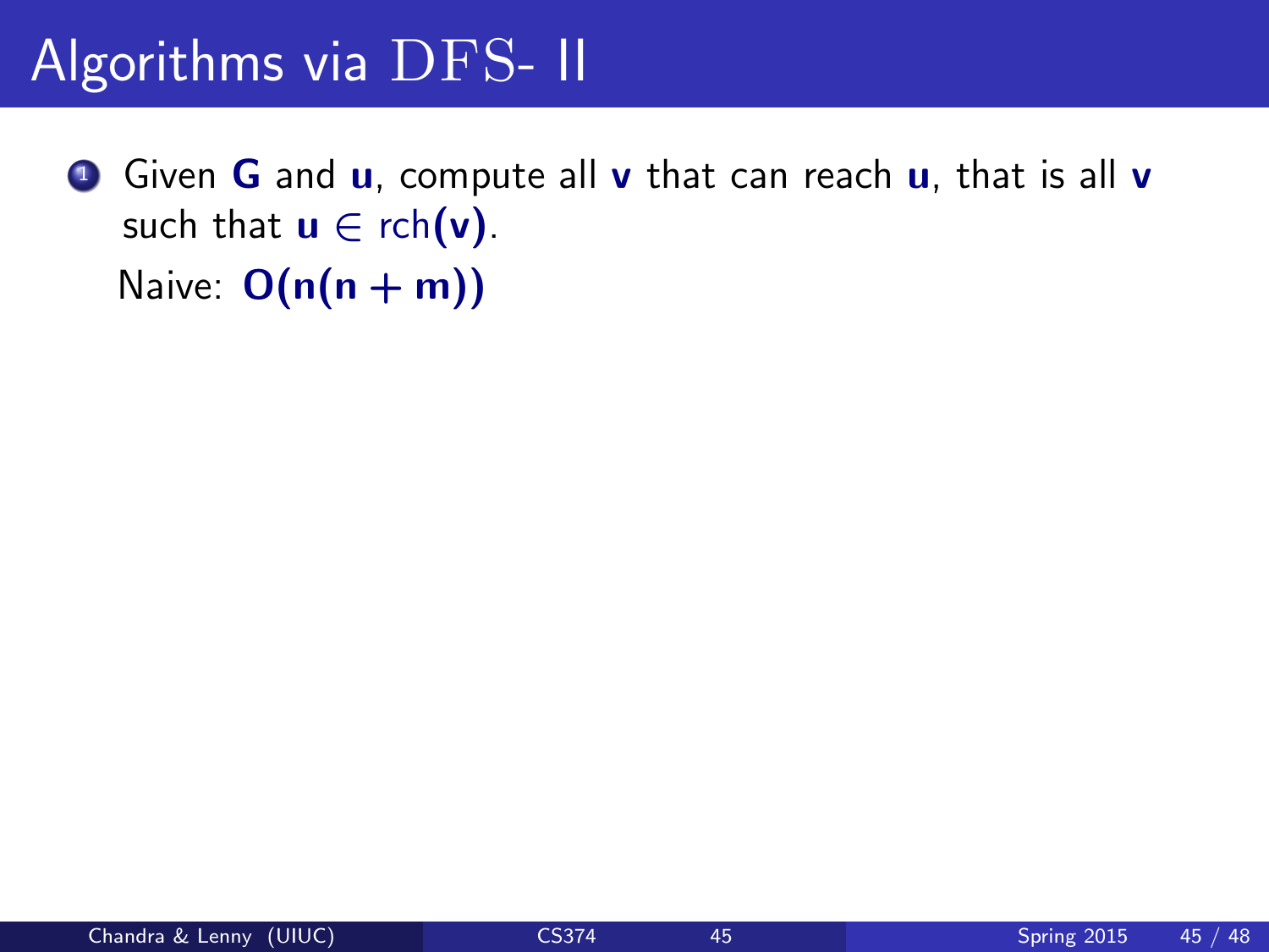# Algorithms via DFS- II

1. Given $\mathbf{G}$ and $\mathbf{u}$, compute all $\mathbf{v}$ that can reach $\mathbf{u}$, that is all $\mathbf{v}$ such that $\mathbf{u} \in \text{rch}(\mathbf{v})$.

   Naive: $\mathbf{O(n(n + m))}$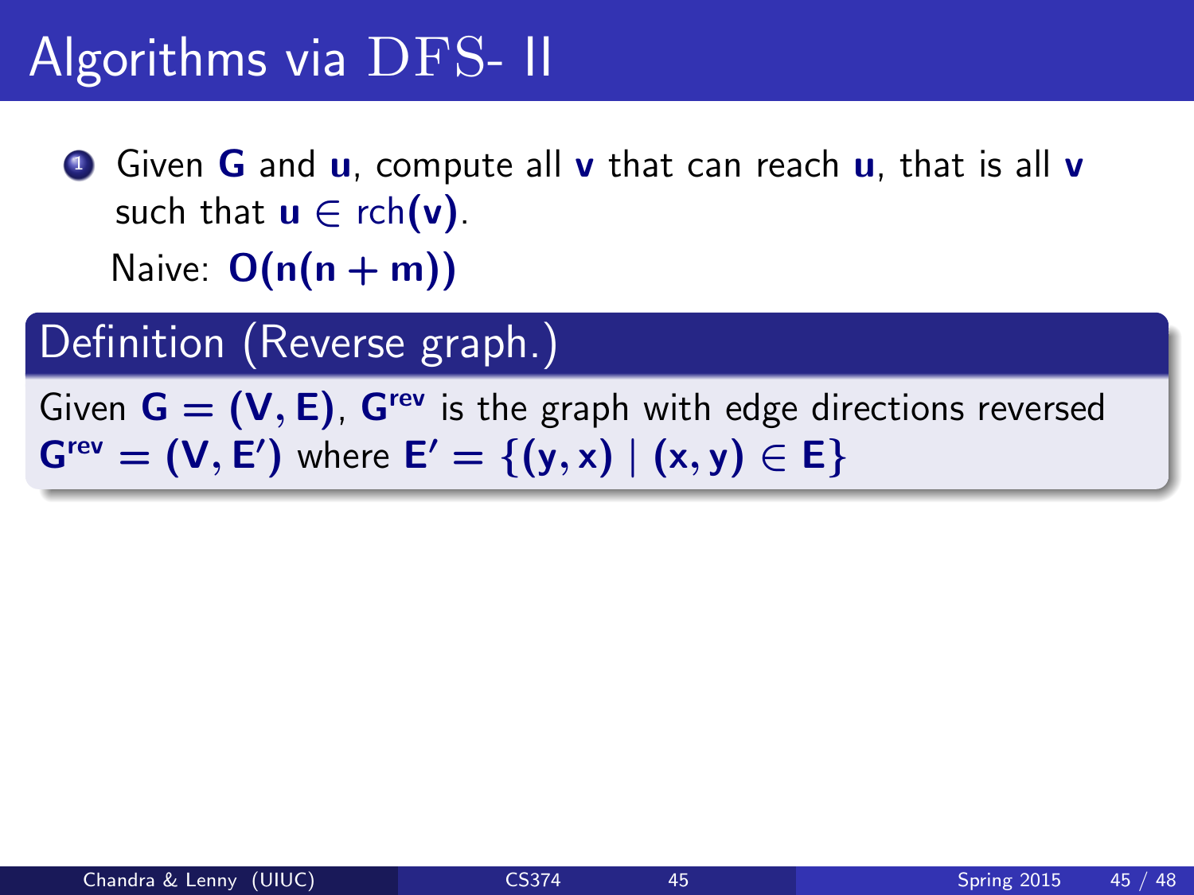# Algorithms via DFS- II

1. Given $\mathbf{G}$ and $\mathbf{u}$, compute all $\mathbf{v}$ that can reach $\mathbf{u}$, that is all $\mathbf{v}$ such that $\mathbf{u} \in \text{rch}(\mathbf{v})$.

   Naive: $\mathbf{O(n(n+m))}$

## Definition (Reverse graph.)

Given $\mathbf{G} = (\mathbf{V}, \mathbf{E})$, $\mathbf{G}^{\text{rev}}$ is the graph with edge directions reversed $\mathbf{G}^{\text{rev}} = (\mathbf{V}, \mathbf{E}')$ where $\mathbf{E}' = \{(\mathbf{y}, \mathbf{x}) \mid (\mathbf{x}, \mathbf{y}) \in \mathbf{E}\}$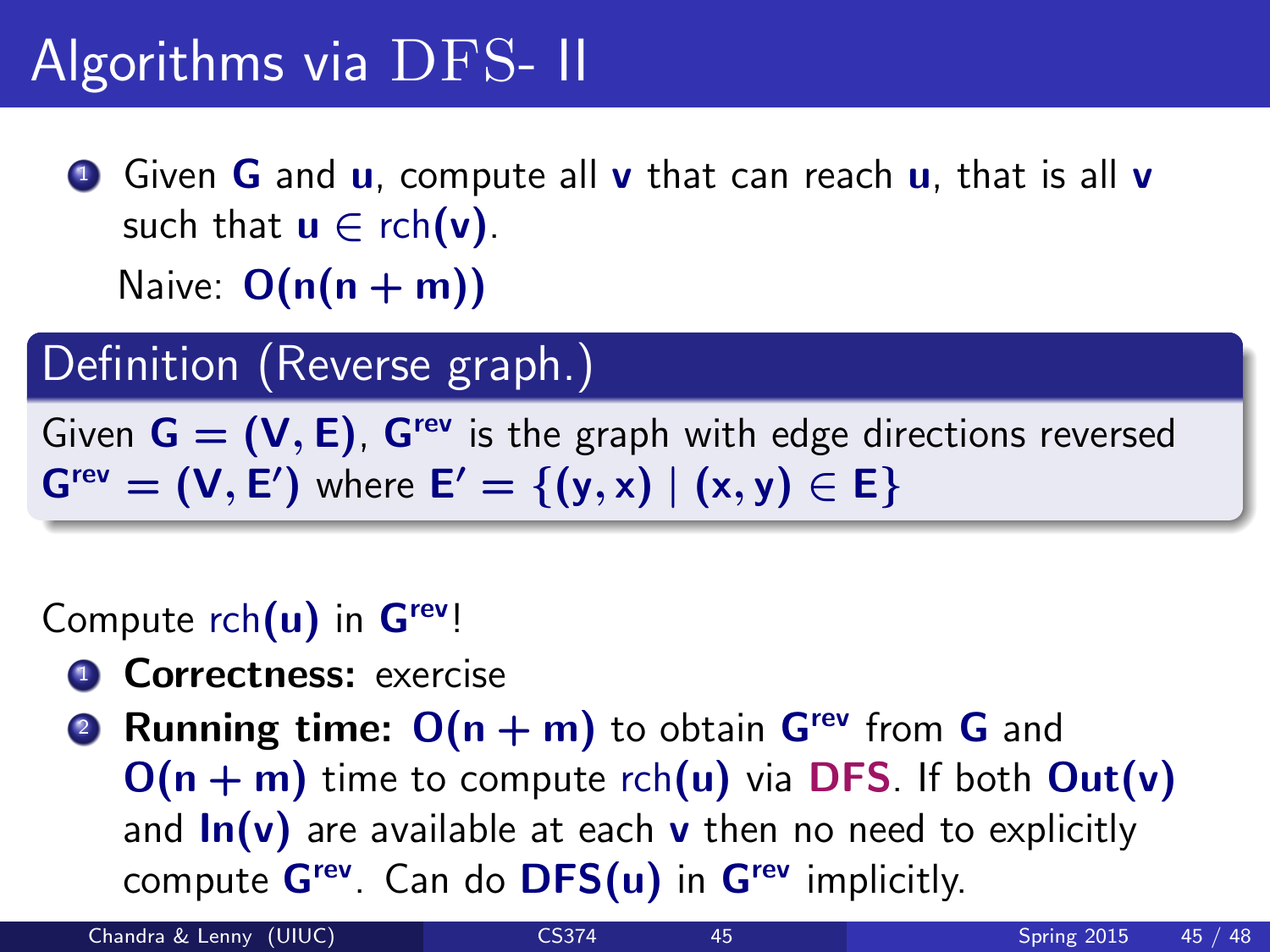# Algorithms via DFS- II

1. Given $\mathbf{G}$ and $\mathbf{u}$, compute all $\mathbf{v}$ that can reach $\mathbf{u}$, that is all $\mathbf{v}$ such that $\mathbf{u} \in \text{rch}(\mathbf{v})$.

   Naive: $\mathbf{O(n(n+m))}$

**Definition (Reverse graph.)**

Given $\mathbf{G = (V, E)}$, $\mathbf{G^{rev}}$ is the graph with edge directions reversed $\mathbf{G^{rev} = (V, E')}$ where $\mathbf{E' = \{(y, x) \mid (x, y) \in E\}}$

Compute $\text{rch}(\mathbf{u})$ in $\mathbf{G^{rev}}$!

1. **Correctness:** exercise
2. **Running time:** $\mathbf{O(n+m)}$ to obtain $\mathbf{G^{rev}}$ from $\mathbf{G}$ and $\mathbf{O(n+m)}$ time to compute $\text{rch}(\mathbf{u})$ via **DFS**. If both $\mathbf{Out(v)}$ and $\mathbf{In(v)}$ are available at each $\mathbf{v}$ then no need to explicitly compute $\mathbf{G^{rev}}$. Can do $\mathbf{DFS(u)}$ in $\mathbf{G^{rev}}$ implicitly.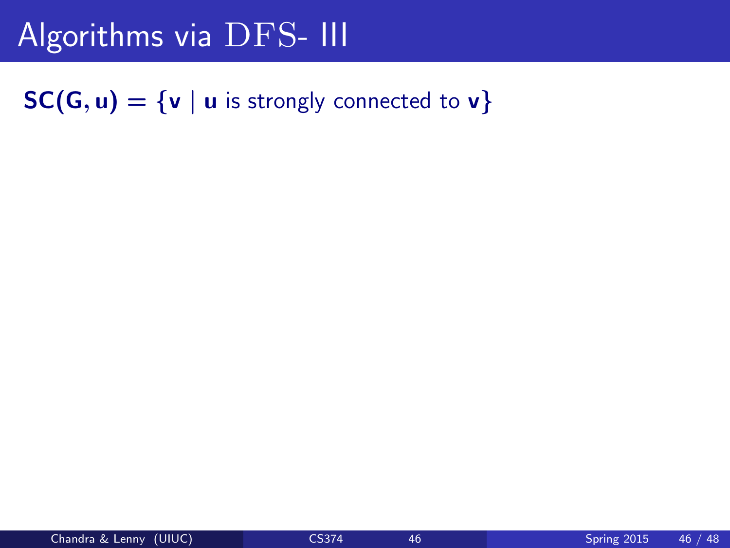# Algorithms via DFS- III

$\mathbf{SC(G, u) = \{v \mid u}$ is strongly connected to $\mathbf{v\}}$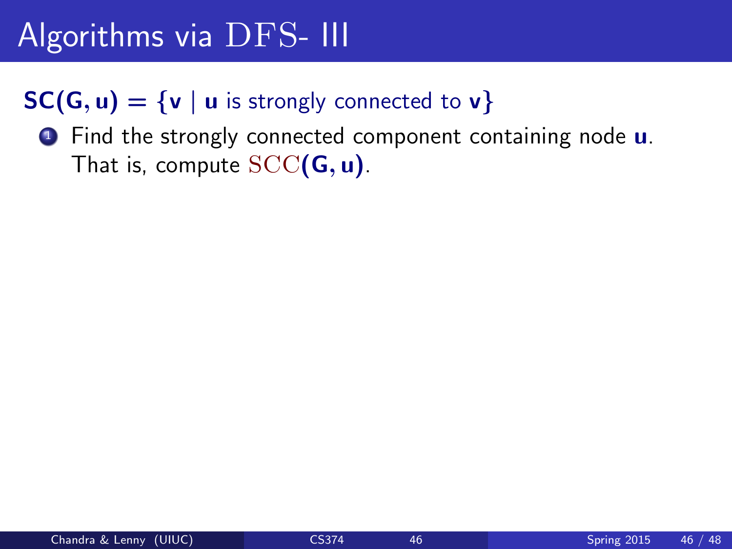# Algorithms via DFS- III

$\mathbf{SC(G, u)} = \{\mathbf{v} \mid \mathbf{u} \text{ is strongly connected to } \mathbf{v}\}$

1. Find the strongly connected component containing node **u**. That is, compute $\text{SCC}(\mathbf{G}, \mathbf{u})$.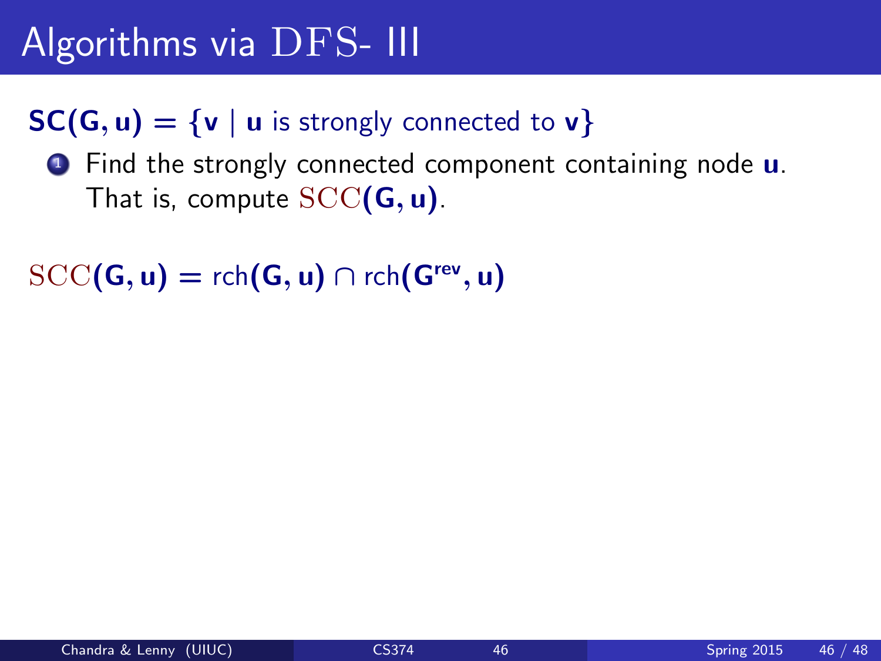# Algorithms via DFS- III

$\mathbf{SC(G, u)} = \{\mathbf{v} \mid \mathbf{u} \text{ is strongly connected to } \mathbf{v}\}$

1. Find the strongly connected component containing node **u**. That is, compute $\mathrm{SCC}(\mathbf{G}, \mathbf{u})$.

$\mathrm{SCC}(\mathbf{G}, \mathbf{u}) = \mathrm{rch}(\mathbf{G}, \mathbf{u}) \cap \mathrm{rch}(\mathbf{G}^{\mathbf{rev}}, \mathbf{u})$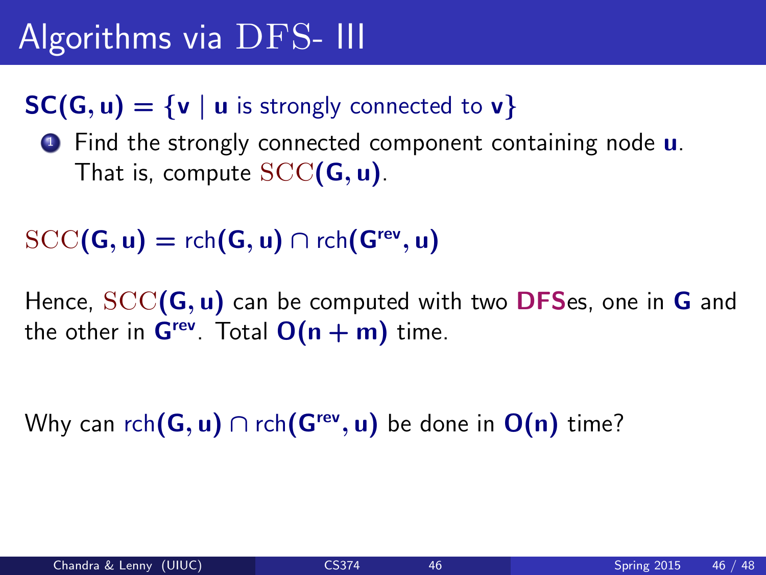# Algorithms via DFS- III

$\mathbf{SC(G, u)} = \{\mathbf{v} \mid \mathbf{u} \text{ is strongly connected to } \mathbf{v}\}$

1. Find the strongly connected component containing node **u**. That is, compute $\mathrm{SCC}(\mathbf{G}, \mathbf{u})$.

$\mathrm{SCC}(\mathbf{G}, \mathbf{u}) = \mathrm{rch}(\mathbf{G}, \mathbf{u}) \cap \mathrm{rch}(\mathbf{G}^{\mathrm{rev}}, \mathbf{u})$

Hence, $\mathrm{SCC}(\mathbf{G}, \mathbf{u})$ can be computed with two **DFS**es, one in **G** and the other in $\mathbf{G}^{\mathrm{rev}}$. Total $\mathbf{O(n + m)}$ time.

Why can $\mathrm{rch}(\mathbf{G}, \mathbf{u}) \cap \mathrm{rch}(\mathbf{G}^{\mathrm{rev}}, \mathbf{u})$ be done in $\mathbf{O(n)}$ time?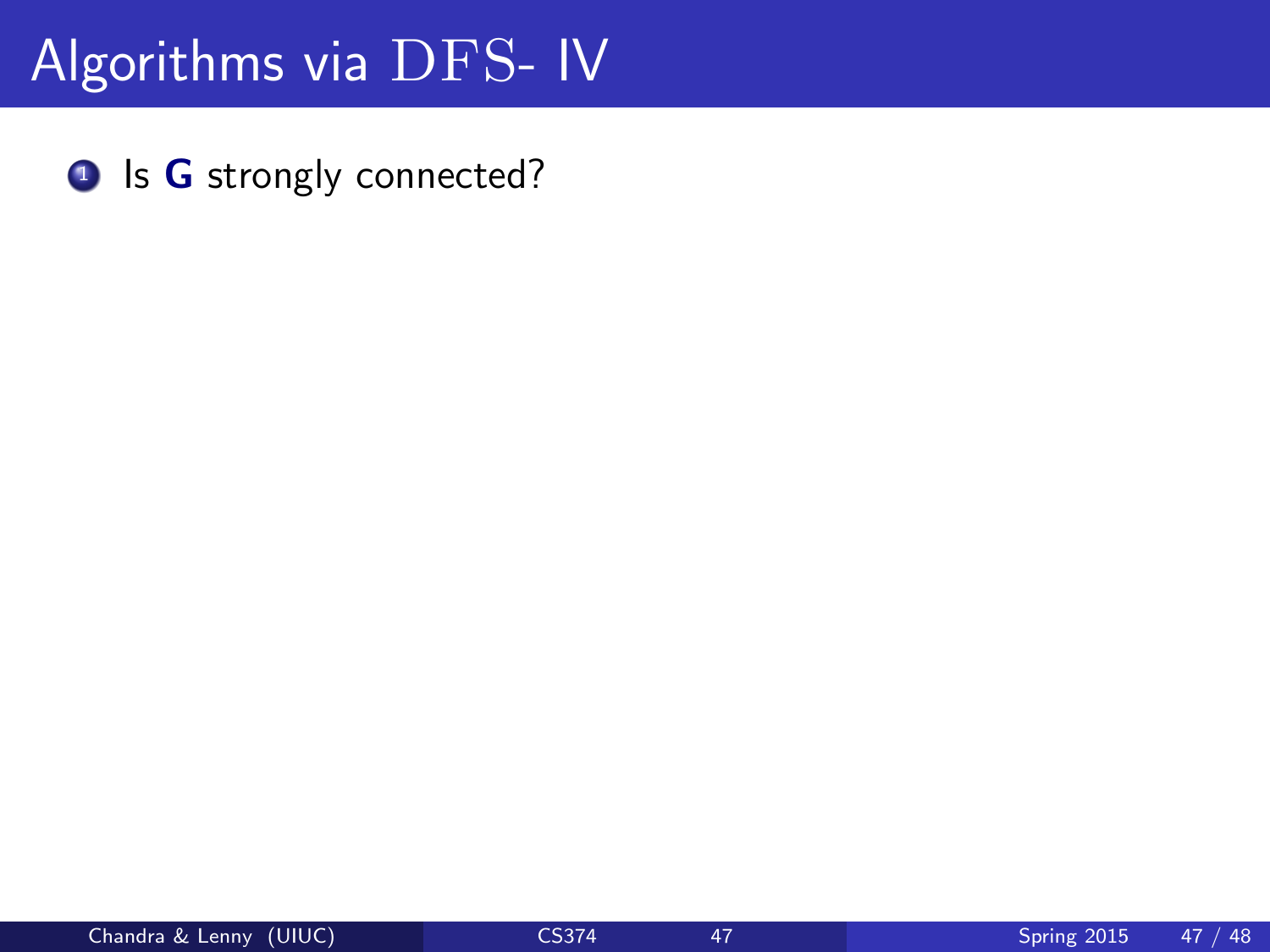# Algorithms via DFS- IV

1. Is **G** strongly connected?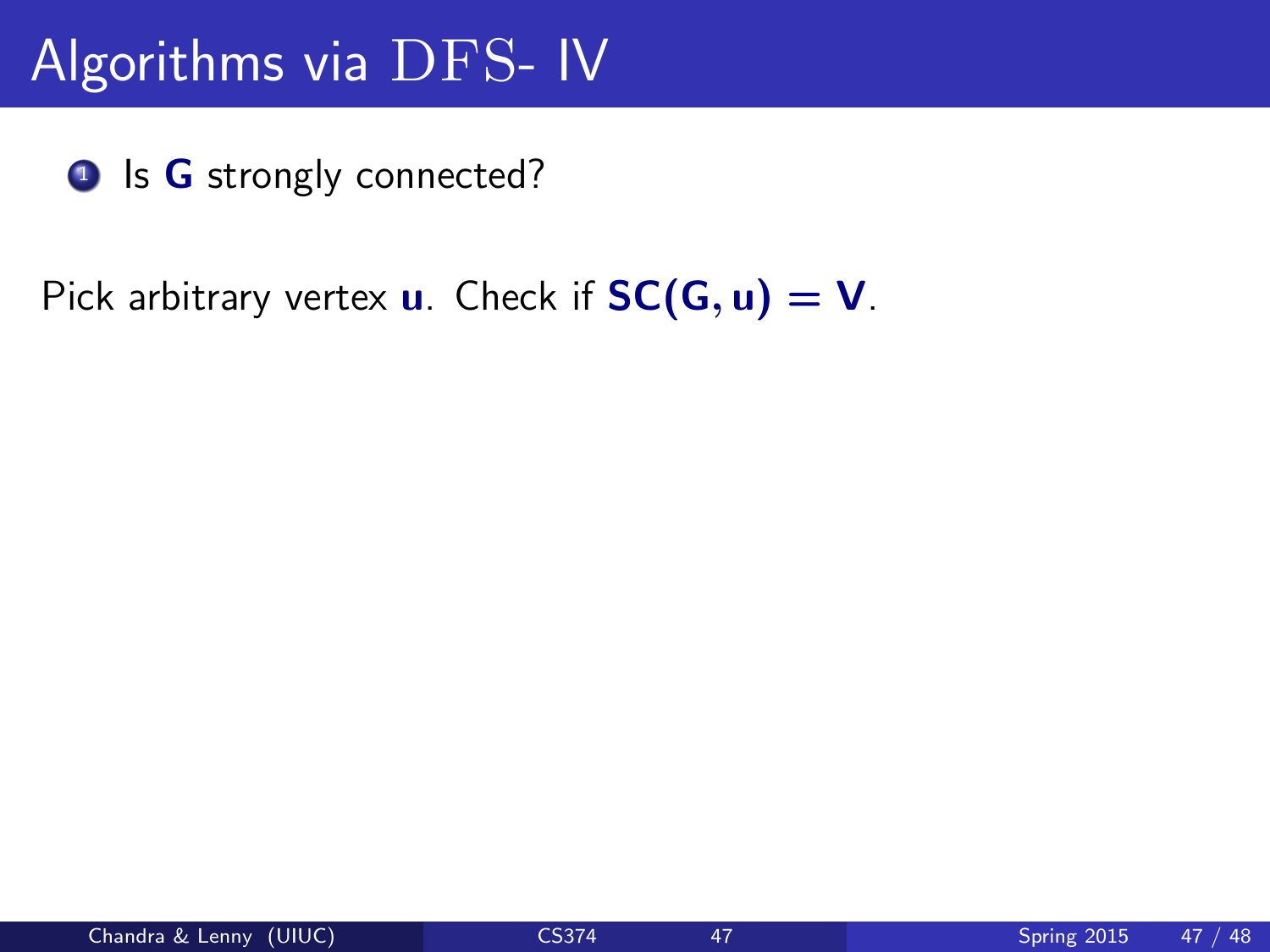# Algorithms via DFS- IV

1. Is **G** strongly connected?

Pick arbitrary vertex **u**. Check if $\mathbf{SC(G, u) = V}$.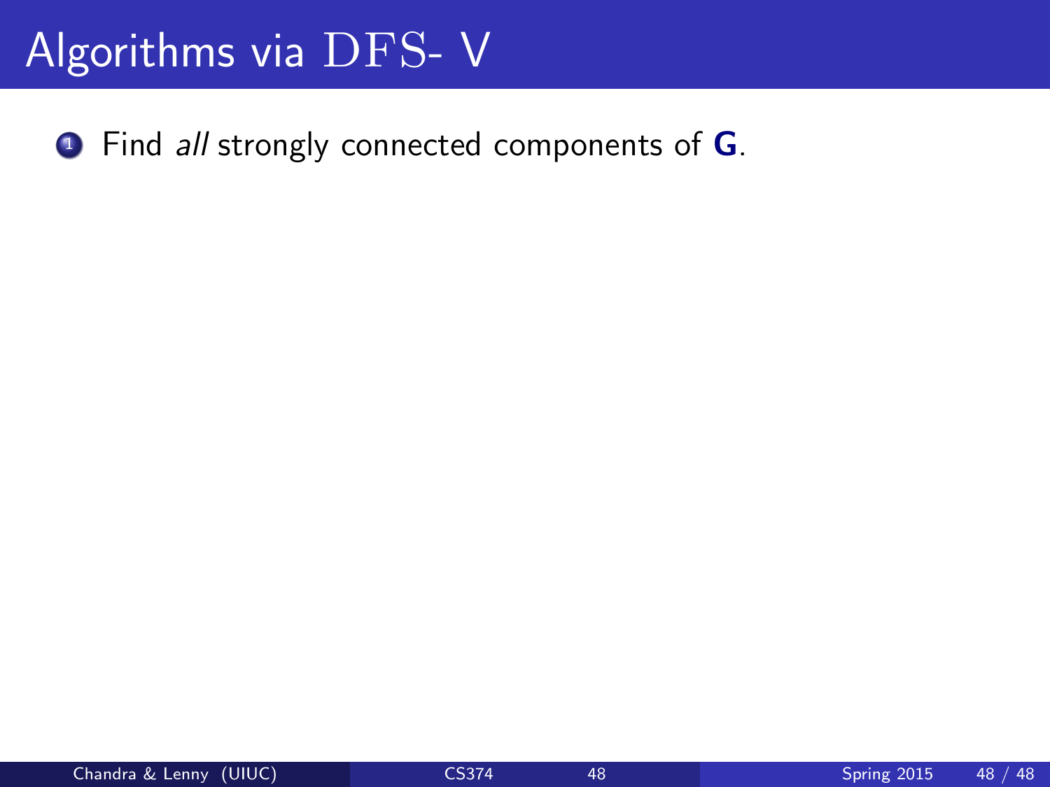# Algorithms via DFS- V

1. Find *all* strongly connected components of **G**.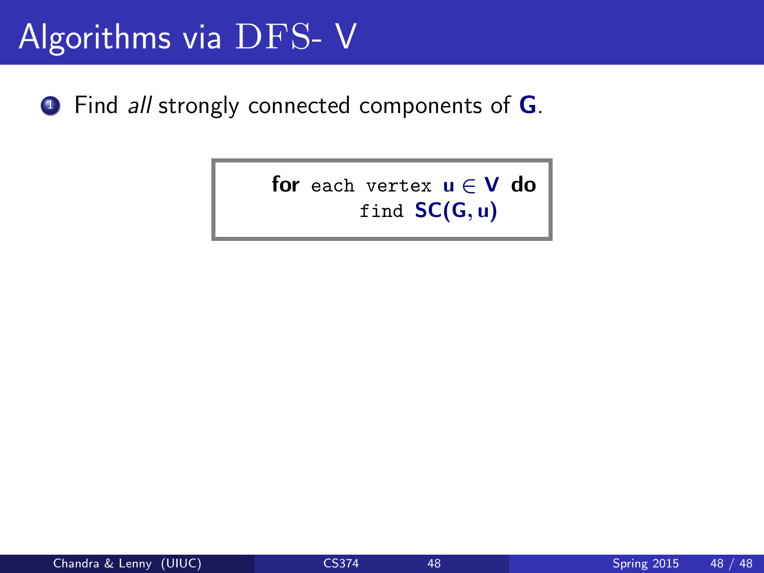# Algorithms via DFS- V

1. Find *all* strongly connected components of $\mathbf{G}$.

```
for each vertex u ∈ V do
        find SC(G, u)
```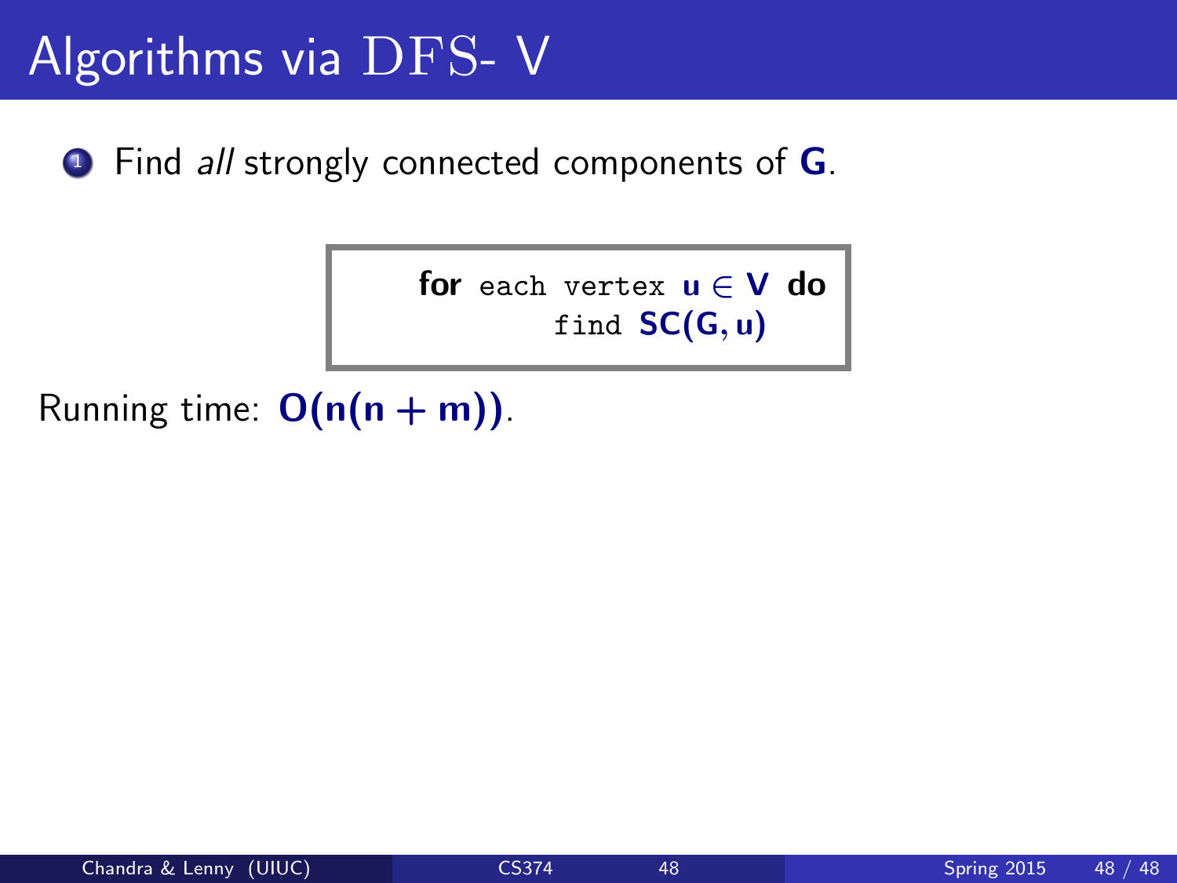# Algorithms via DFS- V

1. Find *all* strongly connected components of $\mathbf{G}$.

```
for each vertex u ∈ V do
        find SC(G, u)
```

Running time: $O(n(n + m))$.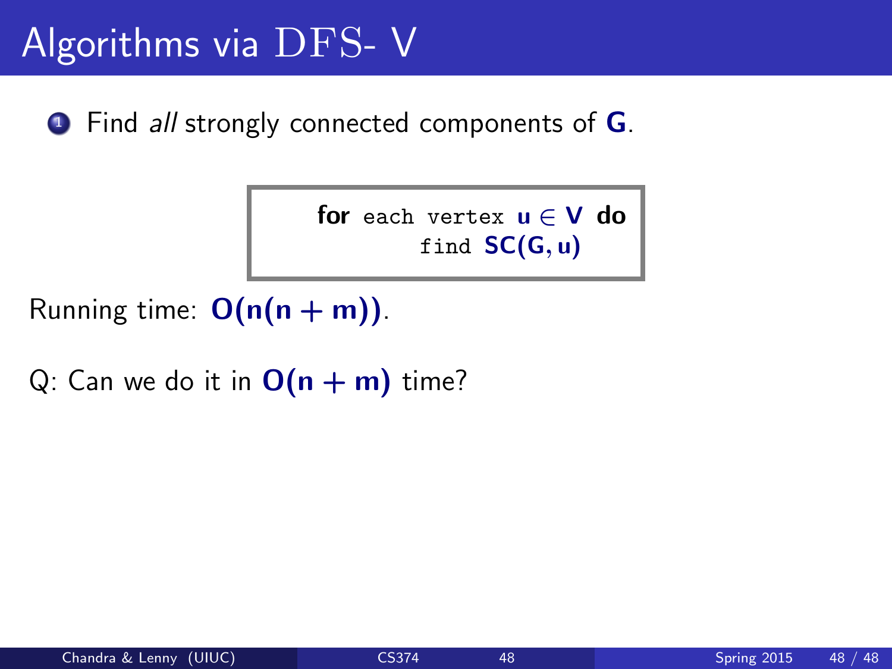# Algorithms via DFS- V

1. Find *all* strongly connected components of $G$.

```
for each vertex u ∈ V do
        find SC(G, u)
```

Running time: $O(n(n + m))$.

Q: Can we do it in $O(n + m)$ time?